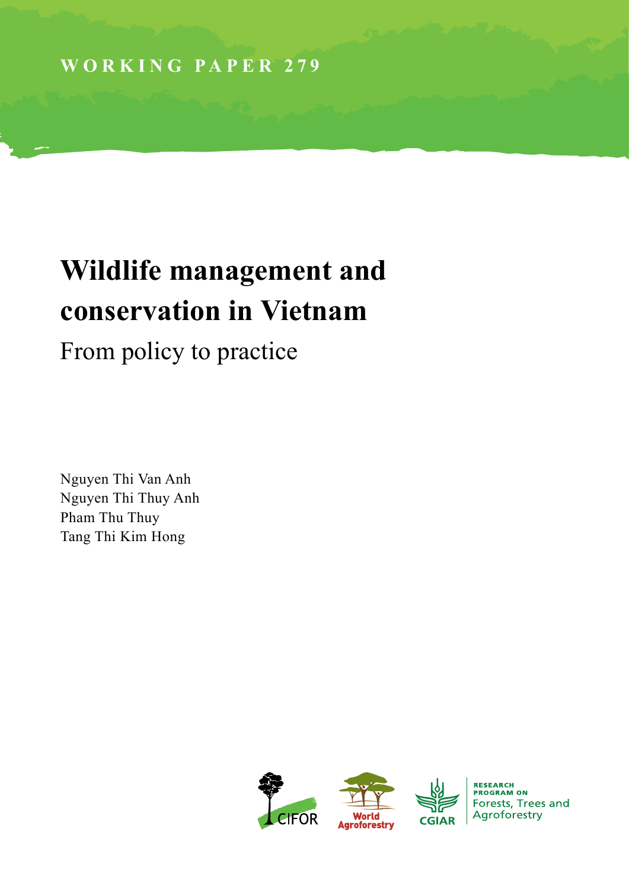WORKING PAPER 279

# Wildlife management and conservation in Vietnam

## From policy to practice

Nguyen Thi Van Anh
Nguyen Thi Thuy Anh
Pham Thu Thuy
Tang Thi Kim Hong

CIFOR
World Agroforestry
CGIAR
RESEARCH PROGRAM ON Forests, Trees and Agroforestry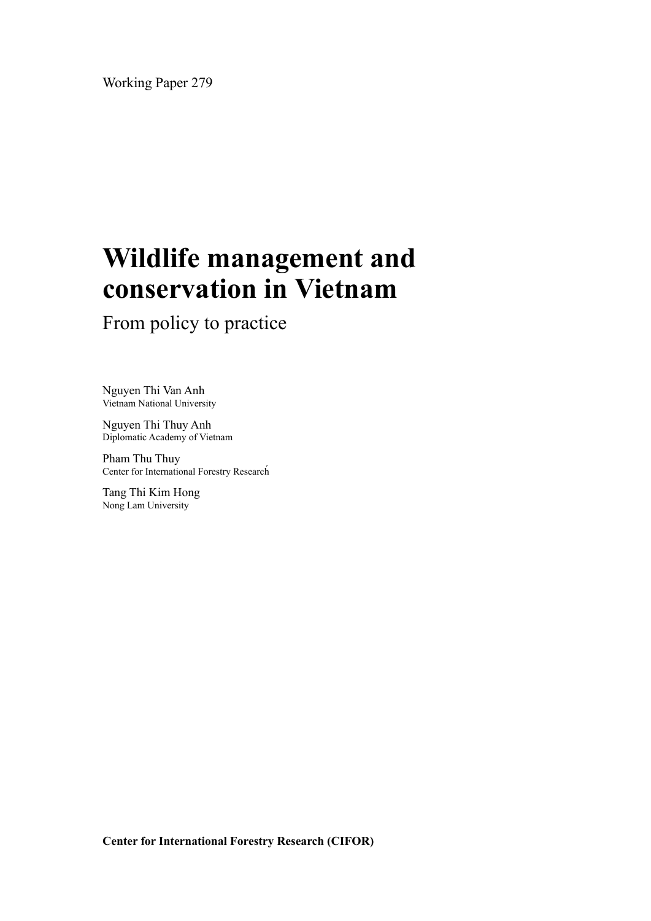Working Paper 279

# Wildlife management and conservation in Vietnam

## From policy to practice

Nguyen Thi Van Anh
Vietnam National University

Nguyen Thi Thuy Anh
Diplomatic Academy of Vietnam

Pham Thu Thuy
Center for International Forestry Research

Tang Thi Kim Hong
Nong Lam University

**Center for International Forestry Research (CIFOR)**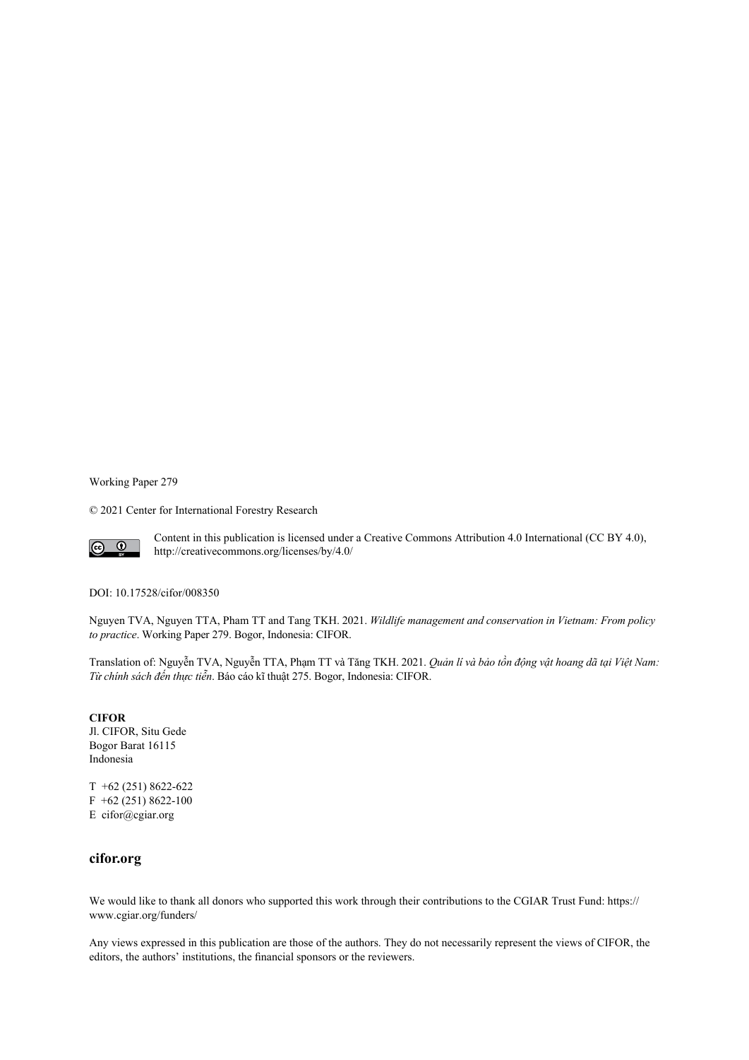Working Paper 279

© 2021 Center for International Forestry Research

Content in this publication is licensed under a Creative Commons Attribution 4.0 International (CC BY 4.0), http://creativecommons.org/licenses/by/4.0/

DOI: 10.17528/cifor/008350

Nguyen TVA, Nguyen TTA, Pham TT and Tang TKH. 2021. *Wildlife management and conservation in Vietnam: From policy to practice*. Working Paper 279. Bogor, Indonesia: CIFOR.

Translation of: Nguyễn TVA, Nguyễn TTA, Phạm TT và Tăng TKH. 2021. *Quản lí và bảo tồn động vật hoang dã tại Việt Nam: Từ chính sách đến thực tiễn*. Báo cáo kĩ thuật 275. Bogor, Indonesia: CIFOR.

**CIFOR**
Jl. CIFOR, Situ Gede
Bogor Barat 16115
Indonesia

T +62 (251) 8622-622
F +62 (251) 8622-100
E cifor@cgiar.org

## cifor.org

We would like to thank all donors who supported this work through their contributions to the CGIAR Trust Fund: https://www.cgiar.org/funders/

Any views expressed in this publication are those of the authors. They do not necessarily represent the views of CIFOR, the editors, the authors' institutions, the financial sponsors or the reviewers.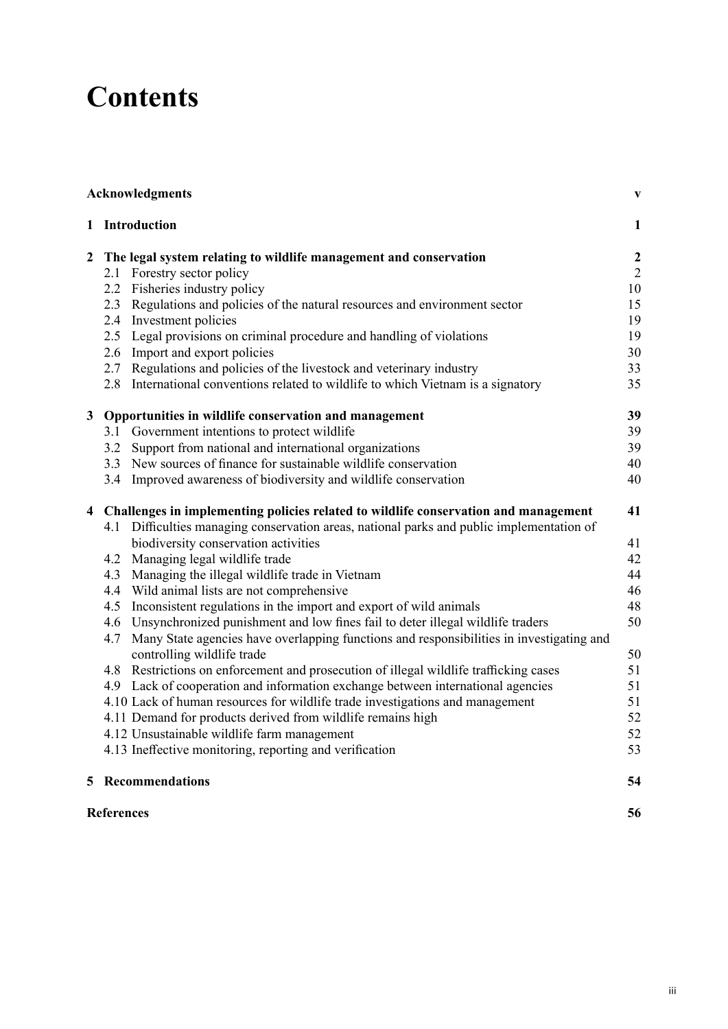# Contents

| | |
|---|---|
| **Acknowledgments** | **v** |
| **1 Introduction** | **1** |
| **2 The legal system relating to wildlife management and conservation** | **2** |
| 2.1 Forestry sector policy | 2 |
| 2.2 Fisheries industry policy | 10 |
| 2.3 Regulations and policies of the natural resources and environment sector | 15 |
| 2.4 Investment policies | 19 |
| 2.5 Legal provisions on criminal procedure and handling of violations | 19 |
| 2.6 Import and export policies | 30 |
| 2.7 Regulations and policies of the livestock and veterinary industry | 33 |
| 2.8 International conventions related to wildlife to which Vietnam is a signatory | 35 |
| **3 Opportunities in wildlife conservation and management** | **39** |
| 3.1 Government intentions to protect wildlife | 39 |
| 3.2 Support from national and international organizations | 39 |
| 3.3 New sources of finance for sustainable wildlife conservation | 40 |
| 3.4 Improved awareness of biodiversity and wildlife conservation | 40 |
| **4 Challenges in implementing policies related to wildlife conservation and management** | **41** |
| 4.1 Difficulties managing conservation areas, national parks and public implementation of biodiversity conservation activities | 41 |
| 4.2 Managing legal wildlife trade | 42 |
| 4.3 Managing the illegal wildlife trade in Vietnam | 44 |
| 4.4 Wild animal lists are not comprehensive | 46 |
| 4.5 Inconsistent regulations in the import and export of wild animals | 48 |
| 4.6 Unsynchronized punishment and low fines fail to deter illegal wildlife traders | 50 |
| 4.7 Many State agencies have overlapping functions and responsibilities in investigating and controlling wildlife trade | 50 |
| 4.8 Restrictions on enforcement and prosecution of illegal wildlife trafficking cases | 51 |
| 4.9 Lack of cooperation and information exchange between international agencies | 51 |
| 4.10 Lack of human resources for wildlife trade investigations and management | 51 |
| 4.11 Demand for products derived from wildlife remains high | 52 |
| 4.12 Unsustainable wildlife farm management | 52 |
| 4.13 Ineffective monitoring, reporting and verification | 53 |
| **5 Recommendations** | **54** |
| **References** | **56** |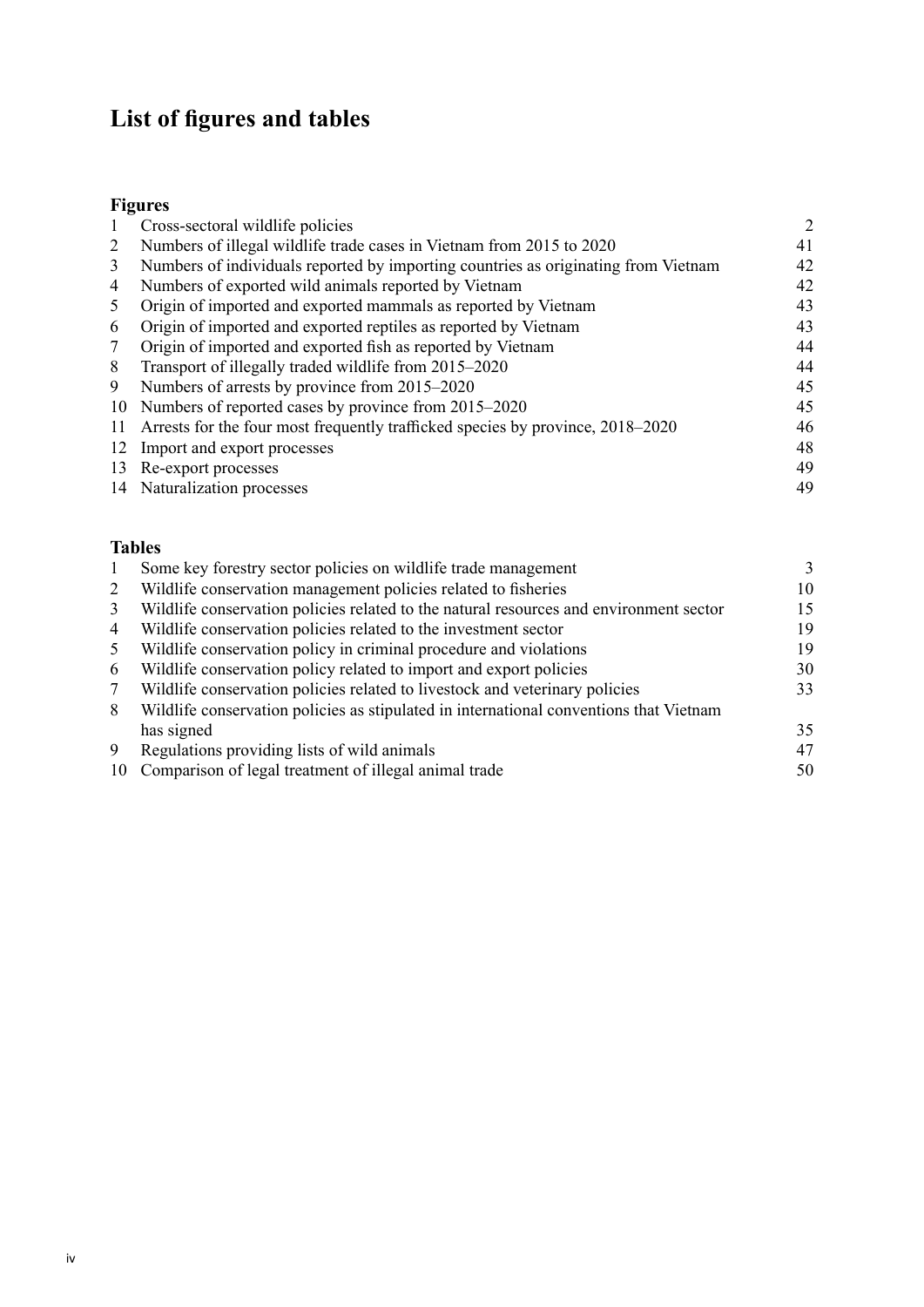# List of figures and tables

## Figures

| | | |
|---|---|---|
| 1 | Cross-sectoral wildlife policies | 2 |
| 2 | Numbers of illegal wildlife trade cases in Vietnam from 2015 to 2020 | 41 |
| 3 | Numbers of individuals reported by importing countries as originating from Vietnam | 42 |
| 4 | Numbers of exported wild animals reported by Vietnam | 42 |
| 5 | Origin of imported and exported mammals as reported by Vietnam | 43 |
| 6 | Origin of imported and exported reptiles as reported by Vietnam | 43 |
| 7 | Origin of imported and exported fish as reported by Vietnam | 44 |
| 8 | Transport of illegally traded wildlife from 2015–2020 | 44 |
| 9 | Numbers of arrests by province from 2015–2020 | 45 |
| 10 | Numbers of reported cases by province from 2015–2020 | 45 |
| 11 | Arrests for the four most frequently trafficked species by province, 2018–2020 | 46 |
| 12 | Import and export processes | 48 |
| 13 | Re-export processes | 49 |
| 14 | Naturalization processes | 49 |

## Tables

| | | |
|---|---|---|
| 1 | Some key forestry sector policies on wildlife trade management | 3 |
| 2 | Wildlife conservation management policies related to fisheries | 10 |
| 3 | Wildlife conservation policies related to the natural resources and environment sector | 15 |
| 4 | Wildlife conservation policies related to the investment sector | 19 |
| 5 | Wildlife conservation policy in criminal procedure and violations | 19 |
| 6 | Wildlife conservation policy related to import and export policies | 30 |
| 7 | Wildlife conservation policies related to livestock and veterinary policies | 33 |
| 8 | Wildlife conservation policies as stipulated in international conventions that Vietnam has signed | 35 |
| 9 | Regulations providing lists of wild animals | 47 |
| 10 | Comparison of legal treatment of illegal animal trade | 50 |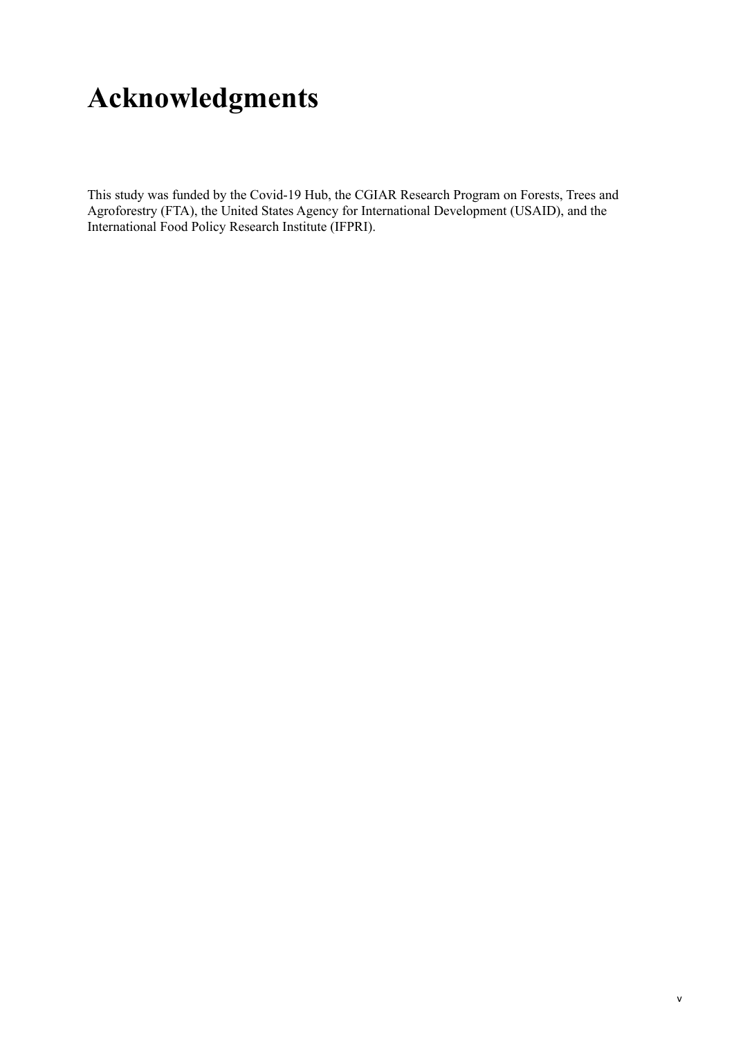# Acknowledgments

This study was funded by the Covid-19 Hub, the CGIAR Research Program on Forests, Trees and Agroforestry (FTA), the United States Agency for International Development (USAID), and the International Food Policy Research Institute (IFPRI).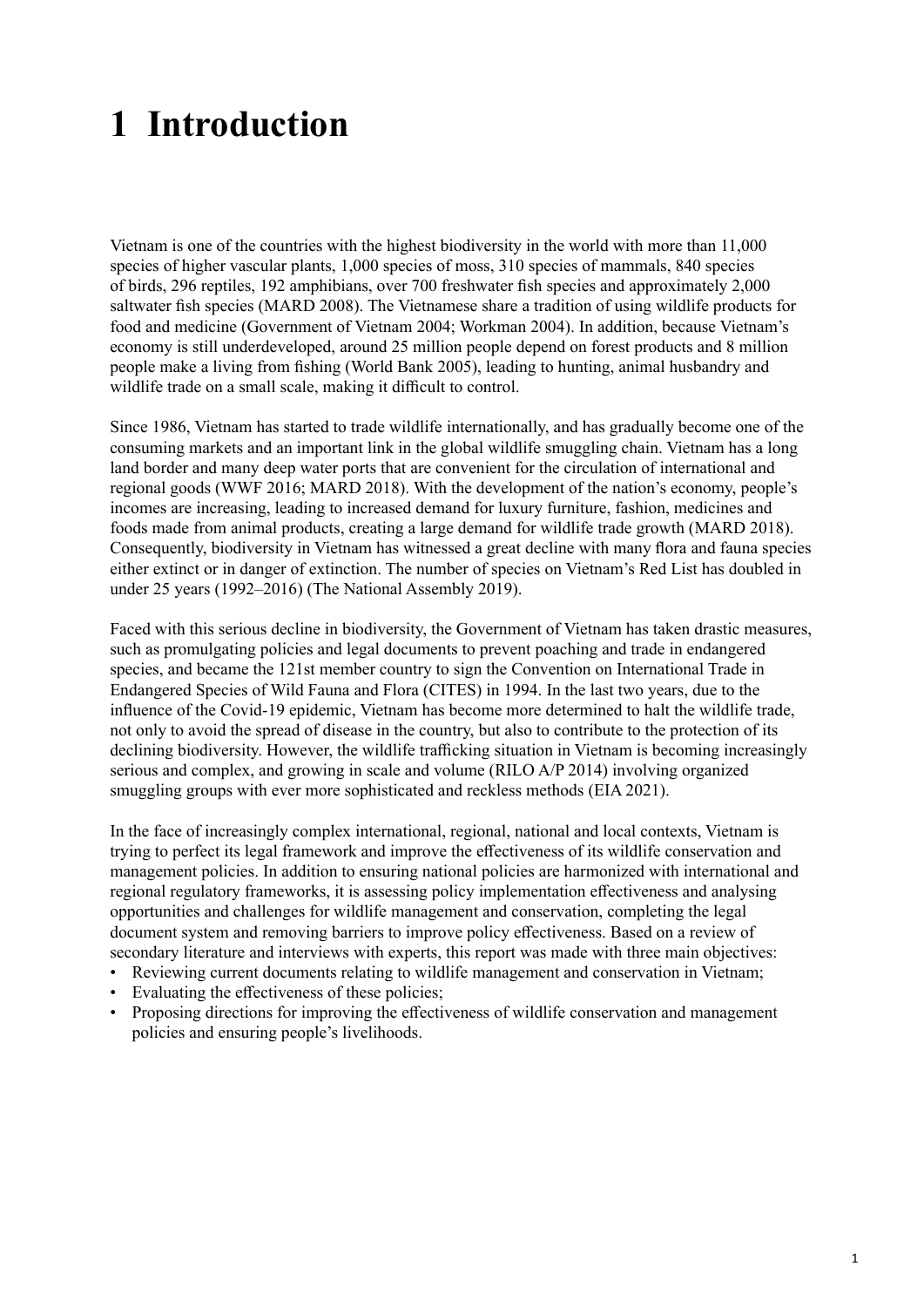# 1 Introduction

Vietnam is one of the countries with the highest biodiversity in the world with more than 11,000 species of higher vascular plants, 1,000 species of moss, 310 species of mammals, 840 species of birds, 296 reptiles, 192 amphibians, over 700 freshwater fish species and approximately 2,000 saltwater fish species (MARD 2008). The Vietnamese share a tradition of using wildlife products for food and medicine (Government of Vietnam 2004; Workman 2004). In addition, because Vietnam's economy is still underdeveloped, around 25 million people depend on forest products and 8 million people make a living from fishing (World Bank 2005), leading to hunting, animal husbandry and wildlife trade on a small scale, making it difficult to control.

Since 1986, Vietnam has started to trade wildlife internationally, and has gradually become one of the consuming markets and an important link in the global wildlife smuggling chain. Vietnam has a long land border and many deep water ports that are convenient for the circulation of international and regional goods (WWF 2016; MARD 2018). With the development of the nation's economy, people's incomes are increasing, leading to increased demand for luxury furniture, fashion, medicines and foods made from animal products, creating a large demand for wildlife trade growth (MARD 2018). Consequently, biodiversity in Vietnam has witnessed a great decline with many flora and fauna species either extinct or in danger of extinction. The number of species on Vietnam's Red List has doubled in under 25 years (1992–2016) (The National Assembly 2019).

Faced with this serious decline in biodiversity, the Government of Vietnam has taken drastic measures, such as promulgating policies and legal documents to prevent poaching and trade in endangered species, and became the 121st member country to sign the Convention on International Trade in Endangered Species of Wild Fauna and Flora (CITES) in 1994. In the last two years, due to the influence of the Covid-19 epidemic, Vietnam has become more determined to halt the wildlife trade, not only to avoid the spread of disease in the country, but also to contribute to the protection of its declining biodiversity. However, the wildlife trafficking situation in Vietnam is becoming increasingly serious and complex, and growing in scale and volume (RILO A/P 2014) involving organized smuggling groups with ever more sophisticated and reckless methods (EIA 2021).

In the face of increasingly complex international, regional, national and local contexts, Vietnam is trying to perfect its legal framework and improve the effectiveness of its wildlife conservation and management policies. In addition to ensuring national policies are harmonized with international and regional regulatory frameworks, it is assessing policy implementation effectiveness and analysing opportunities and challenges for wildlife management and conservation, completing the legal document system and removing barriers to improve policy effectiveness. Based on a review of secondary literature and interviews with experts, this report was made with three main objectives:

- Reviewing current documents relating to wildlife management and conservation in Vietnam;
- Evaluating the effectiveness of these policies;
- Proposing directions for improving the effectiveness of wildlife conservation and management policies and ensuring people's livelihoods.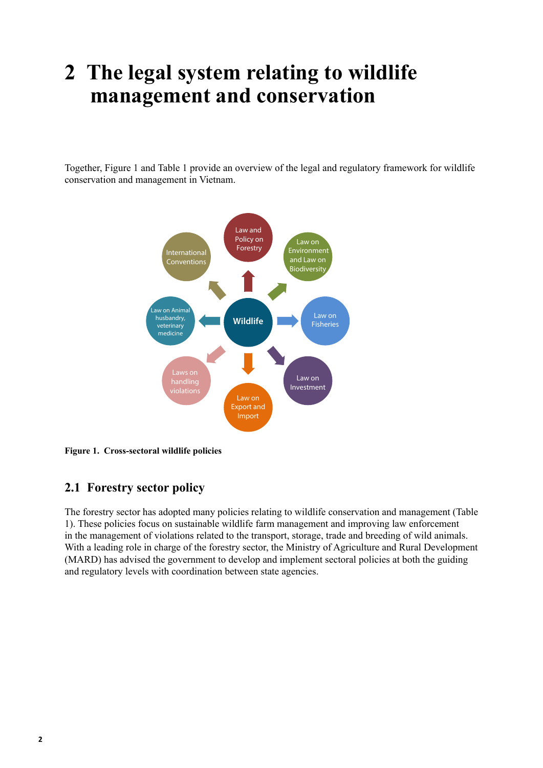# 2 The legal system relating to wildlife management and conservation

Together, Figure 1 and Table 1 provide an overview of the legal and regulatory framework for wildlife conservation and management in Vietnam.

Wildlife

Law and Policy on Forestry

Law on Environment and Law on Biodiversity

Law on Fisheries

Law on Investment

Law on Export and Import

Laws on handling violations

Law on Animal husbandry, veterinary medicine

International Conventions

**Figure 1. Cross-sectoral wildlife policies**

## 2.1 Forestry sector policy

The forestry sector has adopted many policies relating to wildlife conservation and management (Table 1). These policies focus on sustainable wildlife farm management and improving law enforcement in the management of violations related to the transport, storage, trade and breeding of wild animals. With a leading role in charge of the forestry sector, the Ministry of Agriculture and Rural Development (MARD) has advised the government to develop and implement sectoral policies at both the guiding and regulatory levels with coordination between state agencies.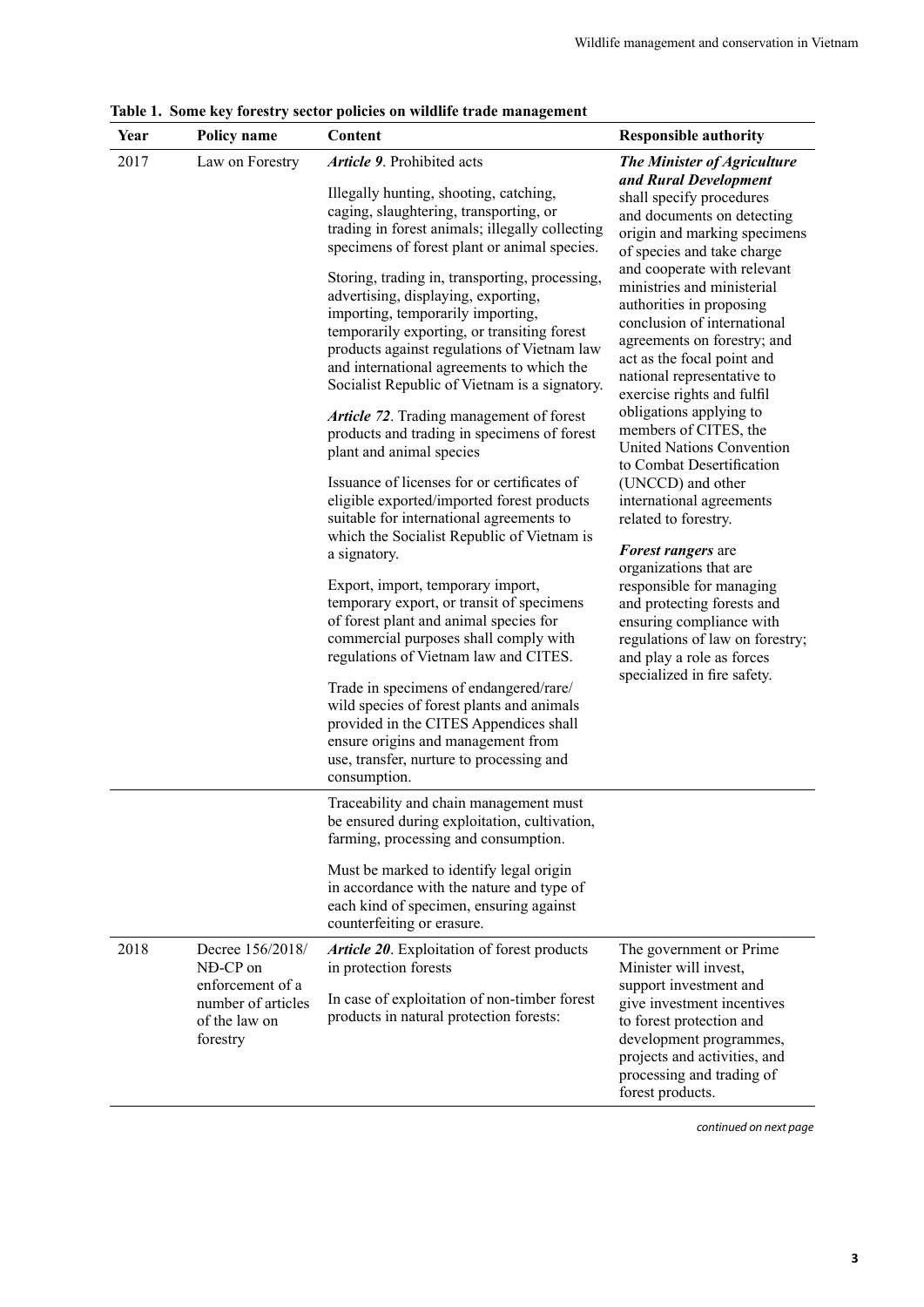**Table 1. Some key forestry sector policies on wildlife trade management**

| Year | Policy name | Content | Responsible authority |
|---|---|---|---|
| 2017 | Law on Forestry | ***Article 9***. Prohibited acts<br><br>Illegally hunting, shooting, catching, caging, slaughtering, transporting, or trading in forest animals; illegally collecting specimens of forest plant or animal species.<br><br>Storing, trading in, transporting, processing, advertising, displaying, exporting, importing, temporarily importing, temporarily exporting, or transiting forest products against regulations of Vietnam law and international agreements to which the Socialist Republic of Vietnam is a signatory.<br><br>***Article 72***. Trading management of forest products and trading in specimens of forest plant and animal species<br><br>Issuance of licenses for or certificates of eligible exported/imported forest products suitable for international agreements to which the Socialist Republic of Vietnam is a signatory.<br><br>Export, import, temporary import, temporary export, or transit of specimens of forest plant and animal species for commercial purposes shall comply with regulations of Vietnam law and CITES.<br><br>Trade in specimens of endangered/rare/wild species of forest plants and animals provided in the CITES Appendices shall ensure origins and management from use, transfer, nurture to processing and consumption. | ***The Minister of Agriculture and Rural Development*** shall specify procedures and documents on detecting origin and marking specimens of species and take charge and cooperate with relevant ministries and ministerial authorities in proposing conclusion of international agreements on forestry; and act as the focal point and national representative to exercise rights and fulfil obligations applying to members of CITES, the United Nations Convention to Combat Desertification (UNCCD) and other international agreements related to forestry.<br><br>***Forest rangers*** are organizations that are responsible for managing and protecting forests and ensuring compliance with regulations of law on forestry; and play a role as forces specialized in fire safety. |
| | | Traceability and chain management must be ensured during exploitation, cultivation, farming, processing and consumption.<br><br>Must be marked to identify legal origin in accordance with the nature and type of each kind of specimen, ensuring against counterfeiting or erasure. | |
| 2018 | Decree 156/2018/ NĐ-CP on enforcement of a number of articles of the law on forestry | ***Article 20***. Exploitation of forest products in protection forests<br><br>In case of exploitation of non-timber forest products in natural protection forests: | The government or Prime Minister will invest, support investment and give investment incentives to forest protection and development programmes, projects and activities, and processing and trading of forest products. |

*continued on next page*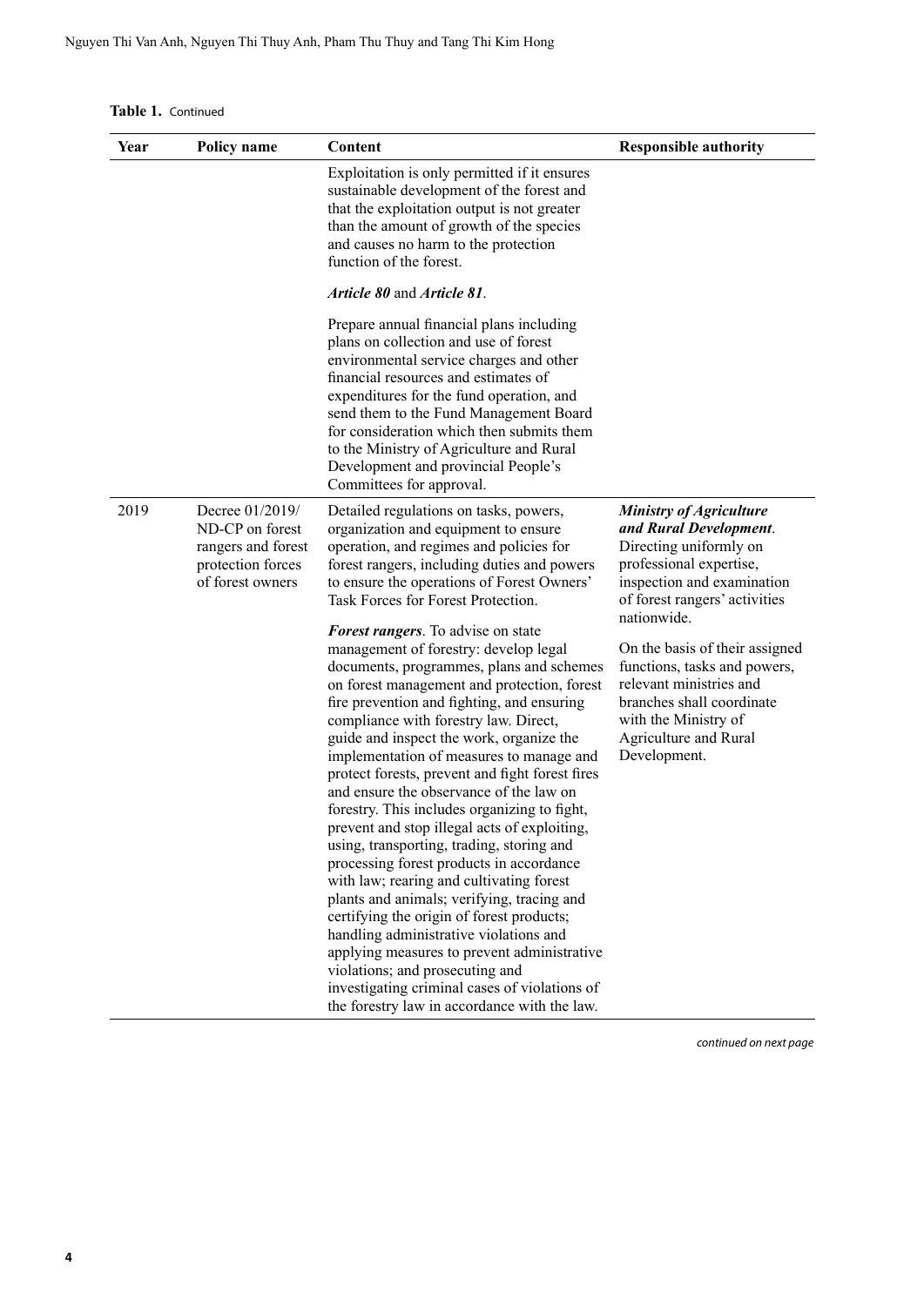**Table 1.** Continued

| Year | Policy name | Content | Responsible authority |
|---|---|---|---|
| | | Exploitation is only permitted if it ensures sustainable development of the forest and that the exploitation output is not greater than the amount of growth of the species and causes no harm to the protection function of the forest.<br><br>***Article 80*** and ***Article 81***.<br><br>Prepare annual financial plans including plans on collection and use of forest environmental service charges and other financial resources and estimates of expenditures for the fund operation, and send them to the Fund Management Board for consideration which then submits them to the Ministry of Agriculture and Rural Development and provincial People's Committees for approval. | |
| 2019 | Decree 01/2019/ND-CP on forest rangers and forest protection forces of forest owners | Detailed regulations on tasks, powers, organization and equipment to ensure operation, and regimes and policies for forest rangers, including duties and powers to ensure the operations of Forest Owners' Task Forces for Forest Protection.<br><br>***Forest rangers***. To advise on state management of forestry: develop legal documents, programmes, plans and schemes on forest management and protection, forest fire prevention and fighting, and ensuring compliance with forestry law. Direct, guide and inspect the work, organize the implementation of measures to manage and protect forests, prevent and fight forest fires and ensure the observance of the law on forestry. This includes organizing to fight, prevent and stop illegal acts of exploiting, using, transporting, trading, storing and processing forest products in accordance with law; rearing and cultivating forest plants and animals; verifying, tracing and certifying the origin of forest products; handling administrative violations and applying measures to prevent administrative violations; and prosecuting and investigating criminal cases of violations of the forestry law in accordance with the law. | ***Ministry of Agriculture and Rural Development***. Directing uniformly on professional expertise, inspection and examination of forest rangers' activities nationwide.<br><br>On the basis of their assigned functions, tasks and powers, relevant ministries and branches shall coordinate with the Ministry of Agriculture and Rural Development. |

*continued on next page*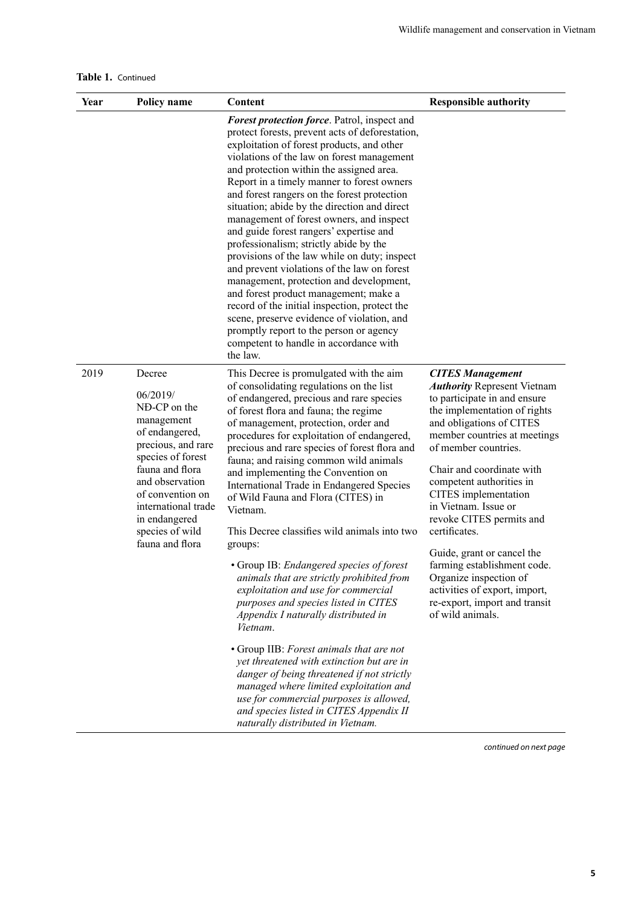**Table 1.** Continued

| Year | Policy name | Content | Responsible authority |
|---|---|---|---|
| | | ***Forest protection force***. Patrol, inspect and protect forests, prevent acts of deforestation, exploitation of forest products, and other violations of the law on forest management and protection within the assigned area. Report in a timely manner to forest owners and forest rangers on the forest protection situation; abide by the direction and direct management of forest owners, and inspect and guide forest rangers' expertise and professionalism; strictly abide by the provisions of the law while on duty; inspect and prevent violations of the law on forest management, protection and development, and forest product management; make a record of the initial inspection, protect the scene, preserve evidence of violation, and promptly report to the person or agency competent to handle in accordance with the law. | |
| 2019 | Decree 06/2019/ NĐ-CP on the management of endangered, precious, and rare species of forest fauna and flora and observation of convention on international trade in endangered species of wild fauna and flora | This Decree is promulgated with the aim of consolidating regulations on the list of endangered, precious and rare species of forest flora and fauna; the regime of management, protection, order and procedures for exploitation of endangered, precious and rare species of forest flora and fauna; and raising common wild animals and implementing the Convention on International Trade in Endangered Species of Wild Fauna and Flora (CITES) in Vietnam.<br><br>This Decree classifies wild animals into two groups:<br><br>• Group IB: *Endangered species of forest animals that are strictly prohibited from exploitation and use for commercial purposes and species listed in CITES Appendix I naturally distributed in Vietnam*.<br><br>• Group IIB: *Forest animals that are not yet threatened with extinction but are in danger of being threatened if not strictly managed where limited exploitation and use for commercial purposes is allowed, and species listed in CITES Appendix II naturally distributed in Vietnam.* | ***CITES Management Authority*** Represent Vietnam to participate in and ensure the implementation of rights and obligations of CITES member countries at meetings of member countries.<br><br>Chair and coordinate with competent authorities in CITES implementation in Vietnam. Issue or revoke CITES permits and certificates.<br><br>Guide, grant or cancel the farming establishment code. Organize inspection of activities of export, import, re-export, import and transit of wild animals. |

*continued on next page*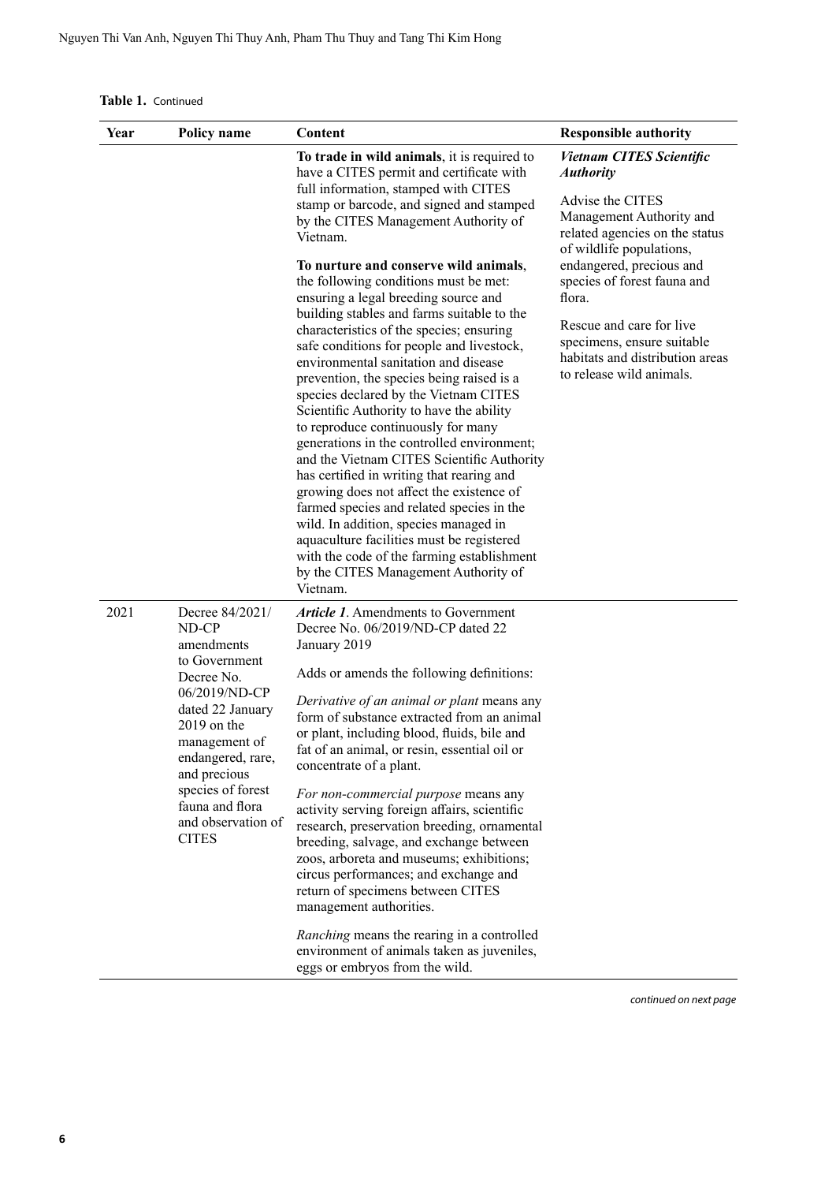**Table 1.** Continued

| Year | Policy name | Content | Responsible authority |
|---|---|---|---|
| | | **To trade in wild animals**, it is required to have a CITES permit and certificate with full information, stamped with CITES stamp or barcode, and signed and stamped by the CITES Management Authority of Vietnam.<br><br>**To nurture and conserve wild animals**, the following conditions must be met: ensuring a legal breeding source and building stables and farms suitable to the characteristics of the species; ensuring safe conditions for people and livestock, environmental sanitation and disease prevention, the species being raised is a species declared by the Vietnam CITES Scientific Authority to have the ability to reproduce continuously for many generations in the controlled environment; and the Vietnam CITES Scientific Authority has certified in writing that rearing and growing does not affect the existence of farmed species and related species in the wild. In addition, species managed in aquaculture facilities must be registered with the code of the farming establishment by the CITES Management Authority of Vietnam. | ***Vietnam CITES Scientific Authority***<br><br>Advise the CITES Management Authority and related agencies on the status of wildlife populations, endangered, precious and species of forest fauna and flora.<br><br>Rescue and care for live specimens, ensure suitable habitats and distribution areas to release wild animals. |
| 2021 | Decree 84/2021/ND-CP amendments to Government Decree No. 06/2019/ND-CP dated 22 January 2019 on the management of endangered, rare, and precious species of forest fauna and flora and observation of CITES | ***Article 1***. Amendments to Government Decree No. 06/2019/ND-CP dated 22 January 2019<br><br>Adds or amends the following definitions:<br><br>*Derivative of an animal or plant* means any form of substance extracted from an animal or plant, including blood, fluids, bile and fat of an animal, or resin, essential oil or concentrate of a plant.<br><br>*For non-commercial purpose* means any activity serving foreign affairs, scientific research, preservation breeding, ornamental breeding, salvage, and exchange between zoos, arboreta and museums; exhibitions; circus performances; and exchange and return of specimens between CITES management authorities.<br><br>*Ranching* means the rearing in a controlled environment of animals taken as juveniles, eggs or embryos from the wild. | |

*continued on next page*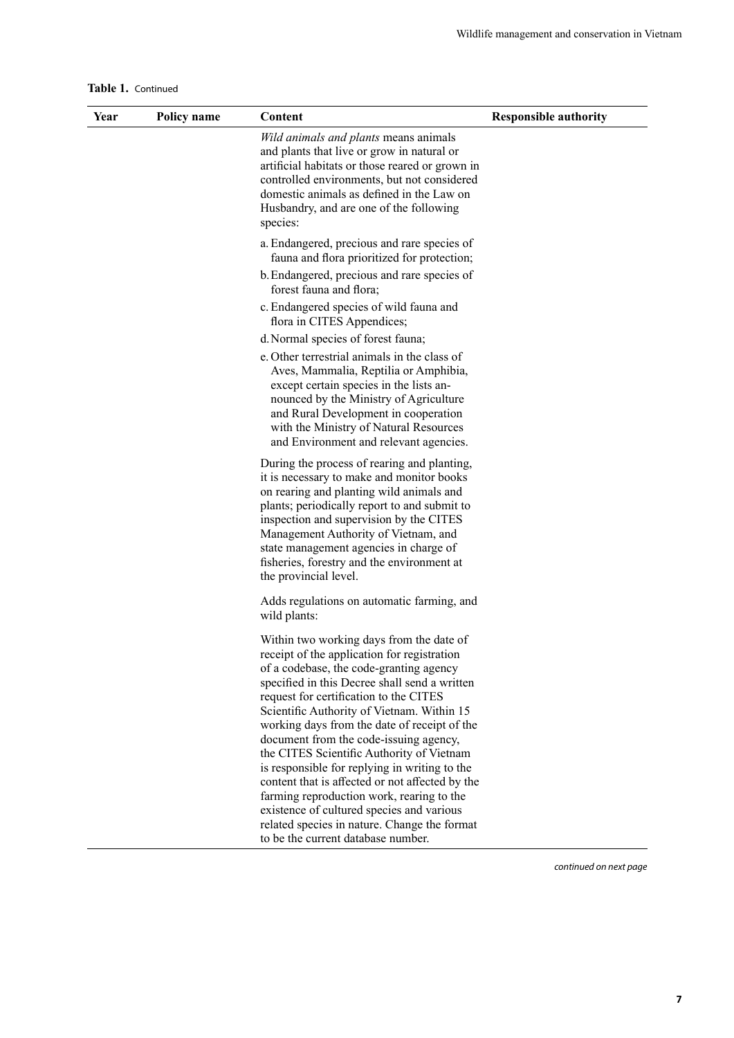**Table 1.** Continued

| Year | Policy name | Content | Responsible authority |
|---|---|---|---|
| | | *Wild animals and plants* means animals and plants that live or grow in natural or artificial habitats or those reared or grown in controlled environments, but not considered domestic animals as defined in the Law on Husbandry, and are one of the following species:<br><br>a. Endangered, precious and rare species of fauna and flora prioritized for protection;<br>b. Endangered, precious and rare species of forest fauna and flora;<br>c. Endangered species of wild fauna and flora in CITES Appendices;<br>d. Normal species of forest fauna;<br>e. Other terrestrial animals in the class of Aves, Mammalia, Reptilia or Amphibia, except certain species in the lists announced by the Ministry of Agriculture and Rural Development in cooperation with the Ministry of Natural Resources and Environment and relevant agencies.<br><br>During the process of rearing and planting, it is necessary to make and monitor books on rearing and planting wild animals and plants; periodically report to and submit to inspection and supervision by the CITES Management Authority of Vietnam, and state management agencies in charge of fisheries, forestry and the environment at the provincial level.<br><br>Adds regulations on automatic farming, and wild plants:<br><br>Within two working days from the date of receipt of the application for registration of a codebase, the code-granting agency specified in this Decree shall send a written request for certification to the CITES Scientific Authority of Vietnam. Within 15 working days from the date of receipt of the document from the code-issuing agency, the CITES Scientific Authority of Vietnam is responsible for replying in writing to the content that is affected or not affected by the farming reproduction work, rearing to the existence of cultured species and various related species in nature. Change the format to be the current database number. | |

*continued on next page*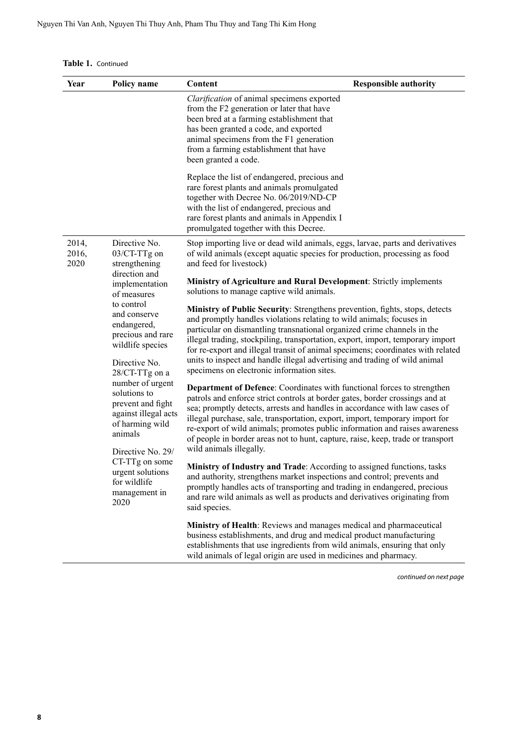**Table 1.** Continued

| Year | Policy name | Content | Responsible authority |
|---|---|---|---|
| | | *Clarification* of animal specimens exported from the F2 generation or later that have been bred at a farming establishment that has been granted a code, and exported animal specimens from the F1 generation from a farming establishment that have been granted a code.<br><br>Replace the list of endangered, precious and rare forest plants and animals promulgated together with Decree No. 06/2019/ND-CP with the list of endangered, precious and rare forest plants and animals in Appendix I promulgated together with this Decree. | |
| 2014, 2016, 2020 | Directive No. 03/CT-TTg on strengthening direction and implementation of measures to control and conserve endangered, precious and rare wildlife species<br><br>Directive No. 28/CT-TTg on a number of urgent solutions to prevent and fight against illegal acts of harming wild animals<br><br>Directive No. 29/CT-TTg on some urgent solutions for wildlife management in 2020 | Stop importing live or dead wild animals, eggs, larvae, parts and derivatives of wild animals (except aquatic species for production, processing as food and feed for livestock)<br><br>**Ministry of Agriculture and Rural Development**: Strictly implements solutions to manage captive wild animals.<br><br>**Ministry of Public Security**: Strengthens prevention, fights, stops, detects and promptly handles violations relating to wild animals; focuses in particular on dismantling transnational organized crime channels in the illegal trading, stockpiling, transportation, export, import, temporary import for re-export and illegal transit of animal specimens; coordinates with related units to inspect and handle illegal advertising and trading of wild animal specimens on electronic information sites.<br><br>**Department of Defence**: Coordinates with functional forces to strengthen patrols and enforce strict controls at border gates, border crossings and at sea; promptly detects, arrests and handles in accordance with law cases of illegal purchase, sale, transportation, export, import, temporary import for re-export of wild animals; promotes public information and raises awareness of people in border areas not to hunt, capture, raise, keep, trade or transport wild animals illegally.<br><br>**Ministry of Industry and Trade**: According to assigned functions, tasks and authority, strengthens market inspections and control; prevents and promptly handles acts of transporting and trading in endangered, precious and rare wild animals as well as products and derivatives originating from said species.<br><br>**Ministry of Health**: Reviews and manages medical and pharmaceutical business establishments, and drug and medical product manufacturing establishments that use ingredients from wild animals, ensuring that only wild animals of legal origin are used in medicines and pharmacy. | |

*continued on next page*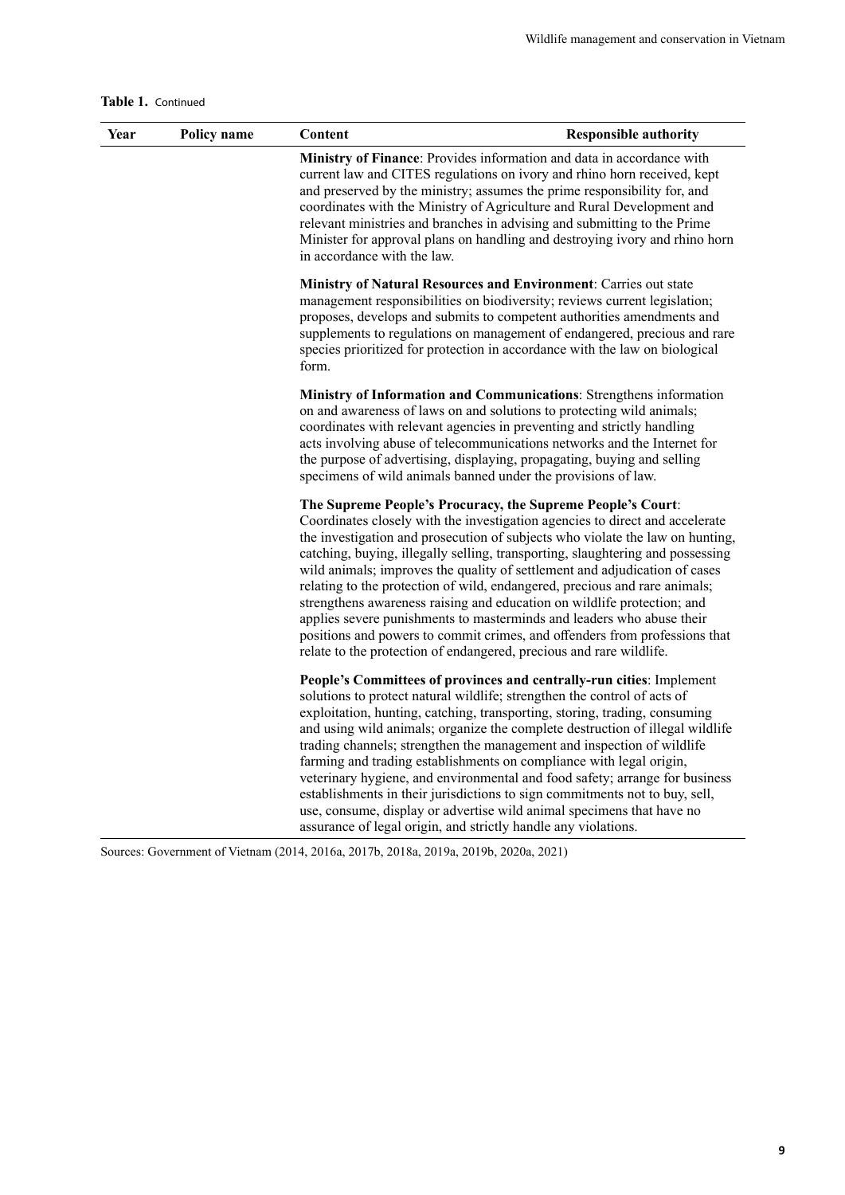**Table 1.** Continued

| Year | Policy name | Content | Responsible authority |
|---|---|---|---|
| | | **Ministry of Finance**: Provides information and data in accordance with current law and CITES regulations on ivory and rhino horn received, kept and preserved by the ministry; assumes the prime responsibility for, and coordinates with the Ministry of Agriculture and Rural Development and relevant ministries and branches in advising and submitting to the Prime Minister for approval plans on handling and destroying ivory and rhino horn in accordance with the law. | |
| | | **Ministry of Natural Resources and Environment**: Carries out state management responsibilities on biodiversity; reviews current legislation; proposes, develops and submits to competent authorities amendments and supplements to regulations on management of endangered, precious and rare species prioritized for protection in accordance with the law on biological form. | |
| | | **Ministry of Information and Communications**: Strengthens information on and awareness of laws on and solutions to protecting wild animals; coordinates with relevant agencies in preventing and strictly handling acts involving abuse of telecommunications networks and the Internet for the purpose of advertising, displaying, propagating, buying and selling specimens of wild animals banned under the provisions of law. | |
| | | **The Supreme People's Procuracy, the Supreme People's Court**: Coordinates closely with the investigation agencies to direct and accelerate the investigation and prosecution of subjects who violate the law on hunting, catching, buying, illegally selling, transporting, slaughtering and possessing wild animals; improves the quality of settlement and adjudication of cases relating to the protection of wild, endangered, precious and rare animals; strengthens awareness raising and education on wildlife protection; and applies severe punishments to masterminds and leaders who abuse their positions and powers to commit crimes, and offenders from professions that relate to the protection of endangered, precious and rare wildlife. | |
| | | **People's Committees of provinces and centrally-run cities**: Implement solutions to protect natural wildlife; strengthen the control of acts of exploitation, hunting, catching, transporting, storing, trading, consuming and using wild animals; organize the complete destruction of illegal wildlife trading channels; strengthen the management and inspection of wildlife farming and trading establishments on compliance with legal origin, veterinary hygiene, and environmental and food safety; arrange for business establishments in their jurisdictions to sign commitments not to buy, sell, use, consume, display or advertise wild animal specimens that have no assurance of legal origin, and strictly handle any violations. | |

Sources: Government of Vietnam (2014, 2016a, 2017b, 2018a, 2019a, 2019b, 2020a, 2021)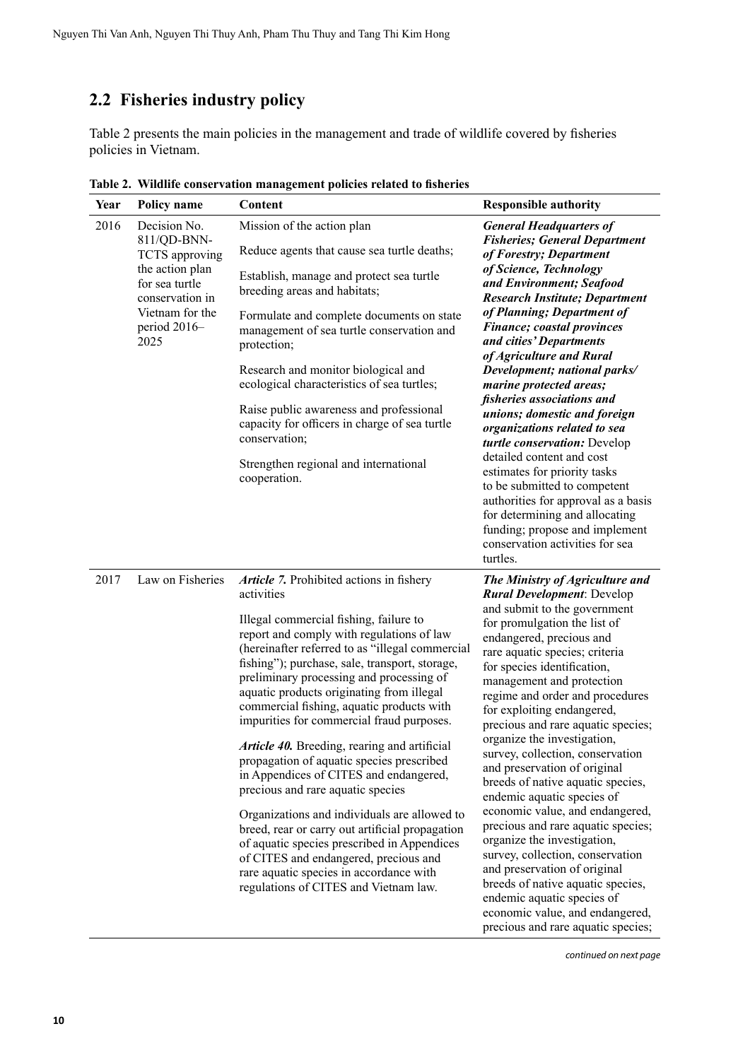## 2.2 Fisheries industry policy

Table 2 presents the main policies in the management and trade of wildlife covered by fisheries policies in Vietnam.

**Table 2. Wildlife conservation management policies related to fisheries**

| Year | Policy name | Content | Responsible authority |
|---|---|---|---|
| 2016 | Decision No. 811/QD-BNN-TCTS approving the action plan for sea turtle conservation in Vietnam for the period 2016–2025 | Mission of the action plan<br><br>Reduce agents that cause sea turtle deaths;<br><br>Establish, manage and protect sea turtle breeding areas and habitats;<br><br>Formulate and complete documents on state management of sea turtle conservation and protection;<br><br>Research and monitor biological and ecological characteristics of sea turtles;<br><br>Raise public awareness and professional capacity for officers in charge of sea turtle conservation;<br><br>Strengthen regional and international cooperation. | ***General Headquarters of Fisheries; General Department of Forestry; Department of Science, Technology and Environment; Seafood Research Institute; Department of Planning; Department of Finance; coastal provinces and cities' Departments of Agriculture and Rural Development; national parks/marine protected areas; fisheries associations and unions; domestic and foreign organizations related to sea turtle conservation:*** Develop detailed content and cost estimates for priority tasks to be submitted to competent authorities for approval as a basis for determining and allocating funding; propose and implement conservation activities for sea turtles. |
| 2017 | Law on Fisheries | ***Article 7.*** Prohibited actions in fishery activities<br><br>Illegal commercial fishing, failure to report and comply with regulations of law (hereinafter referred to as "illegal commercial fishing"); purchase, sale, transport, storage, preliminary processing and processing of aquatic products originating from illegal commercial fishing, aquatic products with impurities for commercial fraud purposes.<br><br>***Article 40.*** Breeding, rearing and artificial propagation of aquatic species prescribed in Appendices of CITES and endangered, precious and rare aquatic species<br><br>Organizations and individuals are allowed to breed, rear or carry out artificial propagation of aquatic species prescribed in Appendices of CITES and endangered, precious and rare aquatic species in accordance with regulations of CITES and Vietnam law. | ***The Ministry of Agriculture and Rural Development***: Develop and submit to the government for promulgation the list of endangered, precious and rare aquatic species; criteria for species identification, management and protection regime and order and procedures for exploiting endangered, precious and rare aquatic species; organize the investigation, survey, collection, conservation and preservation of original breeds of native aquatic species, endemic aquatic species of economic value, and endangered, precious and rare aquatic species; organize the investigation, survey, collection, conservation and preservation of original breeds of native aquatic species, endemic aquatic species of economic value, and endangered, precious and rare aquatic species; |

*continued on next page*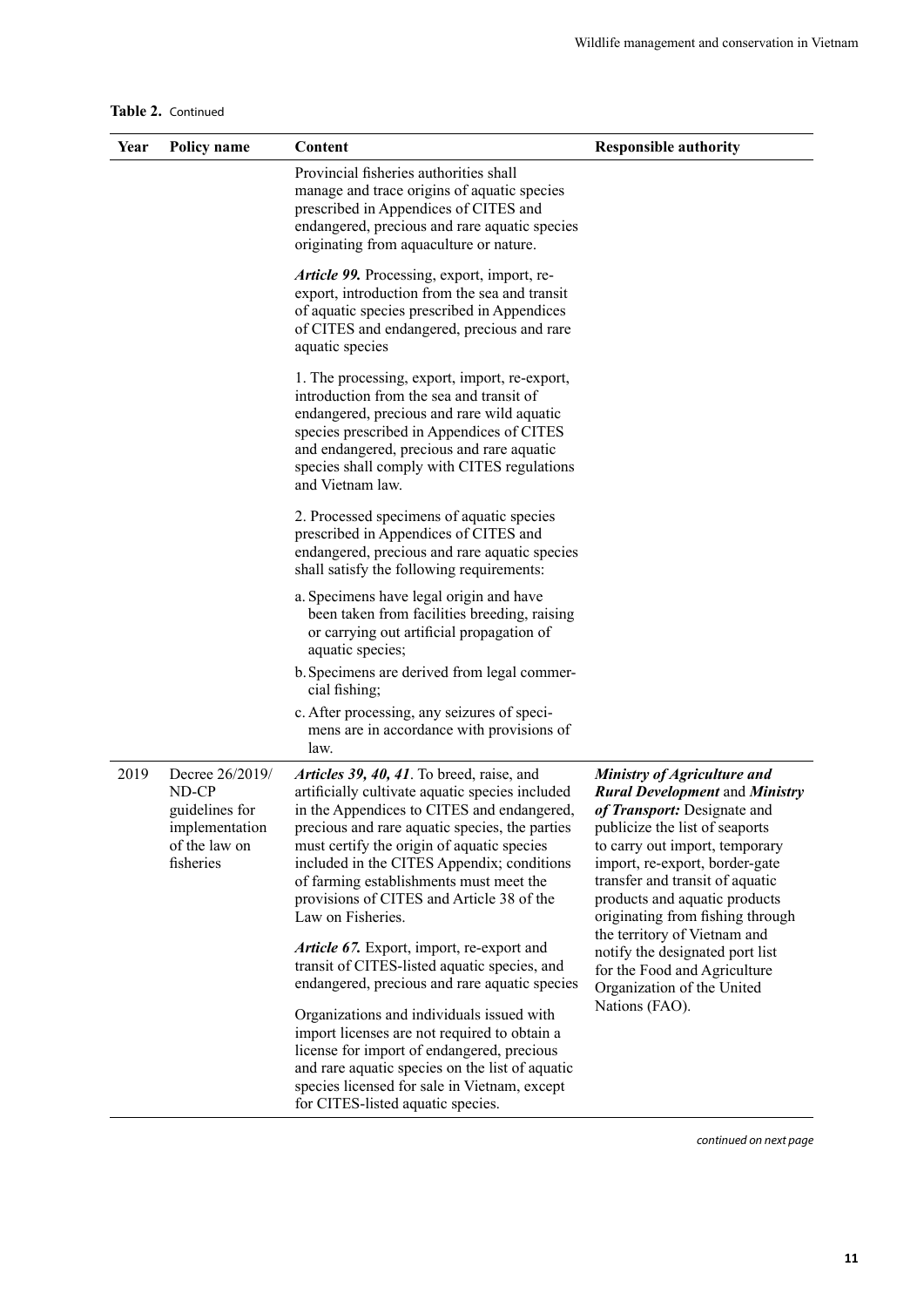**Table 2.** Continued

| Year | Policy name | Content | Responsible authority |
|---|---|---|---|
| | | Provincial fisheries authorities shall manage and trace origins of aquatic species prescribed in Appendices of CITES and endangered, precious and rare aquatic species originating from aquaculture or nature.<br><br>***Article 99.*** Processing, export, import, re-export, introduction from the sea and transit of aquatic species prescribed in Appendices of CITES and endangered, precious and rare aquatic species<br><br>1. The processing, export, import, re-export, introduction from the sea and transit of endangered, precious and rare wild aquatic species prescribed in Appendices of CITES and endangered, precious and rare aquatic species shall comply with CITES regulations and Vietnam law.<br><br>2. Processed specimens of aquatic species prescribed in Appendices of CITES and endangered, precious and rare aquatic species shall satisfy the following requirements:<br><br>a. Specimens have legal origin and have been taken from facilities breeding, raising or carrying out artificial propagation of aquatic species;<br>b. Specimens are derived from legal commercial fishing;<br>c. After processing, any seizures of specimens are in accordance with provisions of law. | |
| 2019 | Decree 26/2019/ND-CP guidelines for implementation of the law on fisheries | ***Articles 39, 40, 41***. To breed, raise, and artificially cultivate aquatic species included in the Appendices to CITES and endangered, precious and rare aquatic species, the parties must certify the origin of aquatic species included in the CITES Appendix; conditions of farming establishments must meet the provisions of CITES and Article 38 of the Law on Fisheries.<br><br>***Article 67.*** Export, import, re-export and transit of CITES-listed aquatic species, and endangered, precious and rare aquatic species<br><br>Organizations and individuals issued with import licenses are not required to obtain a license for import of endangered, precious and rare aquatic species on the list of aquatic species licensed for sale in Vietnam, except for CITES-listed aquatic species. | ***Ministry of Agriculture and Rural Development*** and ***Ministry of Transport:*** Designate and publicize the list of seaports to carry out import, temporary import, re-export, border-gate transfer and transit of aquatic products and aquatic products originating from fishing through the territory of Vietnam and notify the designated port list for the Food and Agriculture Organization of the United Nations (FAO). |

*continued on next page*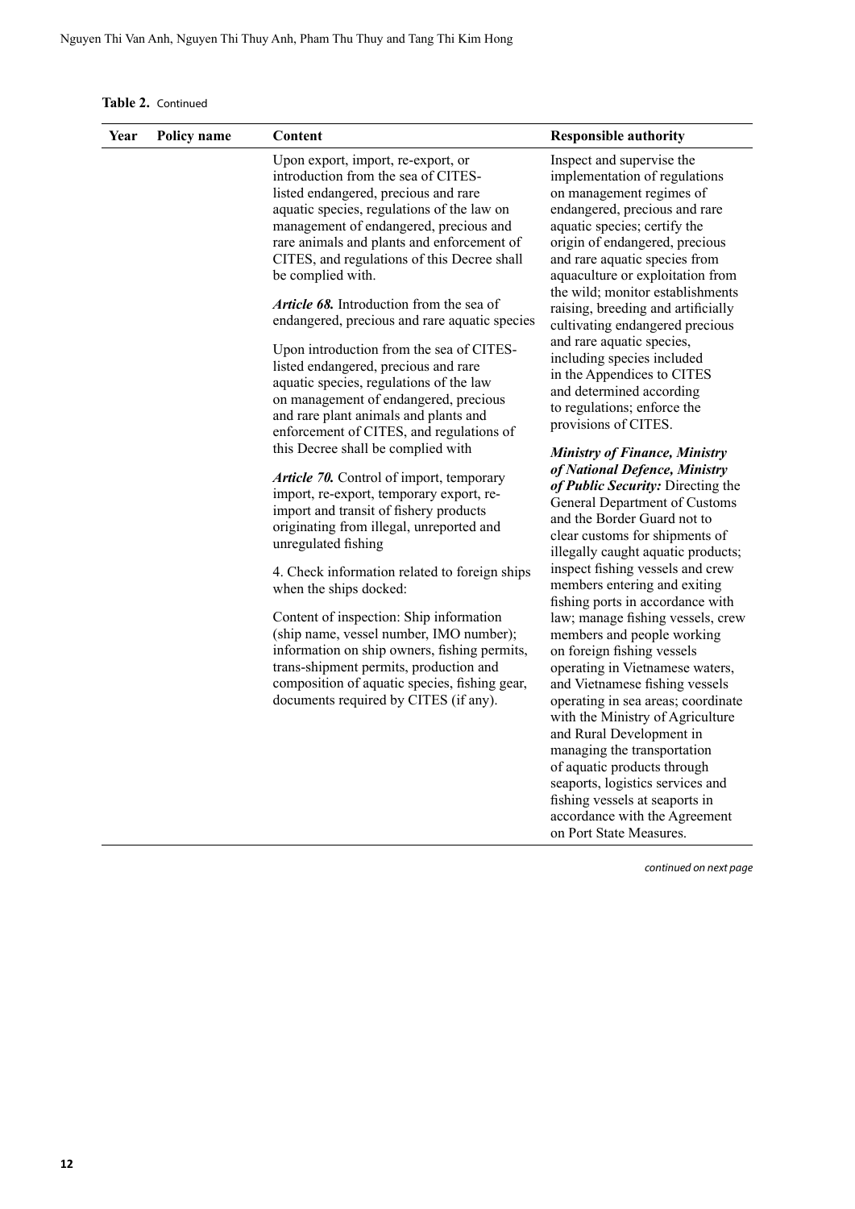**Table 2.** Continued

| Year | Policy name | Content | Responsible authority |
|---|---|---|---|
| | | Upon export, import, re-export, or introduction from the sea of CITES-listed endangered, precious and rare aquatic species, regulations of the law on management of endangered, precious and rare animals and plants and enforcement of CITES, and regulations of this Decree shall be complied with. <br><br> ***Article 68.*** Introduction from the sea of endangered, precious and rare aquatic species <br><br> Upon introduction from the sea of CITES-listed endangered, precious and rare aquatic species, regulations of the law on management of endangered, precious and rare plant animals and plants and enforcement of CITES, and regulations of this Decree shall be complied with <br><br> ***Article 70.*** Control of import, temporary import, re-export, temporary export, re-import and transit of fishery products originating from illegal, unreported and unregulated fishing <br><br> 4. Check information related to foreign ships when the ships docked: <br><br> Content of inspection: Ship information (ship name, vessel number, IMO number); information on ship owners, fishing permits, trans-shipment permits, production and composition of aquatic species, fishing gear, documents required by CITES (if any). | Inspect and supervise the implementation of regulations on management regimes of endangered, precious and rare aquatic species; certify the origin of endangered, precious and rare aquatic species from aquaculture or exploitation from the wild; monitor establishments raising, breeding and artificially cultivating endangered precious and rare aquatic species, including species included in the Appendices to CITES and determined according to regulations; enforce the provisions of CITES. <br><br> ***Ministry of Finance, Ministry of National Defence, Ministry of Public Security:*** Directing the General Department of Customs and the Border Guard not to clear customs for shipments of illegally caught aquatic products; inspect fishing vessels and crew members entering and exiting fishing ports in accordance with law; manage fishing vessels, crew members and people working on foreign fishing vessels operating in Vietnamese waters, and Vietnamese fishing vessels operating in sea areas; coordinate with the Ministry of Agriculture and Rural Development in managing the transportation of aquatic products through seaports, logistics services and fishing vessels at seaports in accordance with the Agreement on Port State Measures. |

*continued on next page*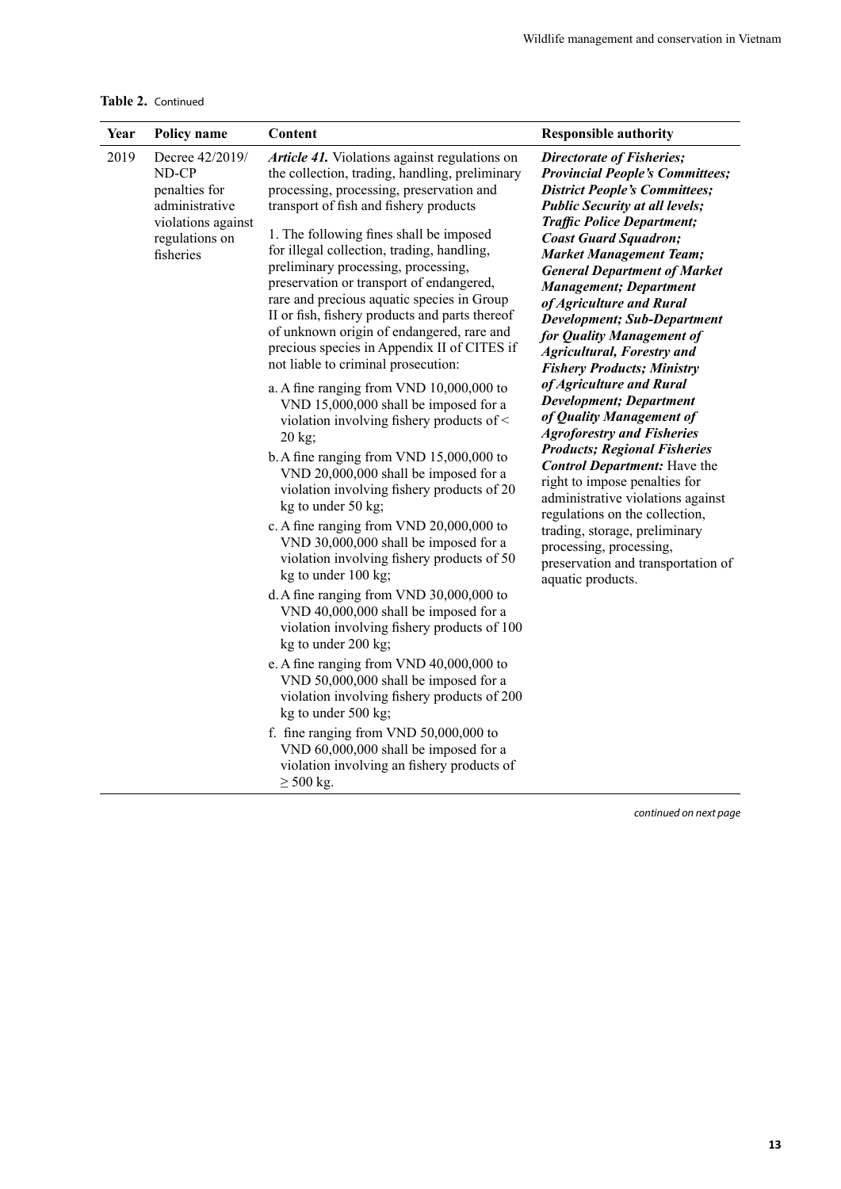**Table 2.** Continued

| Year | Policy name | Content | Responsible authority |
|---|---|---|---|
| 2019 | Decree 42/2019/ND-CP penalties for administrative violations against regulations on fisheries | ***Article 41.*** Violations against regulations on the collection, trading, handling, preliminary processing, processing, preservation and transport of fish and fishery products<br><br>1. The following fines shall be imposed for illegal collection, trading, handling, preliminary processing, processing, preservation or transport of endangered, rare and precious aquatic species in Group II or fish, fishery products and parts thereof of unknown origin of endangered, rare and precious species in Appendix II of CITES if not liable to criminal prosecution:<br><br>a. A fine ranging from VND 10,000,000 to VND 15,000,000 shall be imposed for a violation involving fishery products of < 20 kg;<br><br>b. A fine ranging from VND 15,000,000 to VND 20,000,000 shall be imposed for a violation involving fishery products of 20 kg to under 50 kg;<br><br>c. A fine ranging from VND 20,000,000 to VND 30,000,000 shall be imposed for a violation involving fishery products of 50 kg to under 100 kg;<br><br>d. A fine ranging from VND 30,000,000 to VND 40,000,000 shall be imposed for a violation involving fishery products of 100 kg to under 200 kg;<br><br>e. A fine ranging from VND 40,000,000 to VND 50,000,000 shall be imposed for a violation involving fishery products of 200 kg to under 500 kg;<br><br>f. fine ranging from VND 50,000,000 to VND 60,000,000 shall be imposed for a violation involving an fishery products of ≥ 500 kg. | ***Directorate of Fisheries; Provincial People's Committees; District People's Committees; Public Security at all levels; Traffic Police Department; Coast Guard Squadron; Market Management Team; General Department of Market Management; Department of Agriculture and Rural Development; Sub-Department for Quality Management of Agricultural, Forestry and Fishery Products; Ministry of Agriculture and Rural Development; Department of Quality Management of Agroforestry and Fisheries Products; Regional Fisheries Control Department:*** Have the right to impose penalties for administrative violations against regulations on the collection, trading, storage, preliminary processing, processing, preservation and transportation of aquatic products. |

*continued on next page*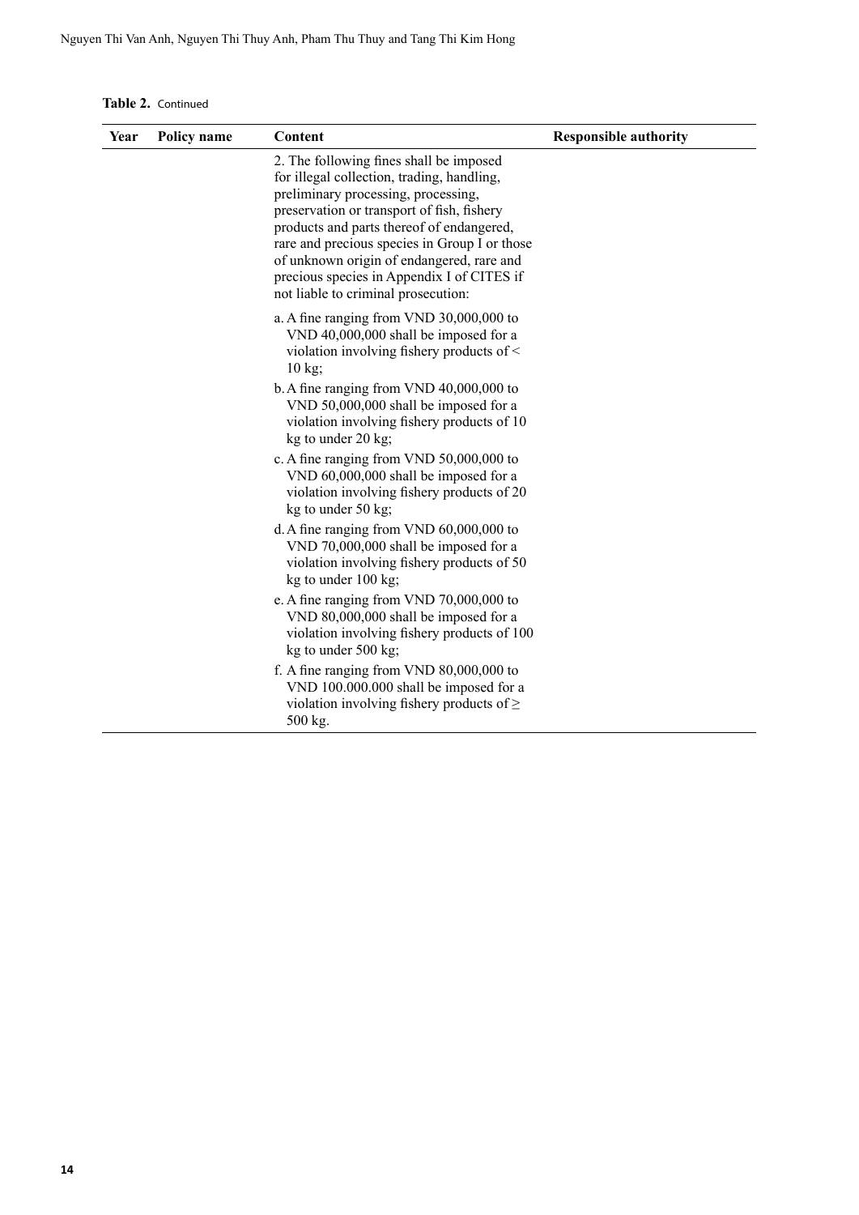**Table 2.** Continued

| Year | Policy name | Content | Responsible authority |
|---|---|---|---|
| | | 2. The following fines shall be imposed for illegal collection, trading, handling, preliminary processing, processing, preservation or transport of fish, fishery products and parts thereof of endangered, rare and precious species in Group I or those of unknown origin of endangered, rare and precious species in Appendix I of CITES if not liable to criminal prosecution: | |
| | | a. A fine ranging from VND 30,000,000 to VND 40,000,000 shall be imposed for a violation involving fishery products of < 10 kg; | |
| | | b. A fine ranging from VND 40,000,000 to VND 50,000,000 shall be imposed for a violation involving fishery products of 10 kg to under 20 kg; | |
| | | c. A fine ranging from VND 50,000,000 to VND 60,000,000 shall be imposed for a violation involving fishery products of 20 kg to under 50 kg; | |
| | | d. A fine ranging from VND 60,000,000 to VND 70,000,000 shall be imposed for a violation involving fishery products of 50 kg to under 100 kg; | |
| | | e. A fine ranging from VND 70,000,000 to VND 80,000,000 shall be imposed for a violation involving fishery products of 100 kg to under 500 kg; | |
| | | f. A fine ranging from VND 80,000,000 to VND 100.000.000 shall be imposed for a violation involving fishery products of ≥ 500 kg. | |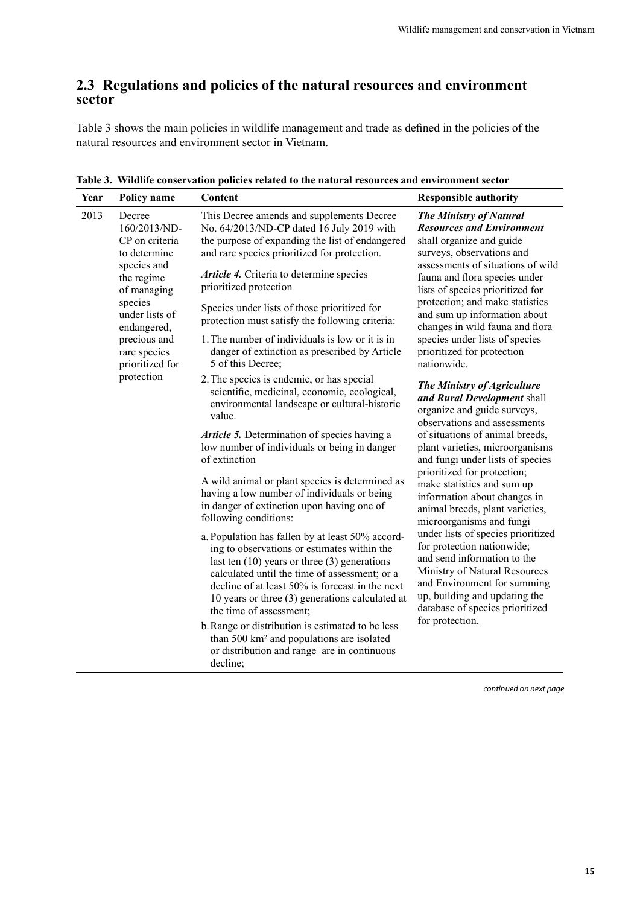## 2.3 Regulations and policies of the natural resources and environment sector

Table 3 shows the main policies in wildlife management and trade as defined in the policies of the natural resources and environment sector in Vietnam.

**Table 3. Wildlife conservation policies related to the natural resources and environment sector**

| Year | Policy name | Content | Responsible authority |
|---|---|---|---|
| 2013 | Decree 160/2013/ND-CP on criteria to determine species and the regime of managing species under lists of endangered, precious and rare species prioritized for protection | This Decree amends and supplements Decree No. 64/2013/ND-CP dated 16 July 2019 with the purpose of expanding the list of endangered and rare species prioritized for protection.<br><br>*Article 4.* Criteria to determine species prioritized protection<br><br>Species under lists of those prioritized for protection must satisfy the following criteria:<br><br>1. The number of individuals is low or it is in danger of extinction as prescribed by Article 5 of this Decree;<br>2. The species is endemic, or has special scientific, medicinal, economic, ecological, environmental landscape or cultural-historic value.<br><br>*Article 5.* Determination of species having a low number of individuals or being in danger of extinction<br><br>A wild animal or plant species is determined as having a low number of individuals or being in danger of extinction upon having one of following conditions:<br><br>a. Population has fallen by at least 50% according to observations or estimates within the last ten (10) years or three (3) generations calculated until the time of assessment; or a decline of at least 50% is forecast in the next 10 years or three (3) generations calculated at the time of assessment;<br>b. Range or distribution is estimated to be less than 500 km² and populations are isolated or distribution and range are in continuous decline; | ***The Ministry of Natural Resources and Environment*** shall organize and guide surveys, observations and assessments of situations of wild fauna and flora species under lists of species prioritized for protection; and make statistics and sum up information about changes in wild fauna and flora species under lists of species prioritized for protection nationwide.<br><br>***The Ministry of Agriculture and Rural Development*** shall organize and guide surveys, observations and assessments of situations of animal breeds, plant varieties, microorganisms and fungi under lists of species prioritized for protection; make statistics and sum up information about changes in animal breeds, plant varieties, microorganisms and fungi under lists of species prioritized for protection nationwide; and send information to the Ministry of Natural Resources and Environment for summing up, building and updating the database of species prioritized for protection. |

*continued on next page*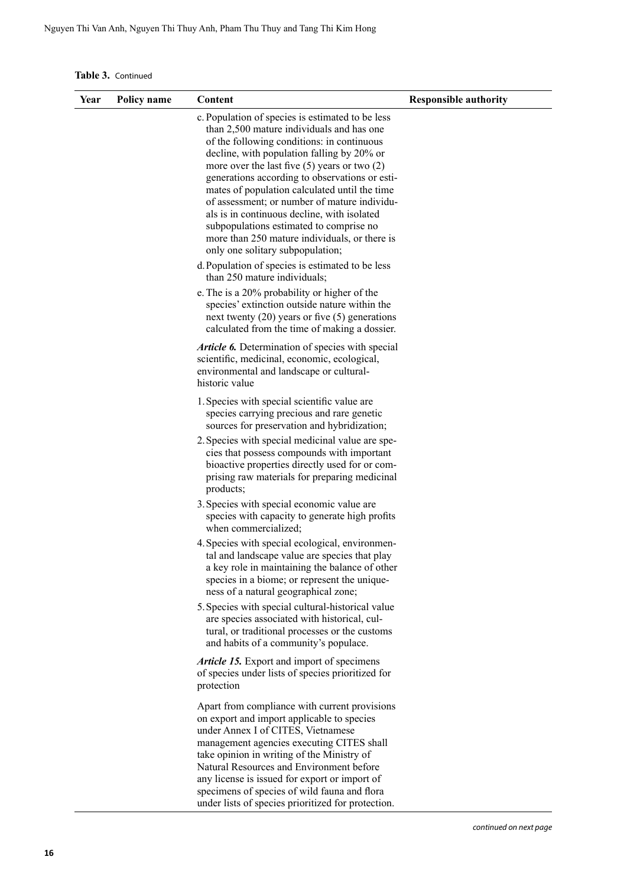**Table 3.** Continued

| Year | Policy name | Content | Responsible authority |
|---|---|---|---|
| | | c. Population of species is estimated to be less than 2,500 mature individuals and has one of the following conditions: in continuous decline, with population falling by 20% or more over the last five (5) years or two (2) generations according to observations or estimates of population calculated until the time of assessment; or number of mature individuals is in continuous decline, with isolated subpopulations estimated to comprise no more than 250 mature individuals, or there is only one solitary subpopulation;<br>d. Population of species is estimated to be less than 250 mature individuals;<br>e. The is a 20% probability or higher of the species' extinction outside nature within the next twenty (20) years or five (5) generations calculated from the time of making a dossier.<br><br>***Article 6.*** Determination of species with special scientific, medicinal, economic, ecological, environmental and landscape or cultural-historic value<br><br>1. Species with special scientific value are species carrying precious and rare genetic sources for preservation and hybridization;<br>2. Species with special medicinal value are species that possess compounds with important bioactive properties directly used for or comprising raw materials for preparing medicinal products;<br>3. Species with special economic value are species with capacity to generate high profits when commercialized;<br>4. Species with special ecological, environmental and landscape value are species that play a key role in maintaining the balance of other species in a biome; or represent the uniqueness of a natural geographical zone;<br>5. Species with special cultural-historical value are species associated with historical, cultural, or traditional processes or the customs and habits of a community's populace.<br><br>***Article 15.*** Export and import of specimens of species under lists of species prioritized for protection<br><br>Apart from compliance with current provisions on export and import applicable to species under Annex I of CITES, Vietnamese management agencies executing CITES shall take opinion in writing of the Ministry of Natural Resources and Environment before any license is issued for export or import of specimens of species of wild fauna and flora under lists of species prioritized for protection. | |

*continued on next page*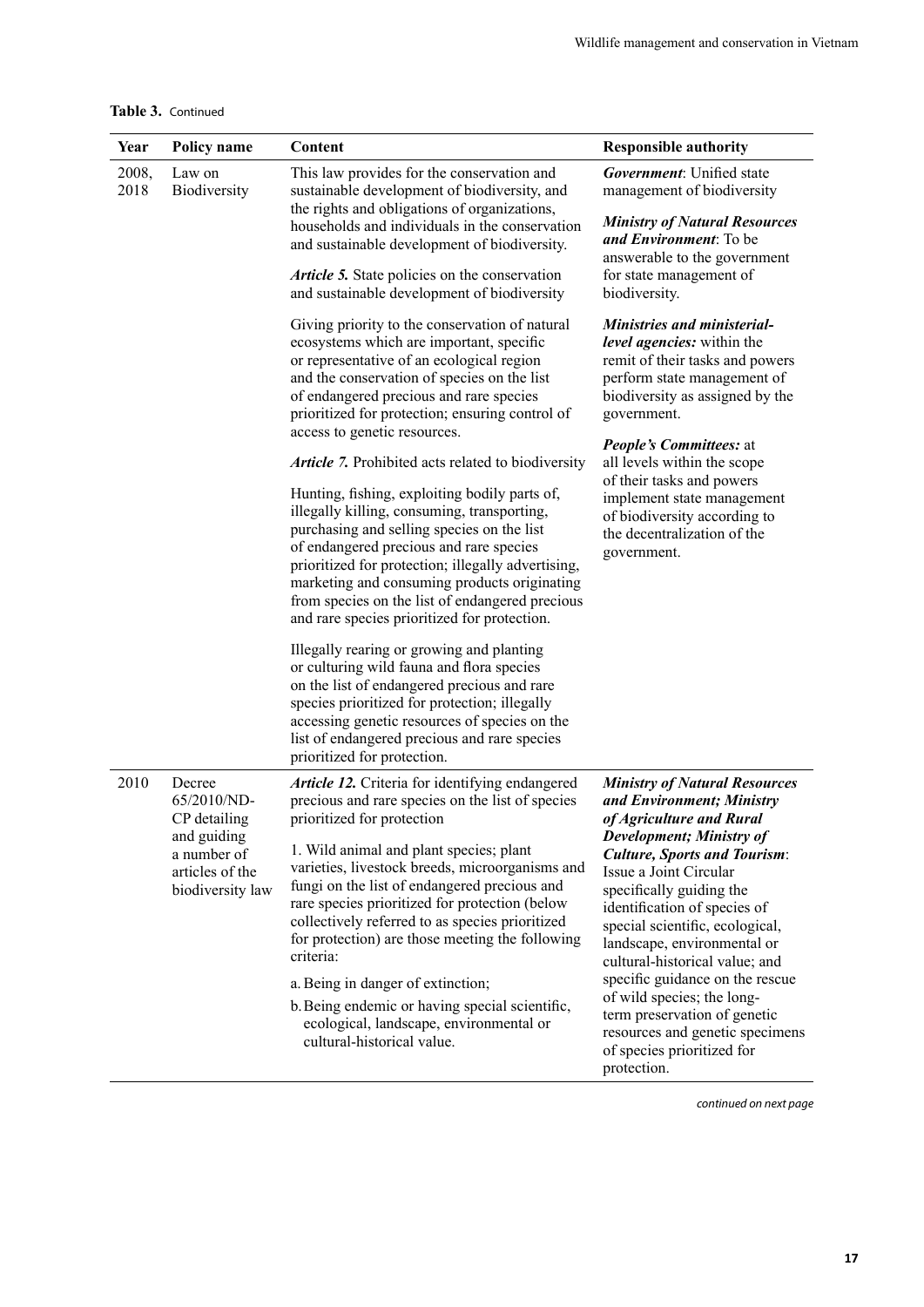**Table 3.** Continued

| Year | Policy name | Content | Responsible authority |
|---|---|---|---|
| 2008, 2018 | Law on Biodiversity | This law provides for the conservation and sustainable development of biodiversity, and the rights and obligations of organizations, households and individuals in the conservation and sustainable development of biodiversity.<br><br>***Article 5.*** State policies on the conservation and sustainable development of biodiversity<br><br>Giving priority to the conservation of natural ecosystems which are important, specific or representative of an ecological region and the conservation of species on the list of endangered precious and rare species prioritized for protection; ensuring control of access to genetic resources.<br><br>***Article 7.*** Prohibited acts related to biodiversity<br><br>Hunting, fishing, exploiting bodily parts of, illegally killing, consuming, transporting, purchasing and selling species on the list of endangered precious and rare species prioritized for protection; illegally advertising, marketing and consuming products originating from species on the list of endangered precious and rare species prioritized for protection.<br><br>Illegally rearing or growing and planting or culturing wild fauna and flora species on the list of endangered precious and rare species prioritized for protection; illegally accessing genetic resources of species on the list of endangered precious and rare species prioritized for protection. | ***Government***: Unified state management of biodiversity<br><br>***Ministry of Natural Resources and Environment***: To be answerable to the government for state management of biodiversity.<br><br>***Ministries and ministerial-level agencies:*** within the remit of their tasks and powers perform state management of biodiversity as assigned by the government.<br><br>***People's Committees:*** at all levels within the scope of their tasks and powers implement state management of biodiversity according to the decentralization of the government. |
| 2010 | Decree 65/2010/ND-CP detailing and guiding a number of articles of the biodiversity law | ***Article 12.*** Criteria for identifying endangered precious and rare species on the list of species prioritized for protection<br><br>1. Wild animal and plant species; plant varieties, livestock breeds, microorganisms and fungi on the list of endangered precious and rare species prioritized for protection (below collectively referred to as species prioritized for protection) are those meeting the following criteria:<br><br>a. Being in danger of extinction;<br><br>b. Being endemic or having special scientific, ecological, landscape, environmental or cultural-historical value. | ***Ministry of Natural Resources and Environment; Ministry of Agriculture and Rural Development; Ministry of Culture, Sports and Tourism***: Issue a Joint Circular specifically guiding the identification of species of special scientific, ecological, landscape, environmental or cultural-historical value; and specific guidance on the rescue of wild species; the long-term preservation of genetic resources and genetic specimens of species prioritized for protection. |

*continued on next page*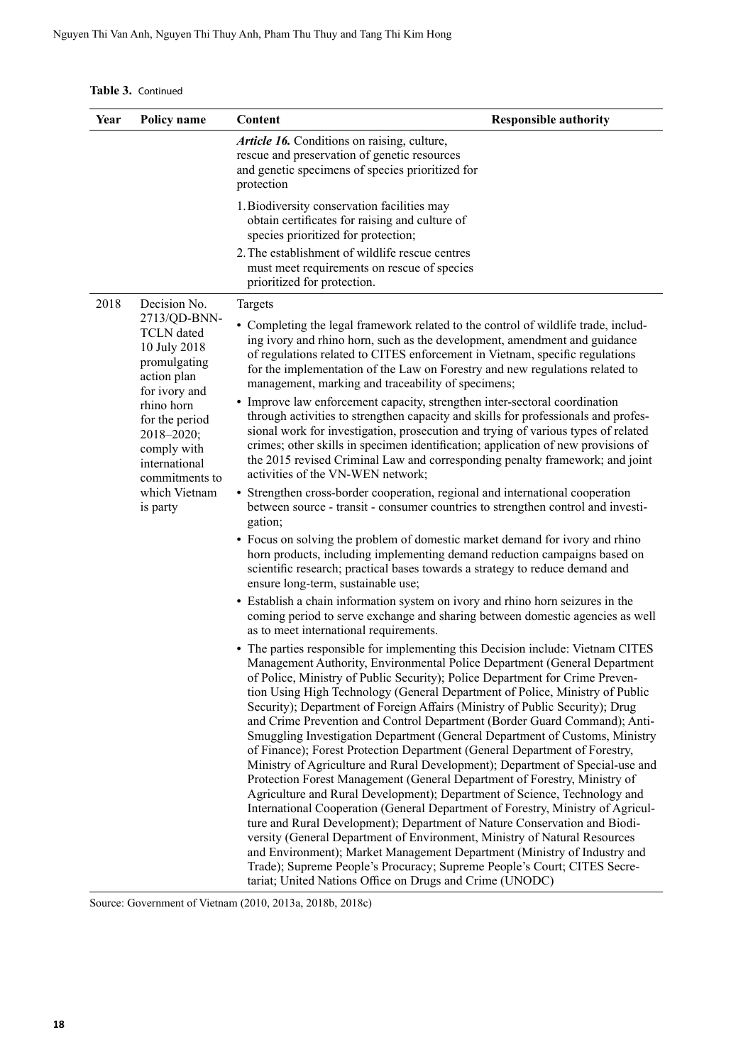**Table 3.** Continued

| Year | Policy name | Content | Responsible authority |
|---|---|---|---|
| | | ***Article 16.*** Conditions on raising, culture, rescue and preservation of genetic resources and genetic specimens of species prioritized for protection<br><br>1. Biodiversity conservation facilities may obtain certificates for raising and culture of species prioritized for protection;<br>2. The establishment of wildlife rescue centres must meet requirements on rescue of species prioritized for protection. | |
| 2018 | Decision No. 2713/QD-BNN-TCLN dated 10 July 2018 promulgating action plan for ivory and rhino horn for the period 2018–2020; comply with international commitments to which Vietnam is party | Targets<br><br>• Completing the legal framework related to the control of wildlife trade, including ivory and rhino horn, such as the development, amendment and guidance of regulations related to CITES enforcement in Vietnam, specific regulations for the implementation of the Law on Forestry and new regulations related to management, marking and traceability of specimens;<br>• Improve law enforcement capacity, strengthen inter-sectoral coordination through activities to strengthen capacity and skills for professionals and professional work for investigation, prosecution and trying of various types of related crimes; other skills in specimen identification; application of new provisions of the 2015 revised Criminal Law and corresponding penalty framework; and joint activities of the VN-WEN network;<br>• Strengthen cross-border cooperation, regional and international cooperation between source - transit - consumer countries to strengthen control and investigation;<br>• Focus on solving the problem of domestic market demand for ivory and rhino horn products, including implementing demand reduction campaigns based on scientific research; practical bases towards a strategy to reduce demand and ensure long-term, sustainable use;<br>• Establish a chain information system on ivory and rhino horn seizures in the coming period to serve exchange and sharing between domestic agencies as well as to meet international requirements.<br>• The parties responsible for implementing this Decision include: Vietnam CITES Management Authority, Environmental Police Department (General Department of Police, Ministry of Public Security); Police Department for Crime Prevention Using High Technology (General Department of Police, Ministry of Public Security); Department of Foreign Affairs (Ministry of Public Security); Drug and Crime Prevention and Control Department (Border Guard Command); Anti-Smuggling Investigation Department (General Department of Customs, Ministry of Finance); Forest Protection Department (General Department of Forestry, Ministry of Agriculture and Rural Development); Department of Special-use and Protection Forest Management (General Department of Forestry, Ministry of Agriculture and Rural Development); Department of Science, Technology and International Cooperation (General Department of Forestry, Ministry of Agriculture and Rural Development); Department of Nature Conservation and Biodiversity (General Department of Environment, Ministry of Natural Resources and Environment); Market Management Department (Ministry of Industry and Trade); Supreme People's Procuracy; Supreme People's Court; CITES Secretariat; United Nations Office on Drugs and Crime (UNODC) | |

Source: Government of Vietnam (2010, 2013a, 2018b, 2018c)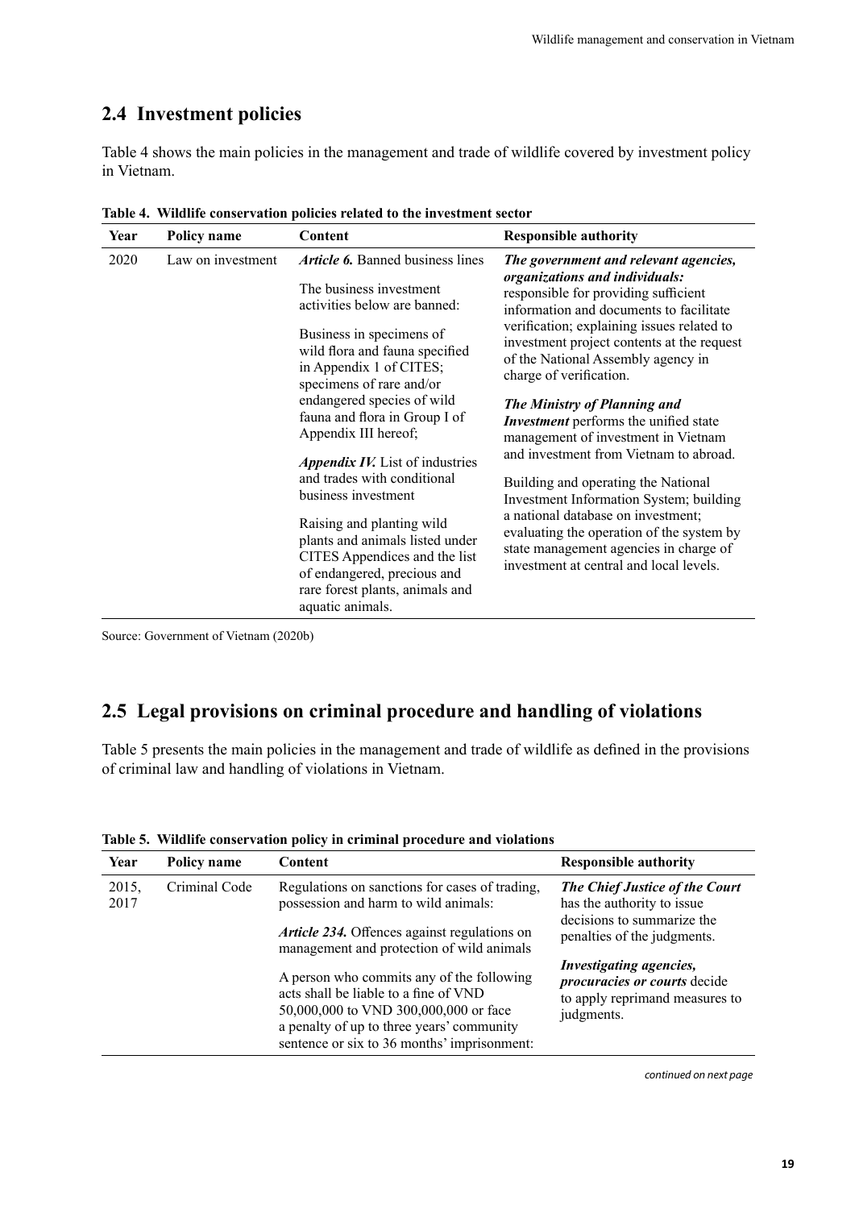## 2.4 Investment policies

Table 4 shows the main policies in the management and trade of wildlife covered by investment policy in Vietnam.

**Table 4. Wildlife conservation policies related to the investment sector**

| Year | Policy name | Content | Responsible authority |
|---|---|---|---|
| 2020 | Law on investment | ***Article 6.*** Banned business lines<br><br>The business investment activities below are banned:<br><br>Business in specimens of wild flora and fauna specified in Appendix 1 of CITES; specimens of rare and/or endangered species of wild fauna and flora in Group I of Appendix III hereof;<br><br>***Appendix IV.*** List of industries and trades with conditional business investment<br><br>Raising and planting wild plants and animals listed under CITES Appendices and the list of endangered, precious and rare forest plants, animals and aquatic animals. | ***The government and relevant agencies, organizations and individuals:*** responsible for providing sufficient information and documents to facilitate verification; explaining issues related to investment project contents at the request of the National Assembly agency in charge of verification.<br><br>***The Ministry of Planning and Investment*** performs the unified state management of investment in Vietnam and investment from Vietnam to abroad.<br><br>Building and operating the National Investment Information System; building a national database on investment; evaluating the operation of the system by state management agencies in charge of investment at central and local levels. |

Source: Government of Vietnam (2020b)

## 2.5 Legal provisions on criminal procedure and handling of violations

Table 5 presents the main policies in the management and trade of wildlife as defined in the provisions of criminal law and handling of violations in Vietnam.

**Table 5. Wildlife conservation policy in criminal procedure and violations**

| Year | Policy name | Content | Responsible authority |
|---|---|---|---|
| 2015, 2017 | Criminal Code | Regulations on sanctions for cases of trading, possession and harm to wild animals:<br><br>***Article 234.*** Offences against regulations on management and protection of wild animals<br><br>A person who commits any of the following acts shall be liable to a fine of VND 50,000,000 to VND 300,000,000 or face a penalty of up to three years' community sentence or six to 36 months' imprisonment: | ***The Chief Justice of the Court*** has the authority to issue decisions to summarize the penalties of the judgments.<br><br>***Investigating agencies, procuracies or courts*** decide to apply reprimand measures to judgments. |

*continued on next page*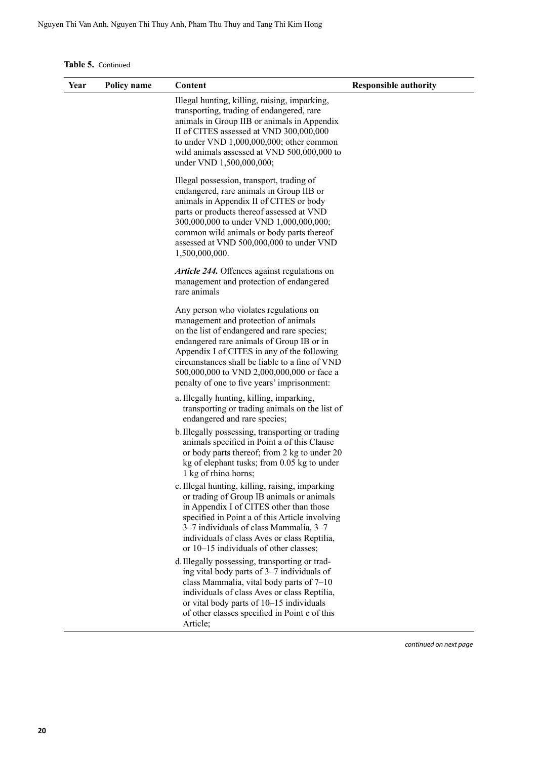**Table 5.** Continued

| Year | Policy name | Content | Responsible authority |
|---|---|---|---|
| | | Illegal hunting, killing, raising, imparking, transporting, trading of endangered, rare animals in Group IIB or animals in Appendix II of CITES assessed at VND 300,000,000 to under VND 1,000,000,000; other common wild animals assessed at VND 500,000,000 to under VND 1,500,000,000; | |
| | | Illegal possession, transport, trading of endangered, rare animals in Group IIB or animals in Appendix II of CITES or body parts or products thereof assessed at VND 300,000,000 to under VND 1,000,000,000; common wild animals or body parts thereof assessed at VND 500,000,000 to under VND 1,500,000,000. | |
| | | ***Article 244.*** Offences against regulations on management and protection of endangered rare animals | |
| | | Any person who violates regulations on management and protection of animals on the list of endangered and rare species; endangered rare animals of Group IB or in Appendix I of CITES in any of the following circumstances shall be liable to a fine of VND 500,000,000 to VND 2,000,000,000 or face a penalty of one to five years' imprisonment: | |
| | | a. Illegally hunting, killing, imparking, transporting or trading animals on the list of endangered and rare species; | |
| | | b. Illegally possessing, transporting or trading animals specified in Point a of this Clause or body parts thereof; from 2 kg to under 20 kg of elephant tusks; from 0.05 kg to under 1 kg of rhino horns; | |
| | | c. Illegal hunting, killing, raising, imparking or trading of Group IB animals or animals in Appendix I of CITES other than those specified in Point a of this Article involving 3–7 individuals of class Mammalia, 3–7 individuals of class Aves or class Reptilia, or 10–15 individuals of other classes; | |
| | | d. Illegally possessing, transporting or trading vital body parts of 3–7 individuals of class Mammalia, vital body parts of 7–10 individuals of class Aves or class Reptilia, or vital body parts of 10–15 individuals of other classes specified in Point c of this Article; | |

*continued on next page*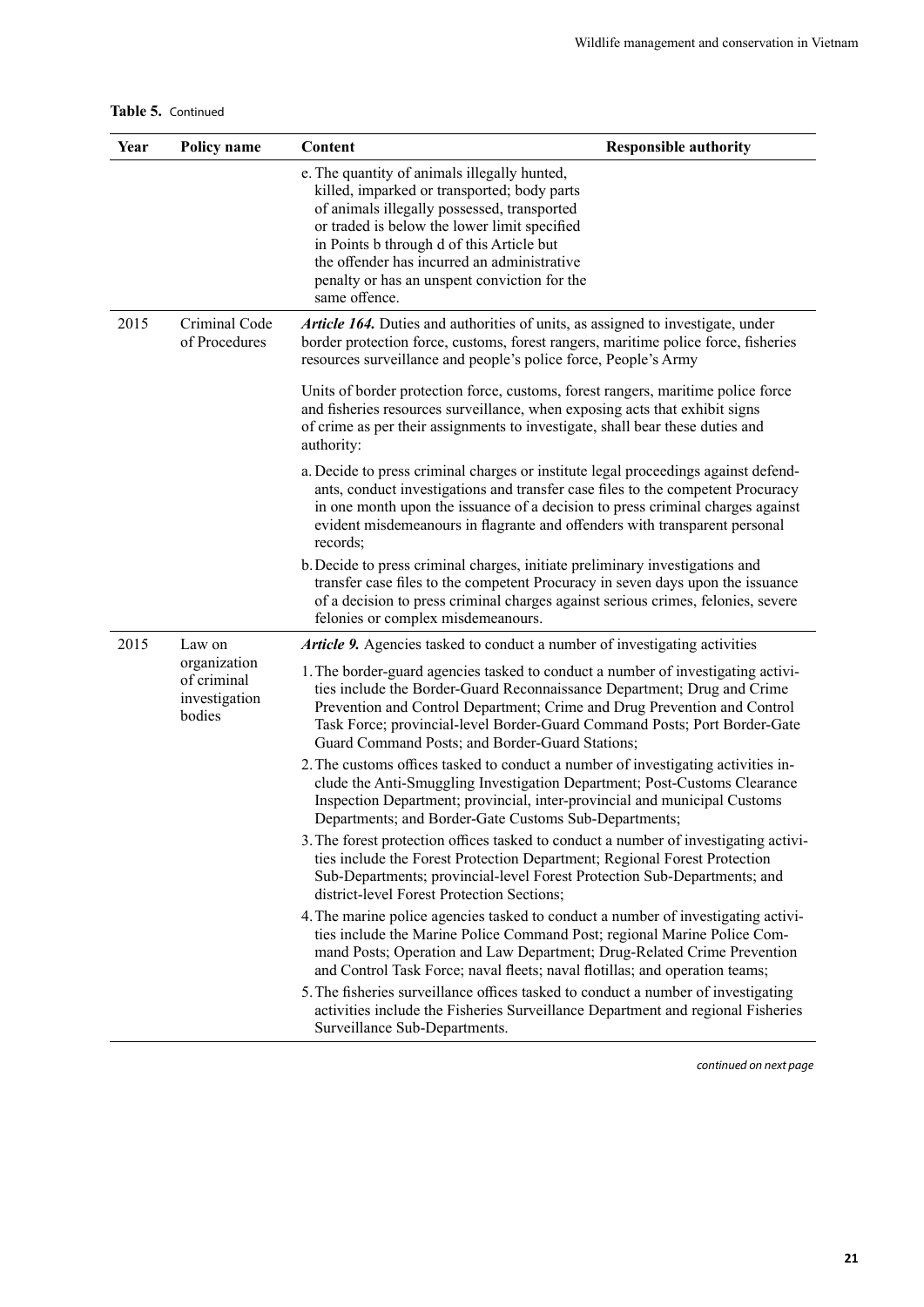**Table 5.** Continued

| Year | Policy name | Content | Responsible authority |
|---|---|---|---|
| | | e. The quantity of animals illegally hunted, killed, imparked or transported; body parts of animals illegally possessed, transported or traded is below the lower limit specified in Points b through d of this Article but the offender has incurred an administrative penalty or has an unspent conviction for the same offence. | |
| 2015 | Criminal Code of Procedures | ***Article 164.*** Duties and authorities of units, as assigned to investigate, under border protection force, customs, forest rangers, maritime police force, fisheries resources surveillance and people's police force, People's Army<br><br>Units of border protection force, customs, forest rangers, maritime police force and fisheries resources surveillance, when exposing acts that exhibit signs of crime as per their assignments to investigate, shall bear these duties and authority:<br><br>a. Decide to press criminal charges or institute legal proceedings against defendants, conduct investigations and transfer case files to the competent Procuracy in one month upon the issuance of a decision to press criminal charges against evident misdemeanours in flagrante and offenders with transparent personal records;<br><br>b. Decide to press criminal charges, initiate preliminary investigations and transfer case files to the competent Procuracy in seven days upon the issuance of a decision to press criminal charges against serious crimes, felonies, severe felonies or complex misdemeanours. | |
| 2015 | Law on organization of criminal investigation bodies | ***Article 9.*** Agencies tasked to conduct a number of investigating activities<br><br>1. The border-guard agencies tasked to conduct a number of investigating activities include the Border-Guard Reconnaissance Department; Drug and Crime Prevention and Control Department; Crime and Drug Prevention and Control Task Force; provincial-level Border-Guard Command Posts; Port Border-Gate Guard Command Posts; and Border-Guard Stations;<br><br>2. The customs offices tasked to conduct a number of investigating activities include the Anti-Smuggling Investigation Department; Post-Customs Clearance Inspection Department; provincial, inter-provincial and municipal Customs Departments; and Border-Gate Customs Sub-Departments;<br><br>3. The forest protection offices tasked to conduct a number of investigating activities include the Forest Protection Department; Regional Forest Protection Sub-Departments; provincial-level Forest Protection Sub-Departments; and district-level Forest Protection Sections;<br><br>4. The marine police agencies tasked to conduct a number of investigating activities include the Marine Police Command Post; regional Marine Police Command Posts; Operation and Law Department; Drug-Related Crime Prevention and Control Task Force; naval fleets; naval flotillas; and operation teams;<br><br>5. The fisheries surveillance offices tasked to conduct a number of investigating activities include the Fisheries Surveillance Department and regional Fisheries Surveillance Sub-Departments. | |

*continued on next page*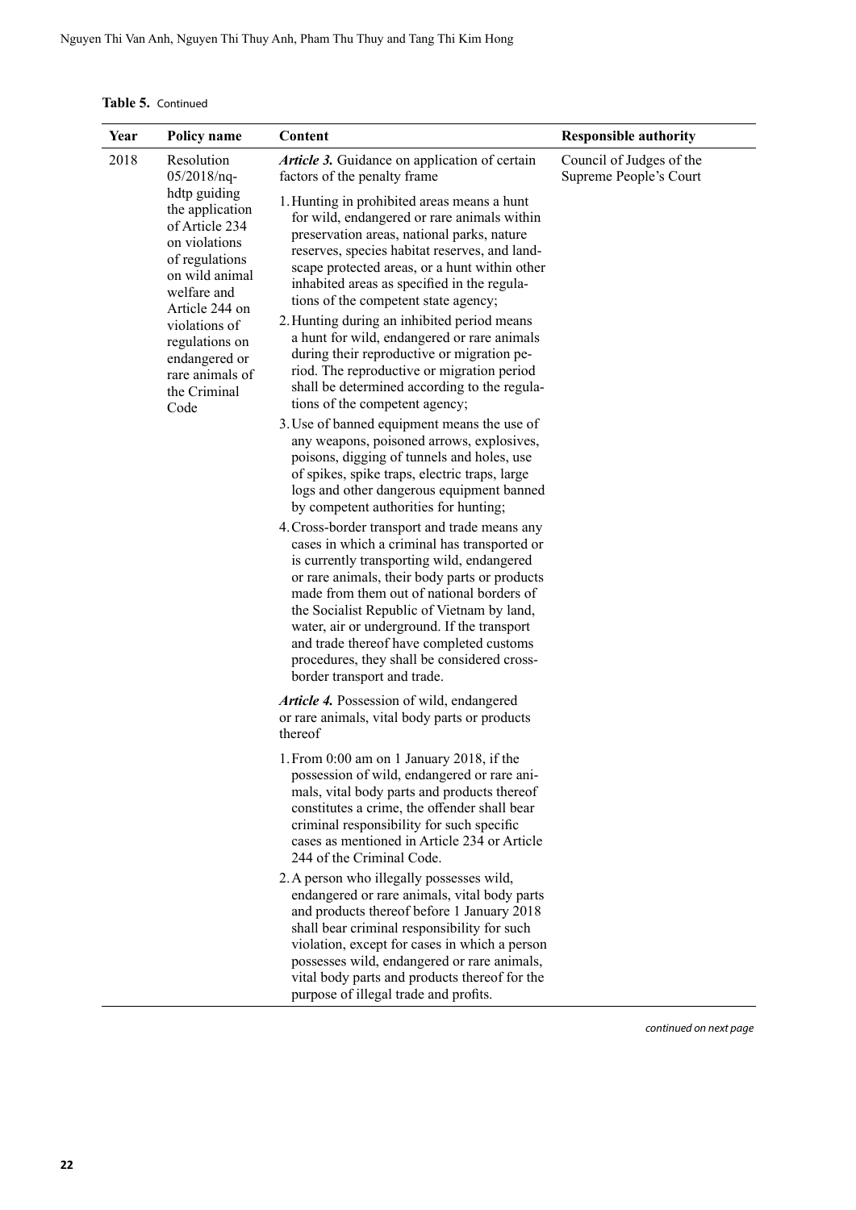**Table 5.** Continued

| Year | Policy name | Content | Responsible authority |
|---|---|---|---|
| 2018 | Resolution 05/2018/nq-hdtp guiding the application of Article 234 on violations of regulations on wild animal welfare and Article 244 on violations of regulations on endangered or rare animals of the Criminal Code | ***Article 3.*** Guidance on application of certain factors of the penalty frame<br><br>1. Hunting in prohibited areas means a hunt for wild, endangered or rare animals within preservation areas, national parks, nature reserves, species habitat reserves, and landscape protected areas, or a hunt within other inhabited areas as specified in the regulations of the competent state agency;<br>2. Hunting during an inhibited period means a hunt for wild, endangered or rare animals during their reproductive or migration period. The reproductive or migration period shall be determined according to the regulations of the competent agency;<br>3. Use of banned equipment means the use of any weapons, poisoned arrows, explosives, poisons, digging of tunnels and holes, use of spikes, spike traps, electric traps, large logs and other dangerous equipment banned by competent authorities for hunting;<br>4. Cross-border transport and trade means any cases in which a criminal has transported or is currently transporting wild, endangered or rare animals, their body parts or products made from them out of national borders of the Socialist Republic of Vietnam by land, water, air or underground. If the transport and trade thereof have completed customs procedures, they shall be considered cross-border transport and trade.<br><br>***Article 4.*** Possession of wild, endangered or rare animals, vital body parts or products thereof<br><br>1. From 0:00 am on 1 January 2018, if the possession of wild, endangered or rare animals, vital body parts and products thereof constitutes a crime, the offender shall bear criminal responsibility for such specific cases as mentioned in Article 234 or Article 244 of the Criminal Code.<br>2. A person who illegally possesses wild, endangered or rare animals, vital body parts and products thereof before 1 January 2018 shall bear criminal responsibility for such violation, except for cases in which a person possesses wild, endangered or rare animals, vital body parts and products thereof for the purpose of illegal trade and profits. | Council of Judges of the Supreme People's Court |

*continued on next page*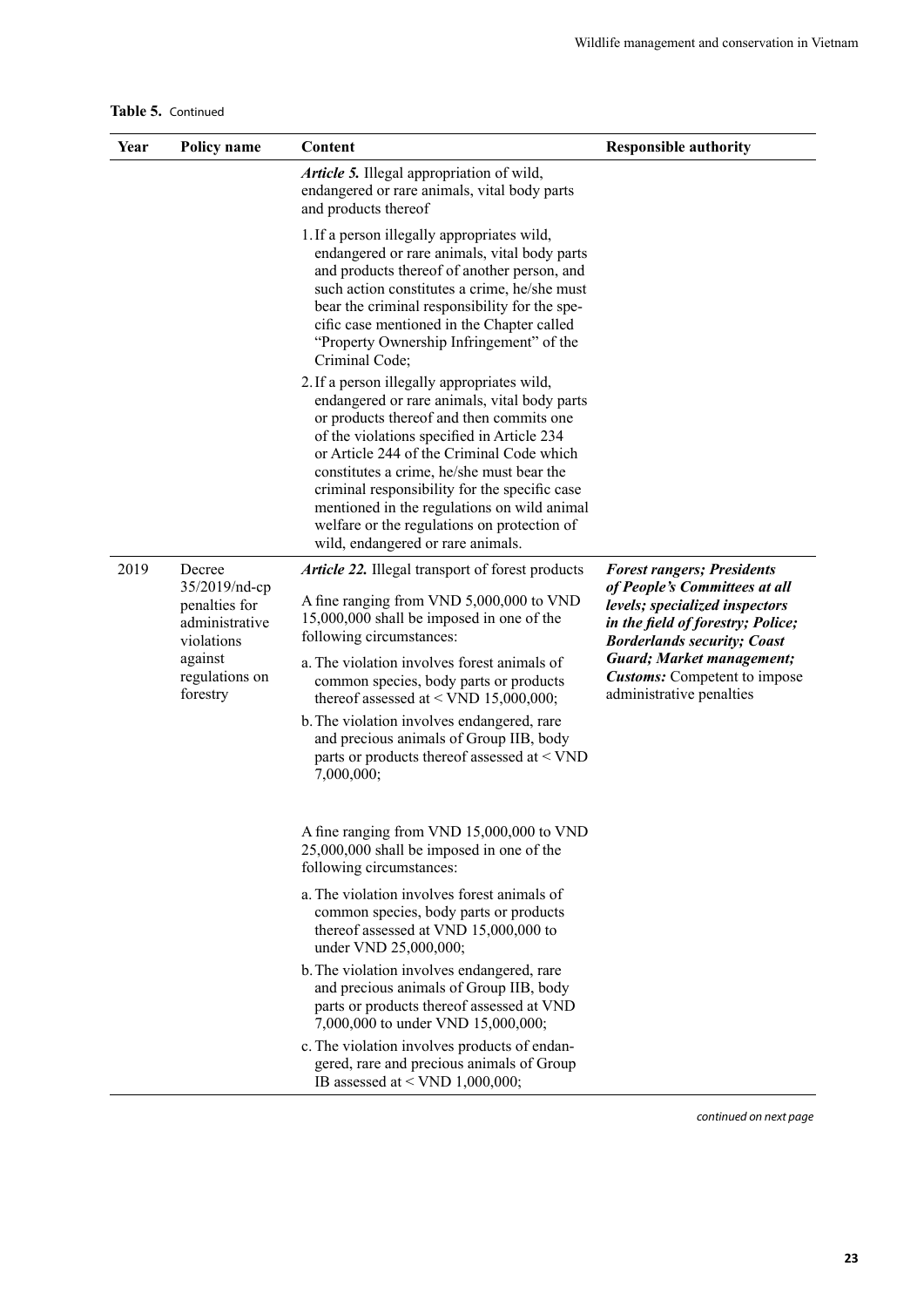**Table 5.** Continued

| Year | Policy name | Content | Responsible authority |
|---|---|---|---|
| | | ***Article 5.*** Illegal appropriation of wild, endangered or rare animals, vital body parts and products thereof<br><br>1. If a person illegally appropriates wild, endangered or rare animals, vital body parts and products thereof of another person, and such action constitutes a crime, he/she must bear the criminal responsibility for the specific case mentioned in the Chapter called "Property Ownership Infringement" of the Criminal Code;<br><br>2. If a person illegally appropriates wild, endangered or rare animals, vital body parts or products thereof and then commits one of the violations specified in Article 234 or Article 244 of the Criminal Code which constitutes a crime, he/she must bear the criminal responsibility for the specific case mentioned in the regulations on wild animal welfare or the regulations on protection of wild, endangered or rare animals. | |
| 2019 | Decree 35/2019/nd-cp penalties for administrative violations against regulations on forestry | ***Article 22.*** Illegal transport of forest products<br><br>A fine ranging from VND 5,000,000 to VND 15,000,000 shall be imposed in one of the following circumstances:<br><br>a. The violation involves forest animals of common species, body parts or products thereof assessed at < VND 15,000,000;<br><br>b. The violation involves endangered, rare and precious animals of Group IIB, body parts or products thereof assessed at < VND 7,000,000;<br><br>A fine ranging from VND 15,000,000 to VND 25,000,000 shall be imposed in one of the following circumstances:<br><br>a. The violation involves forest animals of common species, body parts or products thereof assessed at VND 15,000,000 to under VND 25,000,000;<br><br>b. The violation involves endangered, rare and precious animals of Group IIB, body parts or products thereof assessed at VND 7,000,000 to under VND 15,000,000;<br><br>c. The violation involves products of endangered, rare and precious animals of Group IB assessed at < VND 1,000,000; | ***Forest rangers; Presidents of People's Committees at all levels; specialized inspectors in the field of forestry; Police; Borderlands security; Coast Guard; Market management; Customs:*** Competent to impose administrative penalties |

*continued on next page*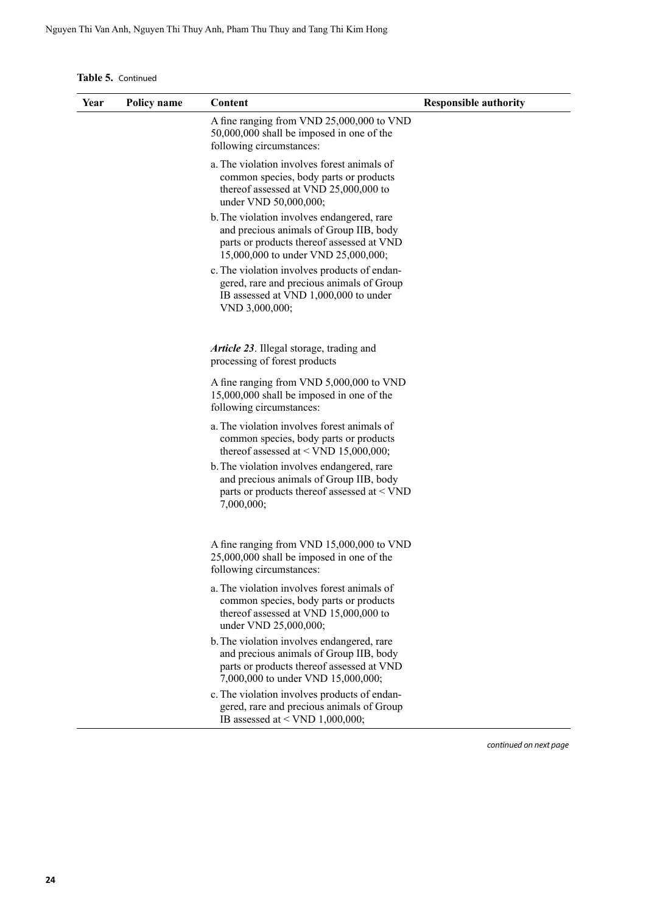**Table 5.** Continued

| Year | Policy name | Content | Responsible authority |
|---|---|---|---|
| | | A fine ranging from VND 25,000,000 to VND 50,000,000 shall be imposed in one of the following circumstances:<br>a. The violation involves forest animals of common species, body parts or products thereof assessed at VND 25,000,000 to under VND 50,000,000;<br>b. The violation involves endangered, rare and precious animals of Group IIB, body parts or products thereof assessed at VND 15,000,000 to under VND 25,000,000;<br>c. The violation involves products of endangered, rare and precious animals of Group IB assessed at VND 1,000,000 to under VND 3,000,000; | |
| | | ***Article 23***. Illegal storage, trading and processing of forest products<br>A fine ranging from VND 5,000,000 to VND 15,000,000 shall be imposed in one of the following circumstances:<br>a. The violation involves forest animals of common species, body parts or products thereof assessed at < VND 15,000,000;<br>b. The violation involves endangered, rare and precious animals of Group IIB, body parts or products thereof assessed at < VND 7,000,000; | |
| | | A fine ranging from VND 15,000,000 to VND 25,000,000 shall be imposed in one of the following circumstances:<br>a. The violation involves forest animals of common species, body parts or products thereof assessed at VND 15,000,000 to under VND 25,000,000;<br>b. The violation involves endangered, rare and precious animals of Group IIB, body parts or products thereof assessed at VND 7,000,000 to under VND 15,000,000;<br>c. The violation involves products of endangered, rare and precious animals of Group IB assessed at < VND 1,000,000; | |

*continued on next page*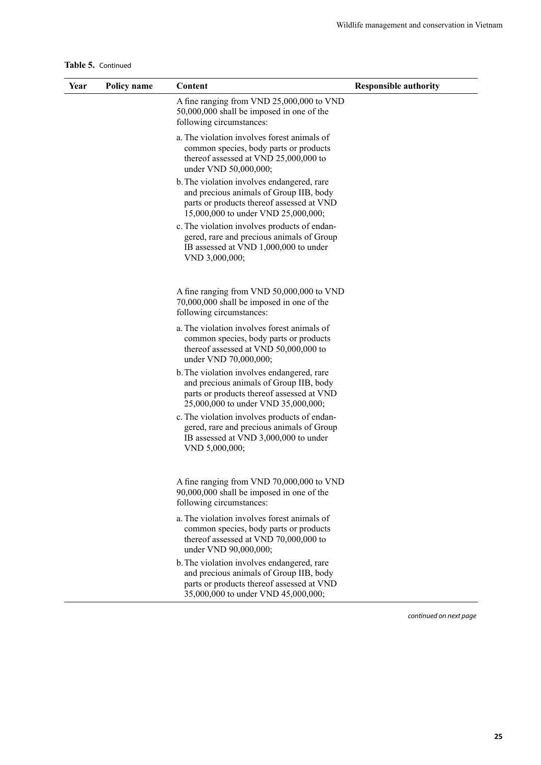**Table 5.** Continued

| Year | Policy name | Content | Responsible authority |
|---|---|---|---|
| | | A fine ranging from VND 25,000,000 to VND 50,000,000 shall be imposed in one of the following circumstances:<br><br>a. The violation involves forest animals of common species, body parts or products thereof assessed at VND 25,000,000 to under VND 50,000,000;<br>b. The violation involves endangered, rare and precious animals of Group IIB, body parts or products thereof assessed at VND 15,000,000 to under VND 25,000,000;<br>c. The violation involves products of endangered, rare and precious animals of Group IB assessed at VND 1,000,000 to under VND 3,000,000; | |
| | | A fine ranging from VND 50,000,000 to VND 70,000,000 shall be imposed in one of the following circumstances:<br><br>a. The violation involves forest animals of common species, body parts or products thereof assessed at VND 50,000,000 to under VND 70,000,000;<br>b. The violation involves endangered, rare and precious animals of Group IIB, body parts or products thereof assessed at VND 25,000,000 to under VND 35,000,000;<br>c. The violation involves products of endangered, rare and precious animals of Group IB assessed at VND 3,000,000 to under VND 5,000,000; | |
| | | A fine ranging from VND 70,000,000 to VND 90,000,000 shall be imposed in one of the following circumstances:<br><br>a. The violation involves forest animals of common species, body parts or products thereof assessed at VND 70,000,000 to under VND 90,000,000;<br>b. The violation involves endangered, rare and precious animals of Group IIB, body parts or products thereof assessed at VND 35,000,000 to under VND 45,000,000; | |

*continued on next page*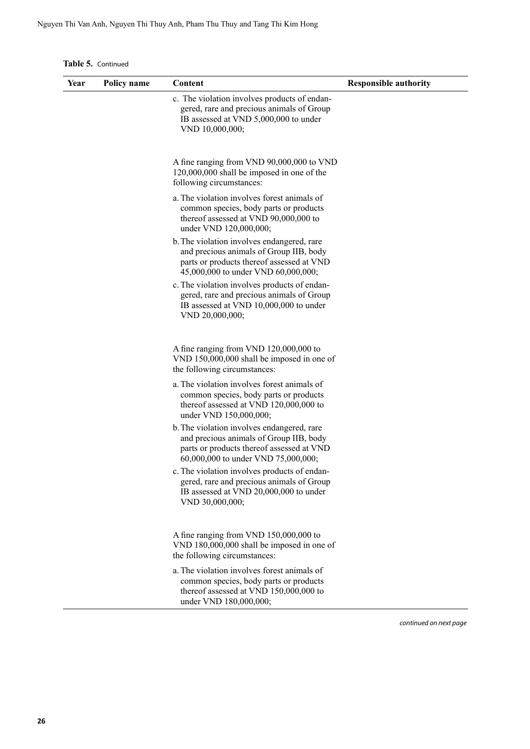**Table 5.** Continued

| Year | Policy name | Content | Responsible authority |
|---|---|---|---|
| | | c. The violation involves products of endangered, rare and precious animals of Group IB assessed at VND 5,000,000 to under VND 10,000,000; | |
| | | A fine ranging from VND 90,000,000 to VND 120,000,000 shall be imposed in one of the following circumstances: | |
| | | a. The violation involves forest animals of common species, body parts or products thereof assessed at VND 90,000,000 to under VND 120,000,000; | |
| | | b. The violation involves endangered, rare and precious animals of Group IIB, body parts or products thereof assessed at VND 45,000,000 to under VND 60,000,000; | |
| | | c. The violation involves products of endangered, rare and precious animals of Group IB assessed at VND 10,000,000 to under VND 20,000,000; | |
| | | A fine ranging from VND 120,000,000 to VND 150,000,000 shall be imposed in one of the following circumstances: | |
| | | a. The violation involves forest animals of common species, body parts or products thereof assessed at VND 120,000,000 to under VND 150,000,000; | |
| | | b. The violation involves endangered, rare and precious animals of Group IIB, body parts or products thereof assessed at VND 60,000,000 to under VND 75,000,000; | |
| | | c. The violation involves products of endangered, rare and precious animals of Group IB assessed at VND 20,000,000 to under VND 30,000,000; | |
| | | A fine ranging from VND 150,000,000 to VND 180,000,000 shall be imposed in one of the following circumstances: | |
| | | a. The violation involves forest animals of common species, body parts or products thereof assessed at VND 150,000,000 to under VND 180,000,000; | |

*continued on next page*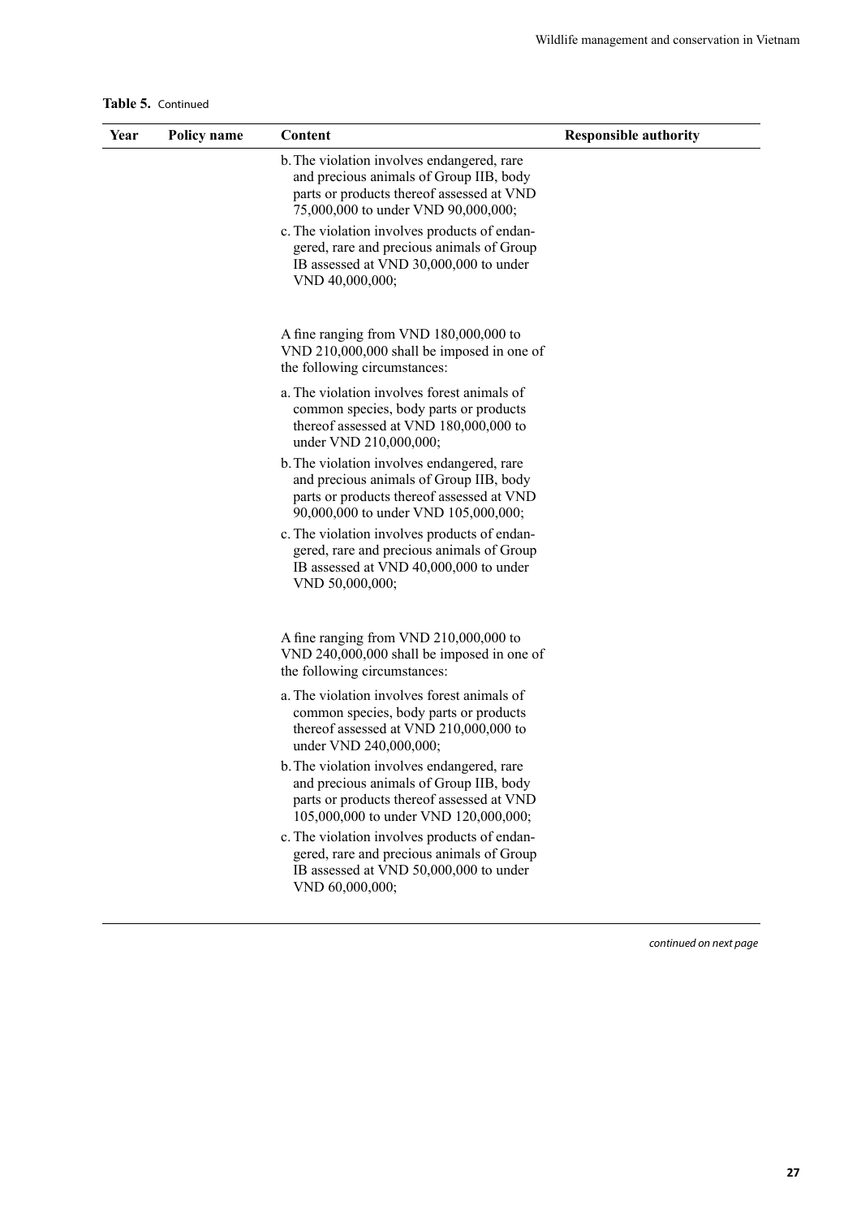**Table 5.** Continued

| Year | Policy name | Content | Responsible authority |
|---|---|---|---|
| | | b. The violation involves endangered, rare and precious animals of Group IIB, body parts or products thereof assessed at VND 75,000,000 to under VND 90,000,000; | |
| | | c. The violation involves products of endangered, rare and precious animals of Group IB assessed at VND 30,000,000 to under VND 40,000,000; | |
| | | A fine ranging from VND 180,000,000 to VND 210,000,000 shall be imposed in one of the following circumstances: | |
| | | a. The violation involves forest animals of common species, body parts or products thereof assessed at VND 180,000,000 to under VND 210,000,000; | |
| | | b. The violation involves endangered, rare and precious animals of Group IIB, body parts or products thereof assessed at VND 90,000,000 to under VND 105,000,000; | |
| | | c. The violation involves products of endangered, rare and precious animals of Group IB assessed at VND 40,000,000 to under VND 50,000,000; | |
| | | A fine ranging from VND 210,000,000 to VND 240,000,000 shall be imposed in one of the following circumstances: | |
| | | a. The violation involves forest animals of common species, body parts or products thereof assessed at VND 210,000,000 to under VND 240,000,000; | |
| | | b. The violation involves endangered, rare and precious animals of Group IIB, body parts or products thereof assessed at VND 105,000,000 to under VND 120,000,000; | |
| | | c. The violation involves products of endangered, rare and precious animals of Group IB assessed at VND 50,000,000 to under VND 60,000,000; | |

*continued on next page*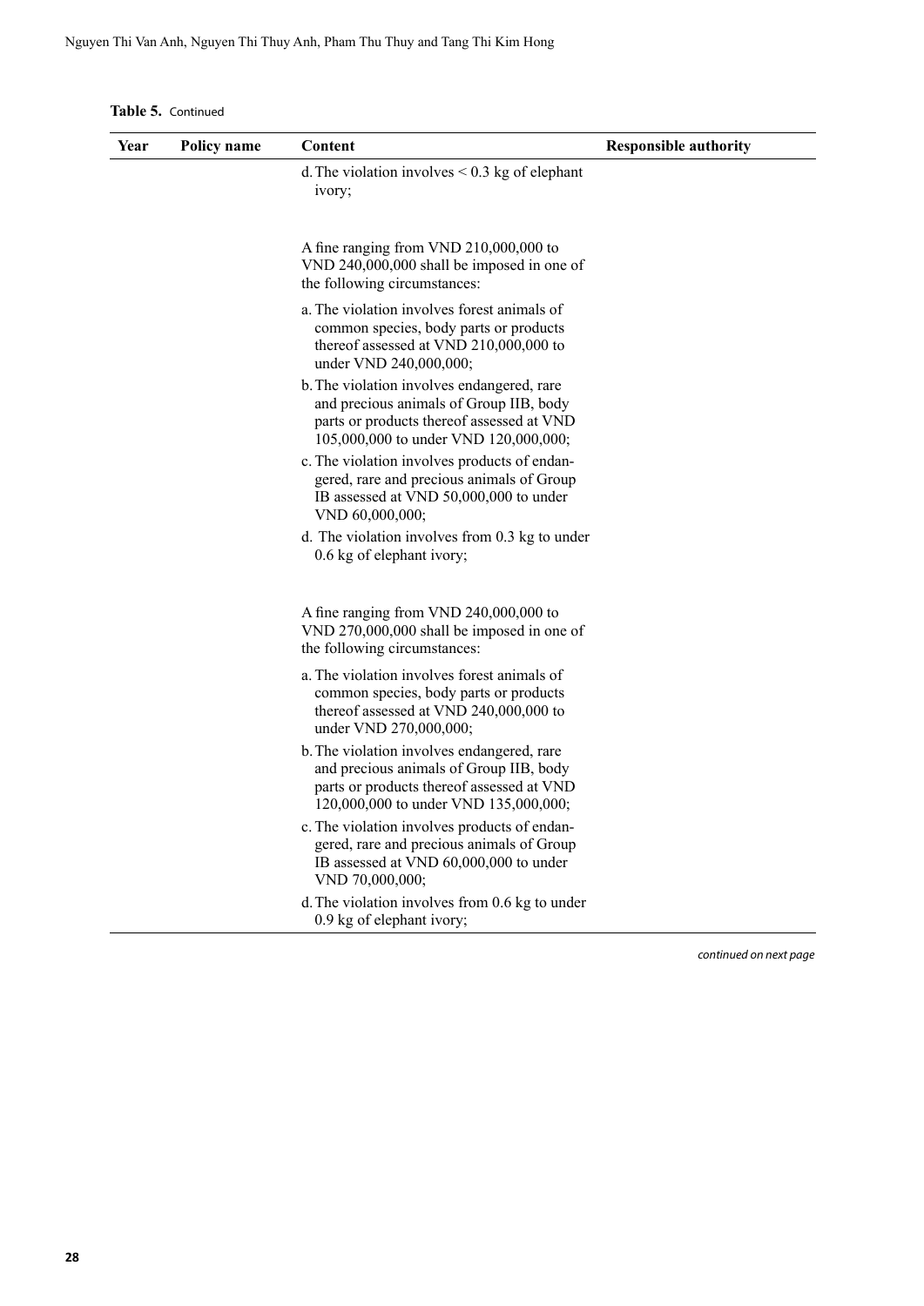**Table 5.** Continued

| Year | Policy name | Content | Responsible authority |
|---|---|---|---|
| | | d. The violation involves < 0.3 kg of elephant ivory; | |
| | | A fine ranging from VND 210,000,000 to VND 240,000,000 shall be imposed in one of the following circumstances: | |
| | | a. The violation involves forest animals of common species, body parts or products thereof assessed at VND 210,000,000 to under VND 240,000,000; | |
| | | b. The violation involves endangered, rare and precious animals of Group IIB, body parts or products thereof assessed at VND 105,000,000 to under VND 120,000,000; | |
| | | c. The violation involves products of endangered, rare and precious animals of Group IB assessed at VND 50,000,000 to under VND 60,000,000; | |
| | | d. The violation involves from 0.3 kg to under 0.6 kg of elephant ivory; | |
| | | A fine ranging from VND 240,000,000 to VND 270,000,000 shall be imposed in one of the following circumstances: | |
| | | a. The violation involves forest animals of common species, body parts or products thereof assessed at VND 240,000,000 to under VND 270,000,000; | |
| | | b. The violation involves endangered, rare and precious animals of Group IIB, body parts or products thereof assessed at VND 120,000,000 to under VND 135,000,000; | |
| | | c. The violation involves products of endangered, rare and precious animals of Group IB assessed at VND 60,000,000 to under VND 70,000,000; | |
| | | d. The violation involves from 0.6 kg to under 0.9 kg of elephant ivory; | |

*continued on next page*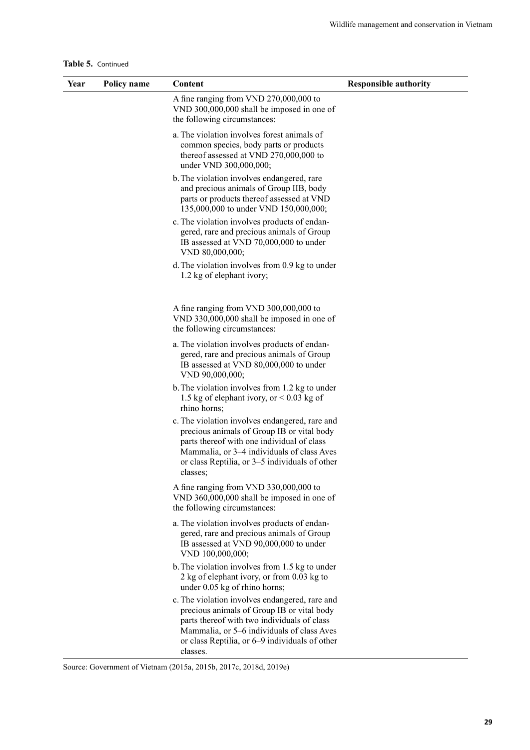**Table 5.** Continued

| Year | Policy name | Content | Responsible authority |
|---|---|---|---|
| | | A fine ranging from VND 270,000,000 to VND 300,000,000 shall be imposed in one of the following circumstances:<br>a. The violation involves forest animals of common species, body parts or products thereof assessed at VND 270,000,000 to under VND 300,000,000;<br>b. The violation involves endangered, rare and precious animals of Group IIB, body parts or products thereof assessed at VND 135,000,000 to under VND 150,000,000;<br>c. The violation involves products of endangered, rare and precious animals of Group IB assessed at VND 70,000,000 to under VND 80,000,000;<br>d. The violation involves from 0.9 kg to under 1.2 kg of elephant ivory; | |
| | | A fine ranging from VND 300,000,000 to VND 330,000,000 shall be imposed in one of the following circumstances:<br>a. The violation involves products of endangered, rare and precious animals of Group IB assessed at VND 80,000,000 to under VND 90,000,000;<br>b. The violation involves from 1.2 kg to under 1.5 kg of elephant ivory, or < 0.03 kg of rhino horns;<br>c. The violation involves endangered, rare and precious animals of Group IB or vital body parts thereof with one individual of class Mammalia, or 3–4 individuals of class Aves or class Reptilia, or 3–5 individuals of other classes; | |
| | | A fine ranging from VND 330,000,000 to VND 360,000,000 shall be imposed in one of the following circumstances:<br>a. The violation involves products of endangered, rare and precious animals of Group IB assessed at VND 90,000,000 to under VND 100,000,000;<br>b. The violation involves from 1.5 kg to under 2 kg of elephant ivory, or from 0.03 kg to under 0.05 kg of rhino horns;<br>c. The violation involves endangered, rare and precious animals of Group IB or vital body parts thereof with two individuals of class Mammalia, or 5–6 individuals of class Aves or class Reptilia, or 6–9 individuals of other classes. | |

Source: Government of Vietnam (2015a, 2015b, 2017c, 2018d, 2019e)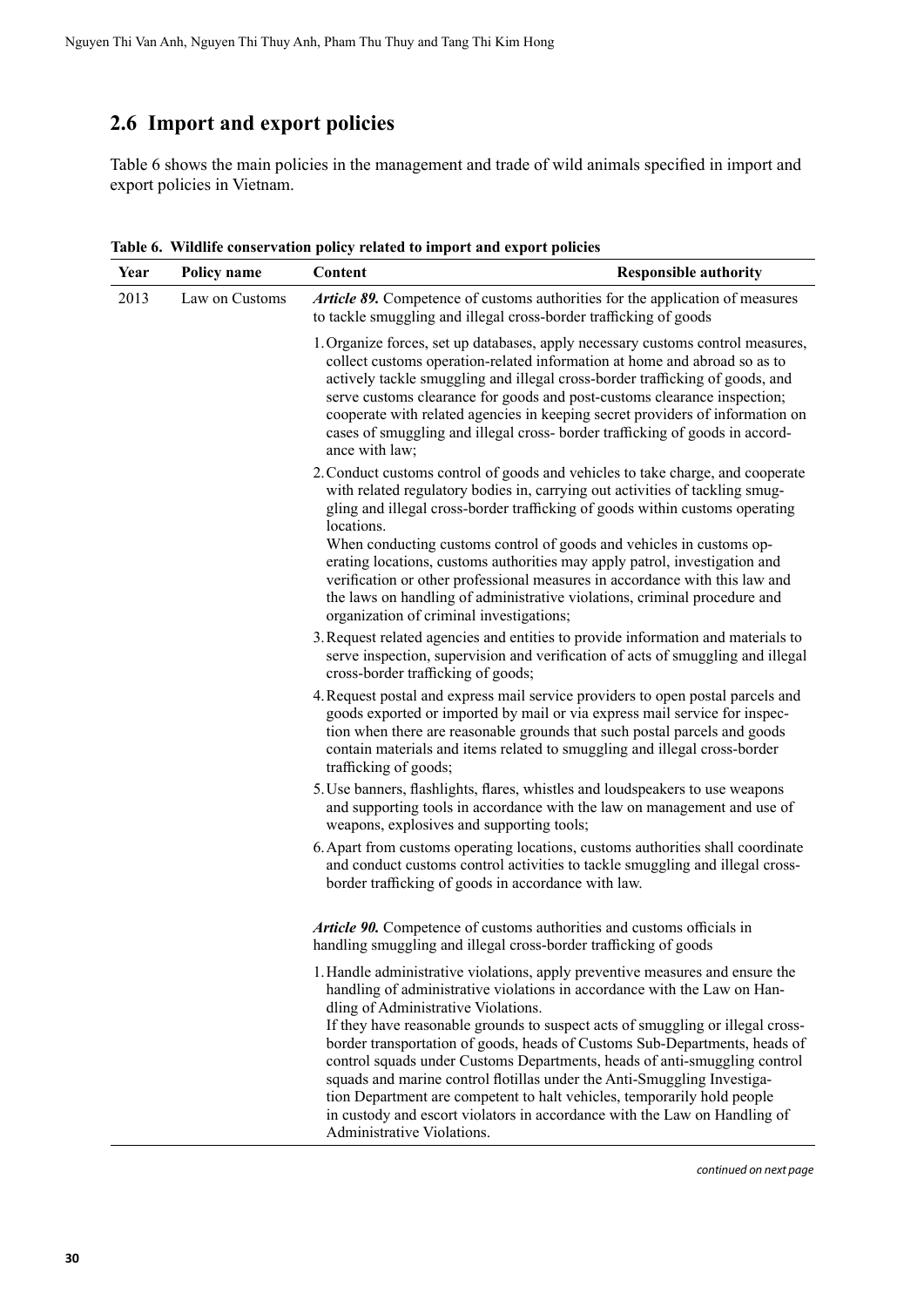## 2.6 Import and export policies

Table 6 shows the main policies in the management and trade of wild animals specified in import and export policies in Vietnam.

**Table 6. Wildlife conservation policy related to import and export policies**

| Year | Policy name | Content | Responsible authority |
|---|---|---|---|
| 2013 | Law on Customs | ***Article 89.*** Competence of customs authorities for the application of measures to tackle smuggling and illegal cross-border trafficking of goods<br><br>1. Organize forces, set up databases, apply necessary customs control measures, collect customs operation-related information at home and abroad so as to actively tackle smuggling and illegal cross-border trafficking of goods, and serve customs clearance for goods and post-customs clearance inspection; cooperate with related agencies in keeping secret providers of information on cases of smuggling and illegal cross- border trafficking of goods in accordance with law;<br><br>2. Conduct customs control of goods and vehicles to take charge, and cooperate with related regulatory bodies in, carrying out activities of tackling smuggling and illegal cross-border trafficking of goods within customs operating locations.<br>When conducting customs control of goods and vehicles in customs operating locations, customs authorities may apply patrol, investigation and verification or other professional measures in accordance with this law and the laws on handling of administrative violations, criminal procedure and organization of criminal investigations;<br><br>3. Request related agencies and entities to provide information and materials to serve inspection, supervision and verification of acts of smuggling and illegal cross-border trafficking of goods;<br><br>4. Request postal and express mail service providers to open postal parcels and goods exported or imported by mail or via express mail service for inspection when there are reasonable grounds that such postal parcels and goods contain materials and items related to smuggling and illegal cross-border trafficking of goods;<br><br>5. Use banners, flashlights, flares, whistles and loudspeakers to use weapons and supporting tools in accordance with the law on management and use of weapons, explosives and supporting tools;<br><br>6. Apart from customs operating locations, customs authorities shall coordinate and conduct customs control activities to tackle smuggling and illegal cross-border trafficking of goods in accordance with law.<br><br>***Article 90.*** Competence of customs authorities and customs officials in handling smuggling and illegal cross-border trafficking of goods<br><br>1. Handle administrative violations, apply preventive measures and ensure the handling of administrative violations in accordance with the Law on Handling of Administrative Violations.<br>If they have reasonable grounds to suspect acts of smuggling or illegal cross-border transportation of goods, heads of Customs Sub-Departments, heads of control squads under Customs Departments, heads of anti-smuggling control squads and marine control flotillas under the Anti-Smuggling Investigation Department are competent to halt vehicles, temporarily hold people in custody and escort violators in accordance with the Law on Handling of Administrative Violations. | |

*continued on next page*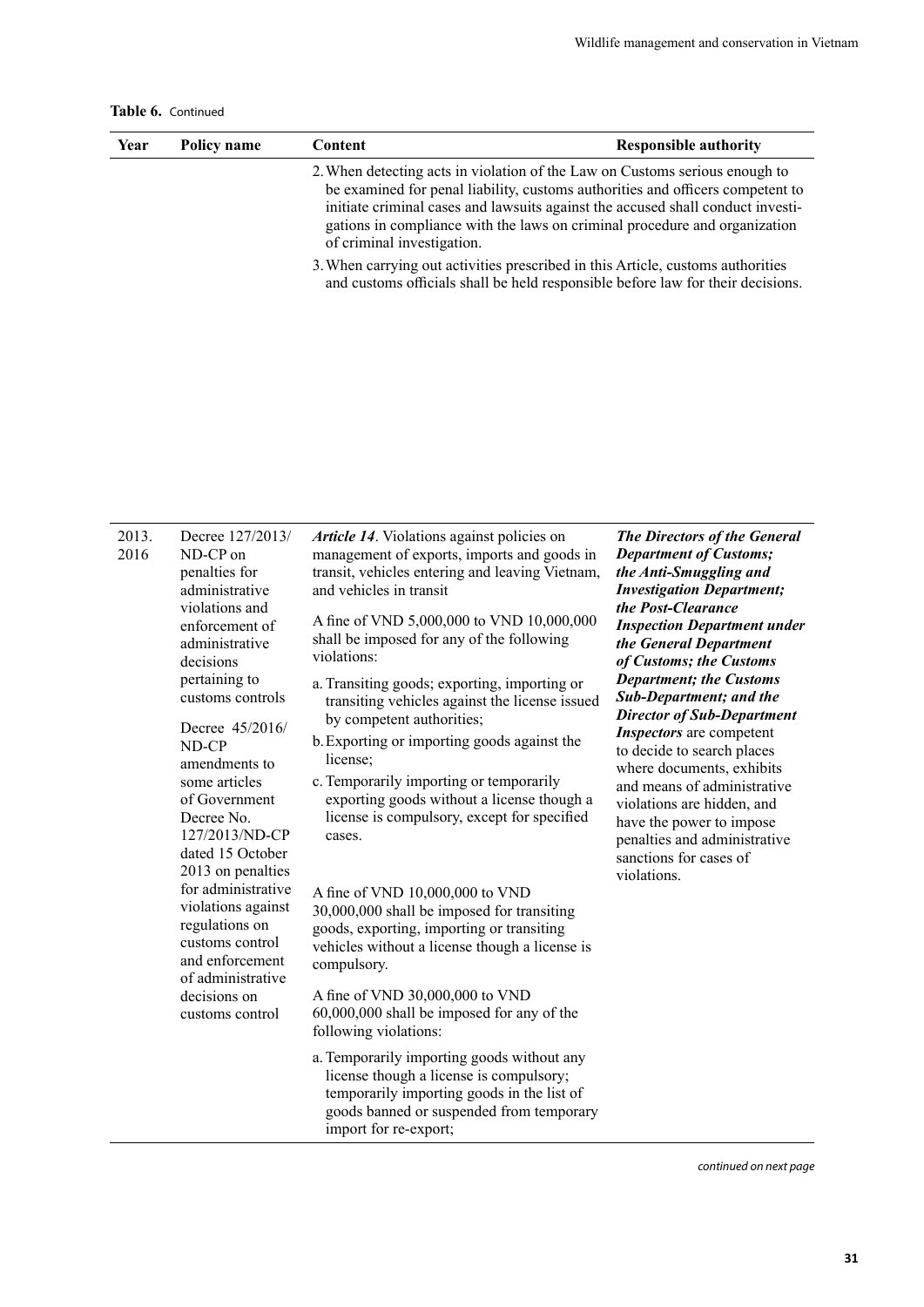**Table 6.** Continued

| Year | Policy name | Content | Responsible authority |
|---|---|---|---|
| | | 2. When detecting acts in violation of the Law on Customs serious enough to be examined for penal liability, customs authorities and officers competent to initiate criminal cases and lawsuits against the accused shall conduct investigations in compliance with the laws on criminal procedure and organization of criminal investigation.<br><br>3. When carrying out activities prescribed in this Article, customs authorities and customs officials shall be held responsible before law for their decisions. | |
| 2013. 2016 | Decree 127/2013/ND-CP on penalties for administrative violations and enforcement of administrative decisions pertaining to customs controls<br><br>Decree 45/2016/ND-CP amendments to some articles of Government Decree No. 127/2013/ND-CP dated 15 October 2013 on penalties for administrative violations against regulations on customs control and enforcement of administrative decisions on customs control | *Article 14*. Violations against policies on management of exports, imports and goods in transit, vehicles entering and leaving Vietnam, and vehicles in transit<br><br>A fine of VND 5,000,000 to VND 10,000,000 shall be imposed for any of the following violations:<br><br>a. Transiting goods; exporting, importing or transiting vehicles against the license issued by competent authorities;<br><br>b. Exporting or importing goods against the license;<br><br>c. Temporarily importing or temporarily exporting goods without a license though a license is compulsory, except for specified cases.<br><br>A fine of VND 10,000,000 to VND 30,000,000 shall be imposed for transiting goods, exporting, importing or transiting vehicles without a license though a license is compulsory.<br><br>A fine of VND 30,000,000 to VND 60,000,000 shall be imposed for any of the following violations:<br><br>a. Temporarily importing goods without any license though a license is compulsory; temporarily importing goods in the list of goods banned or suspended from temporary import for re-export; | ***The Directors of the General Department of Customs; the Anti-Smuggling and Investigation Department; the Post-Clearance Inspection Department under the General Department of Customs; the Customs Department; the Customs Sub-Department; and the Director of Sub-Department Inspectors*** are competent to decide to search places where documents, exhibits and means of administrative violations are hidden, and have the power to impose penalties and administrative sanctions for cases of violations. |

*continued on next page*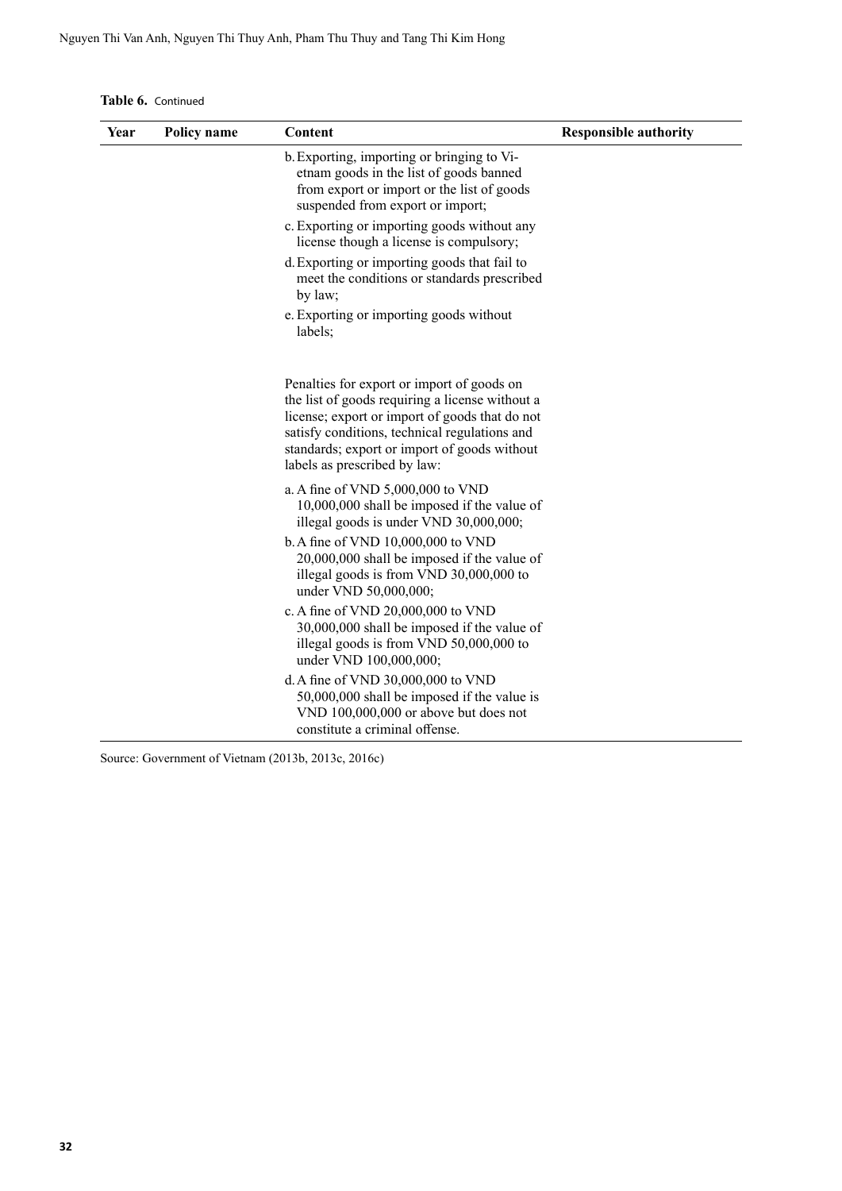**Table 6.** Continued

| Year | Policy name | Content | Responsible authority |
|---|---|---|---|
| | | b. Exporting, importing or bringing to Vietnam goods in the list of goods banned from export or import or the list of goods suspended from export or import;<br>c. Exporting or importing goods without any license though a license is compulsory;<br>d. Exporting or importing goods that fail to meet the conditions or standards prescribed by law;<br>e. Exporting or importing goods without labels;<br><br>Penalties for export or import of goods on the list of goods requiring a license without a license; export or import of goods that do not satisfy conditions, technical regulations and standards; export or import of goods without labels as prescribed by law:<br>a. A fine of VND 5,000,000 to VND 10,000,000 shall be imposed if the value of illegal goods is under VND 30,000,000;<br>b. A fine of VND 10,000,000 to VND 20,000,000 shall be imposed if the value of illegal goods is from VND 30,000,000 to under VND 50,000,000;<br>c. A fine of VND 20,000,000 to VND 30,000,000 shall be imposed if the value of illegal goods is from VND 50,000,000 to under VND 100,000,000;<br>d. A fine of VND 30,000,000 to VND 50,000,000 shall be imposed if the value is VND 100,000,000 or above but does not constitute a criminal offense. | |

Source: Government of Vietnam (2013b, 2013c, 2016c)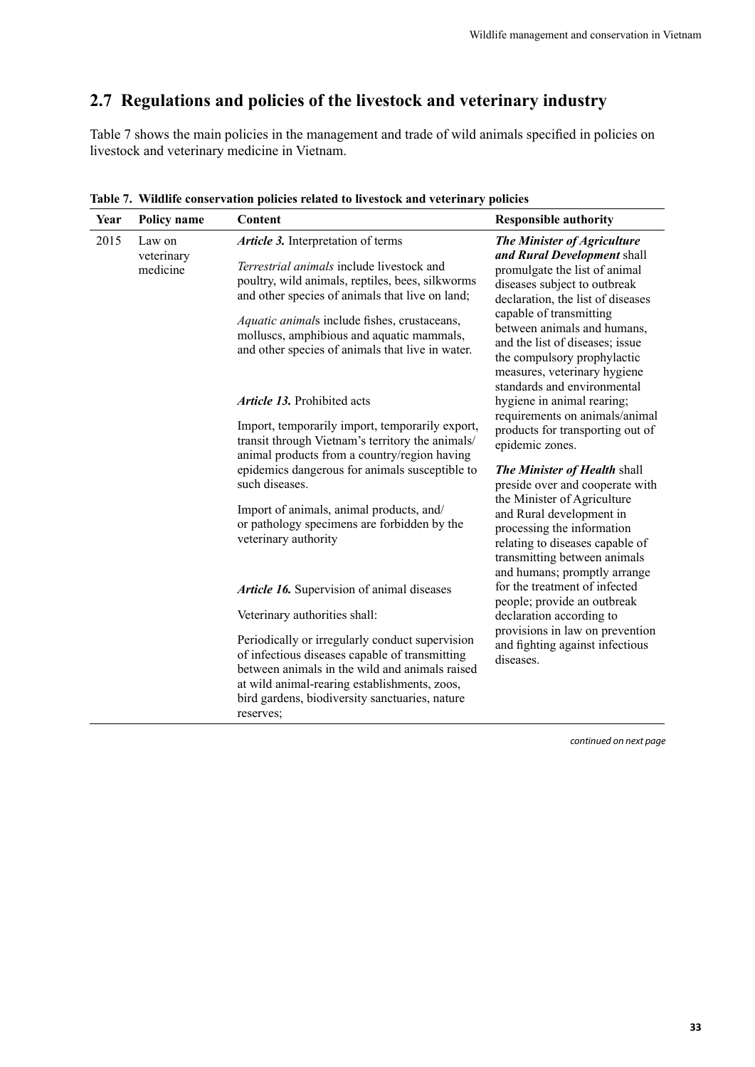## 2.7 Regulations and policies of the livestock and veterinary industry

Table 7 shows the main policies in the management and trade of wild animals specified in policies on livestock and veterinary medicine in Vietnam.

**Table 7. Wildlife conservation policies related to livestock and veterinary policies**

| Year | Policy name | Content | Responsible authority |
|---|---|---|---|
| 2015 | Law on veterinary medicine | ***Article 3.*** Interpretation of terms<br><br>*Terrestrial animals* include livestock and poultry, wild animals, reptiles, bees, silkworms and other species of animals that live on land;<br><br>*Aquatic animal*s include fishes, crustaceans, molluscs, amphibious and aquatic mammals, and other species of animals that live in water.<br><br>***Article 13.*** Prohibited acts<br><br>Import, temporarily import, temporarily export, transit through Vietnam's territory the animals/animal products from a country/region having epidemics dangerous for animals susceptible to such diseases.<br><br>Import of animals, animal products, and/or pathology specimens are forbidden by the veterinary authority<br><br>***Article 16.*** Supervision of animal diseases<br><br>Veterinary authorities shall:<br><br>Periodically or irregularly conduct supervision of infectious diseases capable of transmitting between animals in the wild and animals raised at wild animal-rearing establishments, zoos, bird gardens, biodiversity sanctuaries, nature reserves; | ***The Minister of Agriculture and Rural Development*** shall promulgate the list of animal diseases subject to outbreak declaration, the list of diseases capable of transmitting between animals and humans, and the list of diseases; issue the compulsory prophylactic measures, veterinary hygiene standards and environmental hygiene in animal rearing; requirements on animals/animal products for transporting out of epidemic zones.<br><br>***The Minister of Health*** shall preside over and cooperate with the Minister of Agriculture and Rural development in processing the information relating to diseases capable of transmitting between animals and humans; promptly arrange for the treatment of infected people; provide an outbreak declaration according to provisions in law on prevention and fighting against infectious diseases. |

*continued on next page*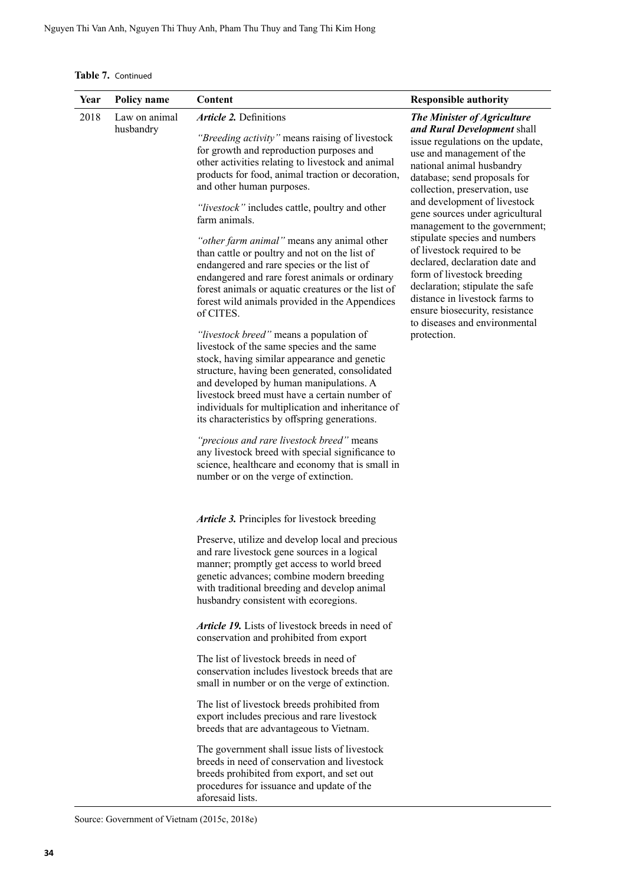**Table 7.** Continued

| Year | Policy name | Content | Responsible authority |
|---|---|---|---|
| 2018 | Law on animal husbandry | ***Article 2.*** Definitions<br><br>*"Breeding activity"* means raising of livestock for growth and reproduction purposes and other activities relating to livestock and animal products for food, animal traction or decoration, and other human purposes.<br><br>*"livestock"* includes cattle, poultry and other farm animals.<br><br>*"other farm animal"* means any animal other than cattle or poultry and not on the list of endangered and rare species or the list of endangered and rare forest animals or ordinary forest animals or aquatic creatures or the list of forest wild animals provided in the Appendices of CITES.<br><br>*"livestock breed"* means a population of livestock of the same species and the same stock, having similar appearance and genetic structure, having been generated, consolidated and developed by human manipulations. A livestock breed must have a certain number of individuals for multiplication and inheritance of its characteristics by offspring generations.<br><br>*"precious and rare livestock breed"* means any livestock breed with special significance to science, healthcare and economy that is small in number or on the verge of extinction.<br><br>***Article 3.*** Principles for livestock breeding<br><br>Preserve, utilize and develop local and precious and rare livestock gene sources in a logical manner; promptly get access to world breed genetic advances; combine modern breeding with traditional breeding and develop animal husbandry consistent with ecoregions.<br><br>***Article 19.*** Lists of livestock breeds in need of conservation and prohibited from export<br><br>The list of livestock breeds in need of conservation includes livestock breeds that are small in number or on the verge of extinction.<br><br>The list of livestock breeds prohibited from export includes precious and rare livestock breeds that are advantageous to Vietnam.<br><br>The government shall issue lists of livestock breeds in need of conservation and livestock breeds prohibited from export, and set out procedures for issuance and update of the aforesaid lists. | ***The Minister of Agriculture and Rural Development*** shall issue regulations on the update, use and management of the national animal husbandry database; send proposals for collection, preservation, use and development of livestock gene sources under agricultural management to the government; stipulate species and numbers of livestock required to be declared, declaration date and form of livestock breeding declaration; stipulate the safe distance in livestock farms to ensure biosecurity, resistance to diseases and environmental protection. |

Source: Government of Vietnam (2015c, 2018e)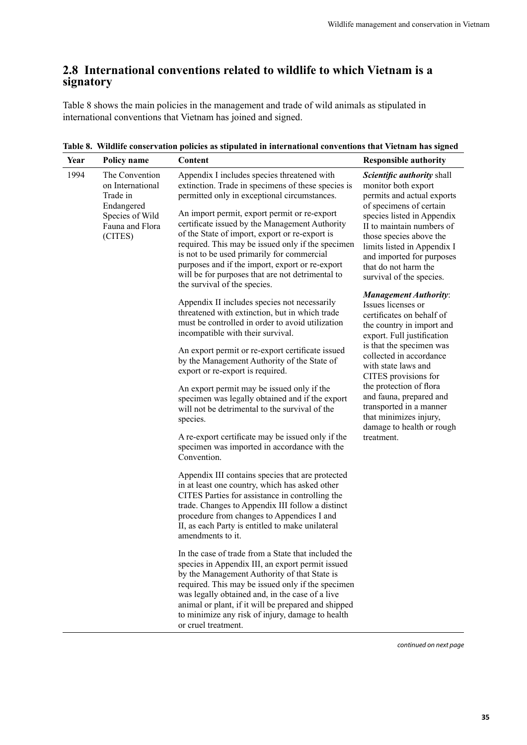## 2.8 International conventions related to wildlife to which Vietnam is a signatory

Table 8 shows the main policies in the management and trade of wild animals as stipulated in international conventions that Vietnam has joined and signed.

**Table 8. Wildlife conservation policies as stipulated in international conventions that Vietnam has signed**

| Year | Policy name | Content | Responsible authority |
|---|---|---|---|
| 1994 | The Convention on International Trade in Endangered Species of Wild Fauna and Flora (CITES) | Appendix I includes species threatened with extinction. Trade in specimens of these species is permitted only in exceptional circumstances.<br><br>An import permit, export permit or re-export certificate issued by the Management Authority of the State of import, export or re-export is required. This may be issued only if the specimen is not to be used primarily for commercial purposes and if the import, export or re-export will be for purposes that are not detrimental to the survival of the species.<br><br>Appendix II includes species not necessarily threatened with extinction, but in which trade must be controlled in order to avoid utilization incompatible with their survival.<br><br>An export permit or re-export certificate issued by the Management Authority of the State of export or re-export is required.<br><br>An export permit may be issued only if the specimen was legally obtained and if the export will not be detrimental to the survival of the species.<br><br>A re-export certificate may be issued only if the specimen was imported in accordance with the Convention.<br><br>Appendix III contains species that are protected in at least one country, which has asked other CITES Parties for assistance in controlling the trade. Changes to Appendix III follow a distinct procedure from changes to Appendices I and II, as each Party is entitled to make unilateral amendments to it.<br><br>In the case of trade from a State that included the species in Appendix III, an export permit issued by the Management Authority of that State is required. This may be issued only if the specimen was legally obtained and, in the case of a live animal or plant, if it will be prepared and shipped to minimize any risk of injury, damage to health or cruel treatment. | ***Scientific authority*** shall monitor both export permits and actual exports of specimens of certain species listed in Appendix II to maintain numbers of those species above the limits listed in Appendix I and imported for purposes that do not harm the survival of the species.<br><br>***Management Authority***: Issues licenses or certificates on behalf of the country in import and export. Full justification is that the specimen was collected in accordance with state laws and CITES provisions for the protection of flora and fauna, prepared and transported in a manner that minimizes injury, damage to health or rough treatment. |

*continued on next page*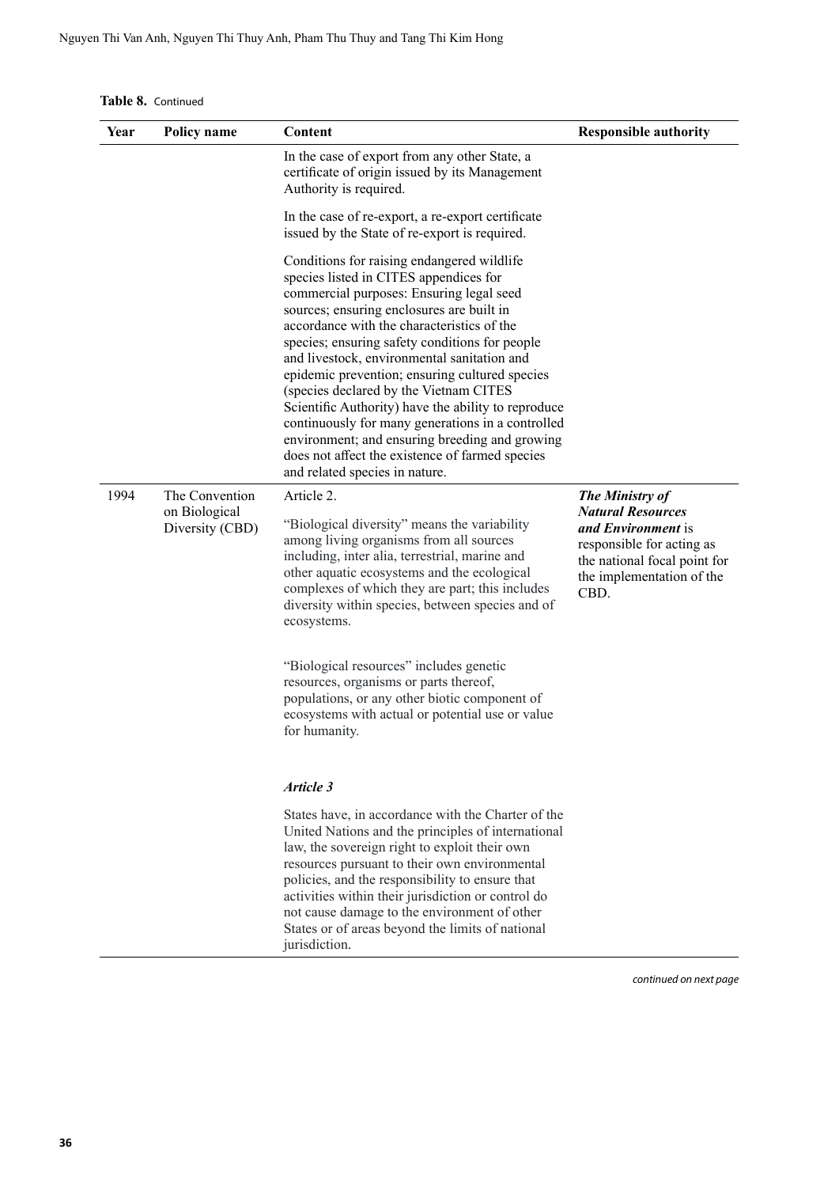**Table 8.** Continued

| Year | Policy name | Content | Responsible authority |
|---|---|---|---|
| | | In the case of export from any other State, a certificate of origin issued by its Management Authority is required.<br><br>In the case of re-export, a re-export certificate issued by the State of re-export is required.<br><br>Conditions for raising endangered wildlife species listed in CITES appendices for commercial purposes: Ensuring legal seed sources; ensuring enclosures are built in accordance with the characteristics of the species; ensuring safety conditions for people and livestock, environmental sanitation and epidemic prevention; ensuring cultured species (species declared by the Vietnam CITES Scientific Authority) have the ability to reproduce continuously for many generations in a controlled environment; and ensuring breeding and growing does not affect the existence of farmed species and related species in nature. | |
| 1994 | The Convention on Biological Diversity (CBD) | Article 2.<br><br>"Biological diversity" means the variability among living organisms from all sources including, inter alia, terrestrial, marine and other aquatic ecosystems and the ecological complexes of which they are part; this includes diversity within species, between species and of ecosystems.<br><br>"Biological resources" includes genetic resources, organisms or parts thereof, populations, or any other biotic component of ecosystems with actual or potential use or value for humanity.<br><br>***Article 3***<br><br>States have, in accordance with the Charter of the United Nations and the principles of international law, the sovereign right to exploit their own resources pursuant to their own environmental policies, and the responsibility to ensure that activities within their jurisdiction or control do not cause damage to the environment of other States or of areas beyond the limits of national jurisdiction. | ***The Ministry of Natural Resources and Environment*** is responsible for acting as the national focal point for the implementation of the CBD. |

*continued on next page*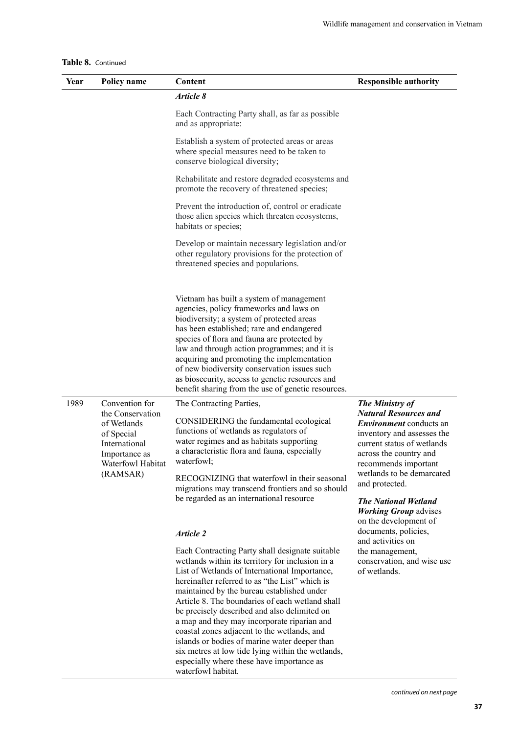**Table 8.** Continued

| Year | Policy name | Content | Responsible authority |
|---|---|---|---|
| | | ***Article 8*** <br> Each Contracting Party shall, as far as possible and as appropriate: <br> Establish a system of protected areas or areas where special measures need to be taken to conserve biological diversity; <br> Rehabilitate and restore degraded ecosystems and promote the recovery of threatened species; <br> Prevent the introduction of, control or eradicate those alien species which threaten ecosystems, habitats or species; <br> Develop or maintain necessary legislation and/or other regulatory provisions for the protection of threatened species and populations. <br> Vietnam has built a system of management agencies, policy frameworks and laws on biodiversity; a system of protected areas has been established; rare and endangered species of flora and fauna are protected by law and through action programmes; and it is acquiring and promoting the implementation of new biodiversity conservation issues such as biosecurity, access to genetic resources and benefit sharing from the use of genetic resources. | |
| 1989 | Convention for the Conservation of Wetlands of Special International Importance as Waterfowl Habitat (RAMSAR) | The Contracting Parties, <br> CONSIDERING the fundamental ecological functions of wetlands as regulators of water regimes and as habitats supporting a characteristic flora and fauna, especially waterfowl; <br> RECOGNIZING that waterfowl in their seasonal migrations may transcend frontiers and so should be regarded as an international resource <br> ***Article 2*** <br> Each Contracting Party shall designate suitable wetlands within its territory for inclusion in a List of Wetlands of International Importance, hereinafter referred to as "the List" which is maintained by the bureau established under Article 8. The boundaries of each wetland shall be precisely described and also delimited on a map and they may incorporate riparian and coastal zones adjacent to the wetlands, and islands or bodies of marine water deeper than six metres at low tide lying within the wetlands, especially where these have importance as waterfowl habitat. | ***The Ministry of Natural Resources and Environment*** conducts an inventory and assesses the current status of wetlands across the country and recommends important wetlands to be demarcated and protected. <br> ***The National Wetland Working Group*** advises on the development of documents, policies, and activities on the management, conservation, and wise use of wetlands. |

*continued on next page*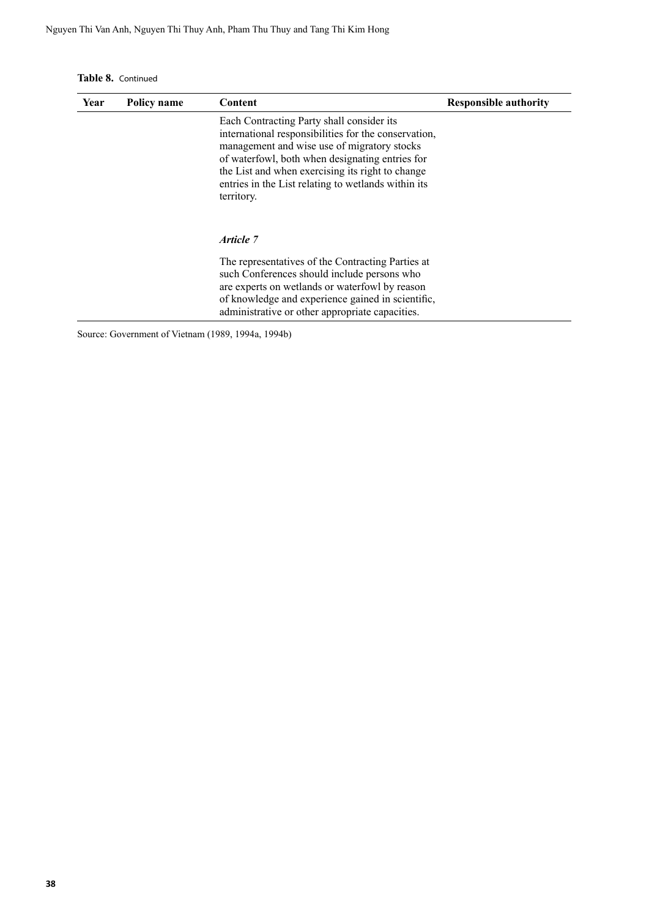**Table 8.** Continued

| Year | Policy name | Content | Responsible authority |
|---|---|---|---|
| | | Each Contracting Party shall consider its international responsibilities for the conservation, management and wise use of migratory stocks of waterfowl, both when designating entries for the List and when exercising its right to change entries in the List relating to wetlands within its territory.<br><br>***Article 7***<br><br>The representatives of the Contracting Parties at such Conferences should include persons who are experts on wetlands or waterfowl by reason of knowledge and experience gained in scientific, administrative or other appropriate capacities. | |

Source: Government of Vietnam (1989, 1994a, 1994b)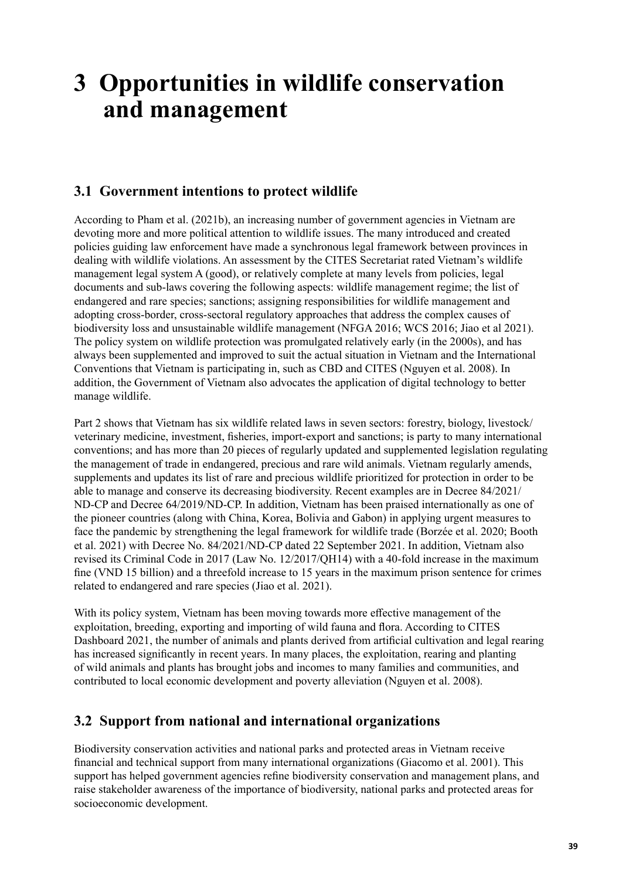# 3 Opportunities in wildlife conservation and management

## 3.1 Government intentions to protect wildlife

According to Pham et al. (2021b), an increasing number of government agencies in Vietnam are devoting more and more political attention to wildlife issues. The many introduced and created policies guiding law enforcement have made a synchronous legal framework between provinces in dealing with wildlife violations. An assessment by the CITES Secretariat rated Vietnam's wildlife management legal system A (good), or relatively complete at many levels from policies, legal documents and sub-laws covering the following aspects: wildlife management regime; the list of endangered and rare species; sanctions; assigning responsibilities for wildlife management and adopting cross-border, cross-sectoral regulatory approaches that address the complex causes of biodiversity loss and unsustainable wildlife management (NFGA 2016; WCS 2016; Jiao et al 2021). The policy system on wildlife protection was promulgated relatively early (in the 2000s), and has always been supplemented and improved to suit the actual situation in Vietnam and the International Conventions that Vietnam is participating in, such as CBD and CITES (Nguyen et al. 2008). In addition, the Government of Vietnam also advocates the application of digital technology to better manage wildlife.

Part 2 shows that Vietnam has six wildlife related laws in seven sectors: forestry, biology, livestock/veterinary medicine, investment, fisheries, import-export and sanctions; is party to many international conventions; and has more than 20 pieces of regularly updated and supplemented legislation regulating the management of trade in endangered, precious and rare wild animals. Vietnam regularly amends, supplements and updates its list of rare and precious wildlife prioritized for protection in order to be able to manage and conserve its decreasing biodiversity. Recent examples are in Decree 84/2021/ND-CP and Decree 64/2019/ND-CP. In addition, Vietnam has been praised internationally as one of the pioneer countries (along with China, Korea, Bolivia and Gabon) in applying urgent measures to face the pandemic by strengthening the legal framework for wildlife trade (Borzée et al. 2020; Booth et al. 2021) with Decree No. 84/2021/ND-CP dated 22 September 2021. In addition, Vietnam also revised its Criminal Code in 2017 (Law No. 12/2017/QH14) with a 40-fold increase in the maximum fine (VND 15 billion) and a threefold increase to 15 years in the maximum prison sentence for crimes related to endangered and rare species (Jiao et al. 2021).

With its policy system, Vietnam has been moving towards more effective management of the exploitation, breeding, exporting and importing of wild fauna and flora. According to CITES Dashboard 2021, the number of animals and plants derived from artificial cultivation and legal rearing has increased significantly in recent years. In many places, the exploitation, rearing and planting of wild animals and plants has brought jobs and incomes to many families and communities, and contributed to local economic development and poverty alleviation (Nguyen et al. 2008).

## 3.2 Support from national and international organizations

Biodiversity conservation activities and national parks and protected areas in Vietnam receive financial and technical support from many international organizations (Giacomo et al. 2001). This support has helped government agencies refine biodiversity conservation and management plans, and raise stakeholder awareness of the importance of biodiversity, national parks and protected areas for socioeconomic development.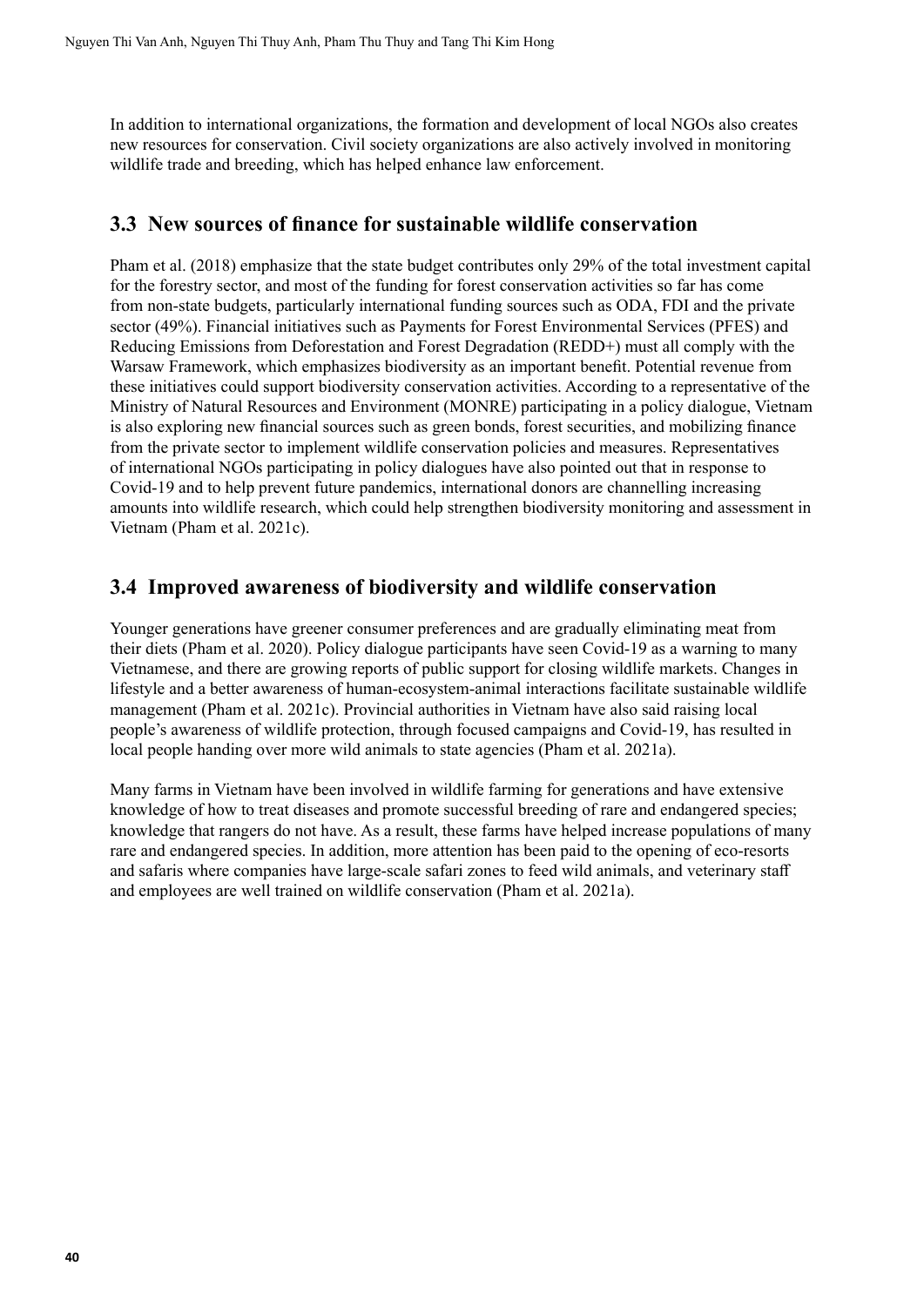In addition to international organizations, the formation and development of local NGOs also creates new resources for conservation. Civil society organizations are also actively involved in monitoring wildlife trade and breeding, which has helped enhance law enforcement.

## 3.3 New sources of finance for sustainable wildlife conservation

Pham et al. (2018) emphasize that the state budget contributes only 29% of the total investment capital for the forestry sector, and most of the funding for forest conservation activities so far has come from non-state budgets, particularly international funding sources such as ODA, FDI and the private sector (49%). Financial initiatives such as Payments for Forest Environmental Services (PFES) and Reducing Emissions from Deforestation and Forest Degradation (REDD+) must all comply with the Warsaw Framework, which emphasizes biodiversity as an important benefit. Potential revenue from these initiatives could support biodiversity conservation activities. According to a representative of the Ministry of Natural Resources and Environment (MONRE) participating in a policy dialogue, Vietnam is also exploring new financial sources such as green bonds, forest securities, and mobilizing finance from the private sector to implement wildlife conservation policies and measures. Representatives of international NGOs participating in policy dialogues have also pointed out that in response to Covid-19 and to help prevent future pandemics, international donors are channelling increasing amounts into wildlife research, which could help strengthen biodiversity monitoring and assessment in Vietnam (Pham et al. 2021c).

## 3.4 Improved awareness of biodiversity and wildlife conservation

Younger generations have greener consumer preferences and are gradually eliminating meat from their diets (Pham et al. 2020). Policy dialogue participants have seen Covid-19 as a warning to many Vietnamese, and there are growing reports of public support for closing wildlife markets. Changes in lifestyle and a better awareness of human-ecosystem-animal interactions facilitate sustainable wildlife management (Pham et al. 2021c). Provincial authorities in Vietnam have also said raising local people's awareness of wildlife protection, through focused campaigns and Covid-19, has resulted in local people handing over more wild animals to state agencies (Pham et al. 2021a).

Many farms in Vietnam have been involved in wildlife farming for generations and have extensive knowledge of how to treat diseases and promote successful breeding of rare and endangered species; knowledge that rangers do not have. As a result, these farms have helped increase populations of many rare and endangered species. In addition, more attention has been paid to the opening of eco-resorts and safaris where companies have large-scale safari zones to feed wild animals, and veterinary staff and employees are well trained on wildlife conservation (Pham et al. 2021a).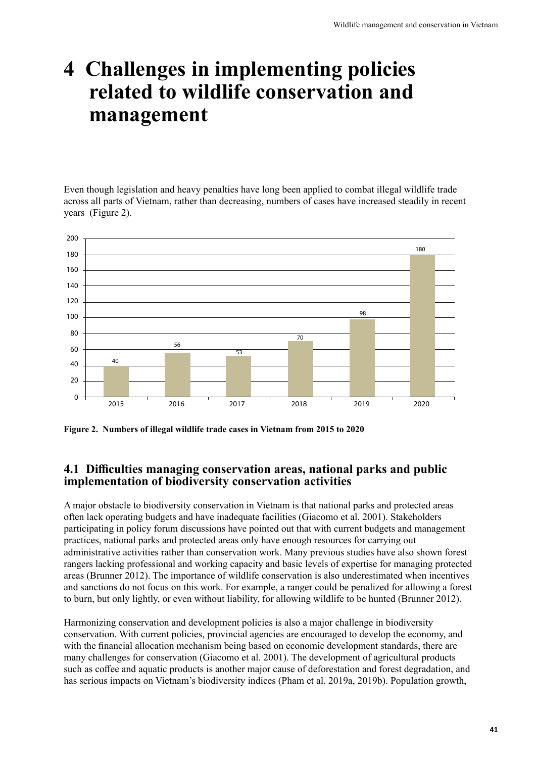# 4 Challenges in implementing policies related to wildlife conservation and management

Even though legislation and heavy penalties have long been applied to combat illegal wildlife trade across all parts of Vietnam, rather than decreasing, numbers of cases have increased steadily in recent years (Figure 2).

| Year | Cases |
|---|---|
| 2015 | 40 |
| 2016 | 56 |
| 2017 | 53 |
| 2018 | 70 |
| 2019 | 98 |
| 2020 | 180 |

**Figure 2. Numbers of illegal wildlife trade cases in Vietnam from 2015 to 2020**

## 4.1 Difficulties managing conservation areas, national parks and public implementation of biodiversity conservation activities

A major obstacle to biodiversity conservation in Vietnam is that national parks and protected areas often lack operating budgets and have inadequate facilities (Giacomo et al. 2001). Stakeholders participating in policy forum discussions have pointed out that with current budgets and management practices, national parks and protected areas only have enough resources for carrying out administrative activities rather than conservation work. Many previous studies have also shown forest rangers lacking professional and working capacity and basic levels of expertise for managing protected areas (Brunner 2012). The importance of wildlife conservation is also underestimated when incentives and sanctions do not focus on this work. For example, a ranger could be penalized for allowing a forest to burn, but only lightly, or even without liability, for allowing wildlife to be hunted (Brunner 2012).

Harmonizing conservation and development policies is also a major challenge in biodiversity conservation. With current policies, provincial agencies are encouraged to develop the economy, and with the financial allocation mechanism being based on economic development standards, there are many challenges for conservation (Giacomo et al. 2001). The development of agricultural products such as coffee and aquatic products is another major cause of deforestation and forest degradation, and has serious impacts on Vietnam's biodiversity indices (Pham et al. 2019a, 2019b). Population growth,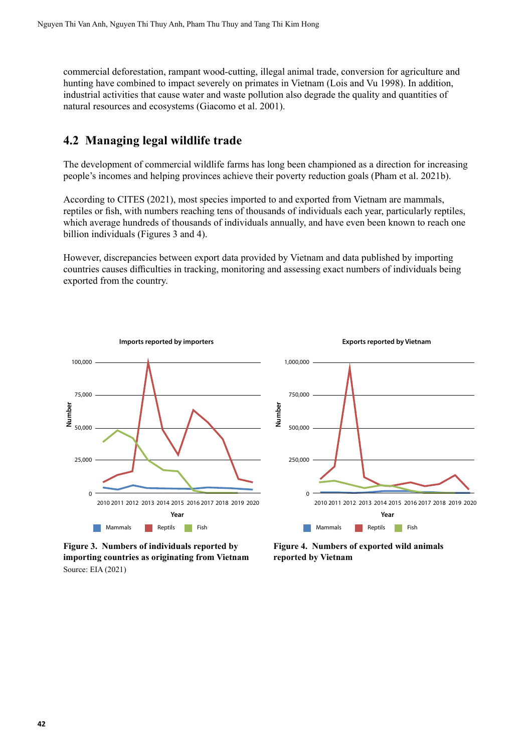commercial deforestation, rampant wood-cutting, illegal animal trade, conversion for agriculture and hunting have combined to impact severely on primates in Vietnam (Lois and Vu 1998). In addition, industrial activities that cause water and waste pollution also degrade the quality and quantities of natural resources and ecosystems (Giacomo et al. 2001).

## 4.2 Managing legal wildlife trade

The development of commercial wildlife farms has long been championed as a direction for increasing people's incomes and helping provinces achieve their poverty reduction goals (Pham et al. 2021b).

According to CITES (2021), most species imported to and exported from Vietnam are mammals, reptiles or fish, with numbers reaching tens of thousands of individuals each year, particularly reptiles, which average hundreds of thousands of individuals annually, and have even been known to reach one billion individuals (Figures 3 and 4).

However, discrepancies between export data provided by Vietnam and data published by importing countries causes difficulties in tracking, monitoring and assessing exact numbers of individuals being exported from the country.

**Figure 3. Numbers of individuals reported by importing countries as originating from Vietnam**
Source: EIA (2021)

**Figure 4. Numbers of exported wild animals reported by Vietnam**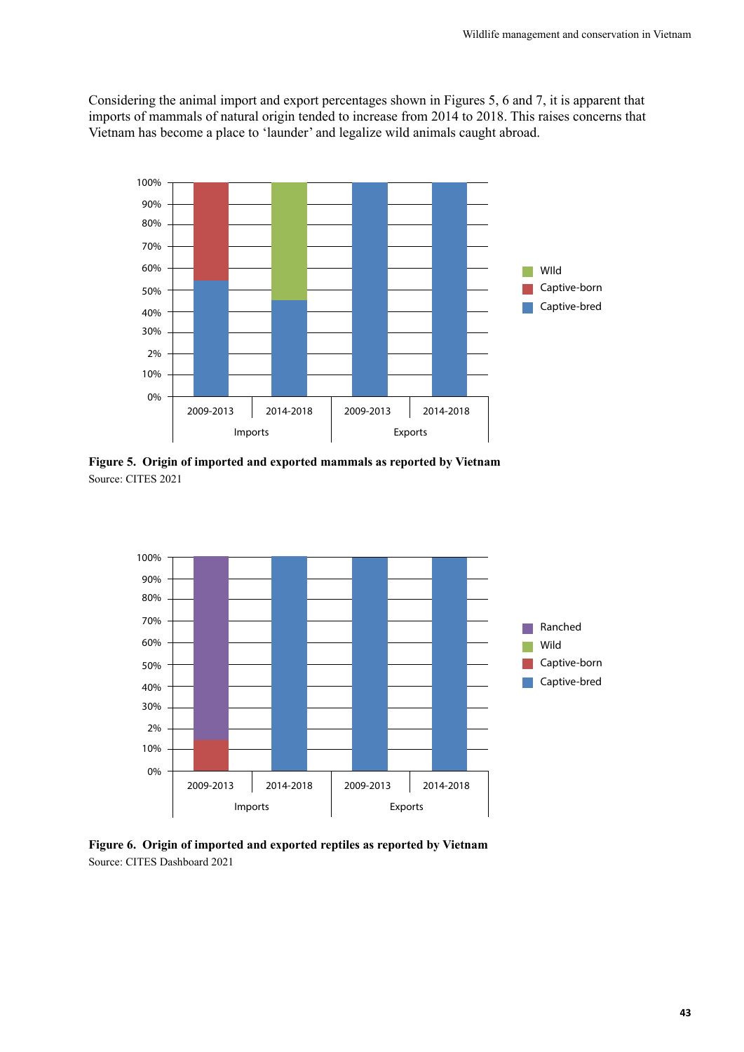Considering the animal import and export percentages shown in Figures 5, 6 and 7, it is apparent that imports of mammals of natural origin tended to increase from 2014 to 2018. This raises concerns that Vietnam has become a place to 'launder' and legalize wild animals caught abroad.

**Figure 5. Origin of imported and exported mammals as reported by Vietnam**
Source: CITES 2021

**Figure 6. Origin of imported and exported reptiles as reported by Vietnam**
Source: CITES Dashboard 2021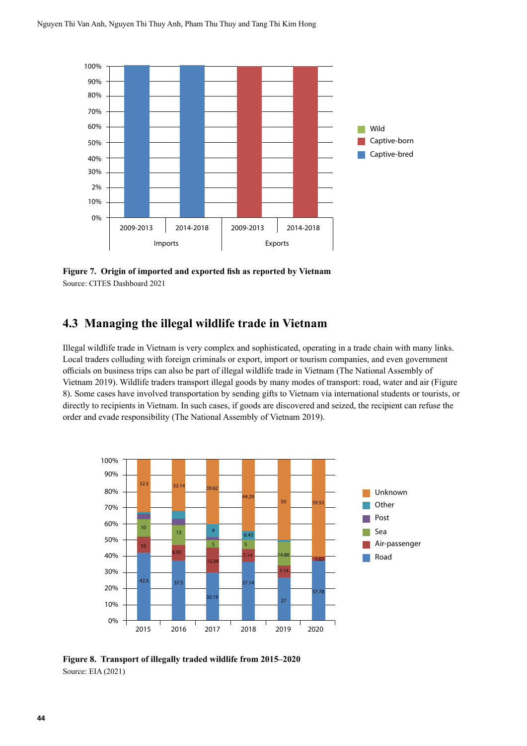**Figure 7. Origin of imported and exported fish as reported by Vietnam**

Source: CITES Dashboard 2021

## 4.3 Managing the illegal wildlife trade in Vietnam

Illegal wildlife trade in Vietnam is very complex and sophisticated, operating in a trade chain with many links. Local traders colluding with foreign criminals or export, import or tourism companies, and even government officials on business trips can also be part of illegal wildlife trade in Vietnam (The National Assembly of Vietnam 2019). Wildlife traders transport illegal goods by many modes of transport: road, water and air (Figure 8). Some cases have involved transportation by sending gifts to Vietnam via international students or tourists, or directly to recipients in Vietnam. In such cases, if goods are discovered and seized, the recipient can refuse the order and evade responsibility (The National Assembly of Vietnam 2019).

**Figure 8. Transport of illegally traded wildlife from 2015–2020**

Source: EIA (2021)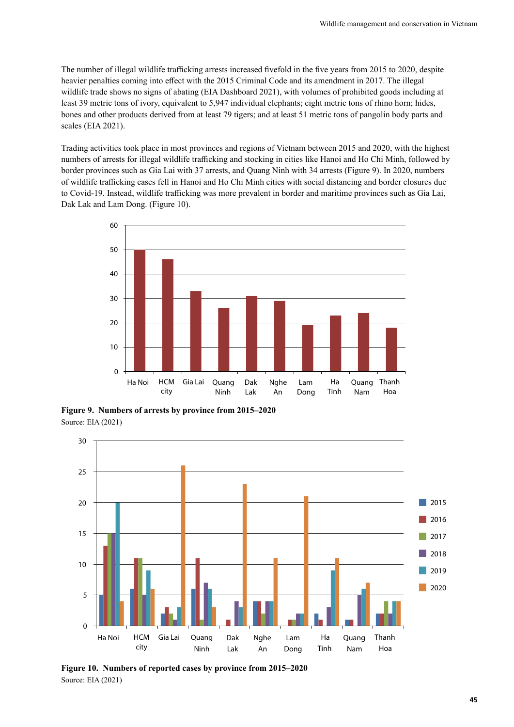The number of illegal wildlife trafficking arrests increased fivefold in the five years from 2015 to 2020, despite heavier penalties coming into effect with the 2015 Criminal Code and its amendment in 2017. The illegal wildlife trade shows no signs of abating (EIA Dashboard 2021), with volumes of prohibited goods including at least 39 metric tons of ivory, equivalent to 5,947 individual elephants; eight metric tons of rhino horn; hides, bones and other products derived from at least 79 tigers; and at least 51 metric tons of pangolin body parts and scales (EIA 2021).

Trading activities took place in most provinces and regions of Vietnam between 2015 and 2020, with the highest numbers of arrests for illegal wildlife trafficking and stocking in cities like Hanoi and Ho Chi Minh, followed by border provinces such as Gia Lai with 37 arrests, and Quang Ninh with 34 arrests (Figure 9). In 2020, numbers of wildlife trafficking cases fell in Hanoi and Ho Chi Minh cities with social distancing and border closures due to Covid-19. Instead, wildlife trafficking was more prevalent in border and maritime provinces such as Gia Lai, Dak Lak and Lam Dong. (Figure 10).

**Figure 9. Numbers of arrests by province from 2015–2020**

Source: EIA (2021)

**Figure 10. Numbers of reported cases by province from 2015–2020**

Source: EIA (2021)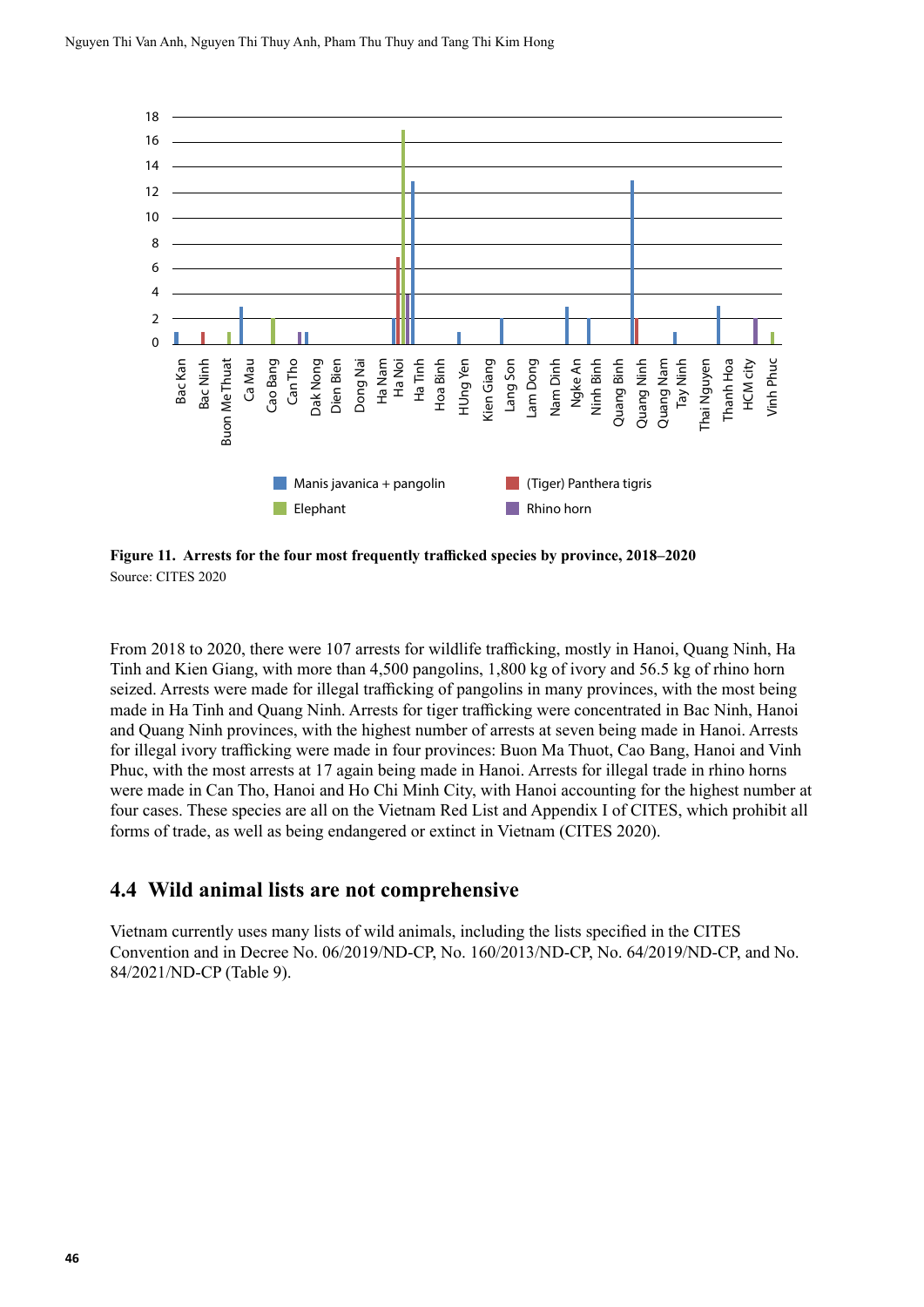**Figure 11. Arrests for the four most frequently trafficked species by province, 2018–2020**
Source: CITES 2020

From 2018 to 2020, there were 107 arrests for wildlife trafficking, mostly in Hanoi, Quang Ninh, Ha Tinh and Kien Giang, with more than 4,500 pangolins, 1,800 kg of ivory and 56.5 kg of rhino horn seized. Arrests were made for illegal trafficking of pangolins in many provinces, with the most being made in Ha Tinh and Quang Ninh. Arrests for tiger trafficking were concentrated in Bac Ninh, Hanoi and Quang Ninh provinces, with the highest number of arrests at seven being made in Hanoi. Arrests for illegal ivory trafficking were made in four provinces: Buon Ma Thuot, Cao Bang, Hanoi and Vinh Phuc, with the most arrests at 17 again being made in Hanoi. Arrests for illegal trade in rhino horns were made in Can Tho, Hanoi and Ho Chi Minh City, with Hanoi accounting for the highest number at four cases. These species are all on the Vietnam Red List and Appendix I of CITES, which prohibit all forms of trade, as well as being endangered or extinct in Vietnam (CITES 2020).

## 4.4 Wild animal lists are not comprehensive

Vietnam currently uses many lists of wild animals, including the lists specified in the CITES Convention and in Decree No. 06/2019/ND-CP, No. 160/2013/ND-CP, No. 64/2019/ND-CP, and No. 84/2021/ND-CP (Table 9).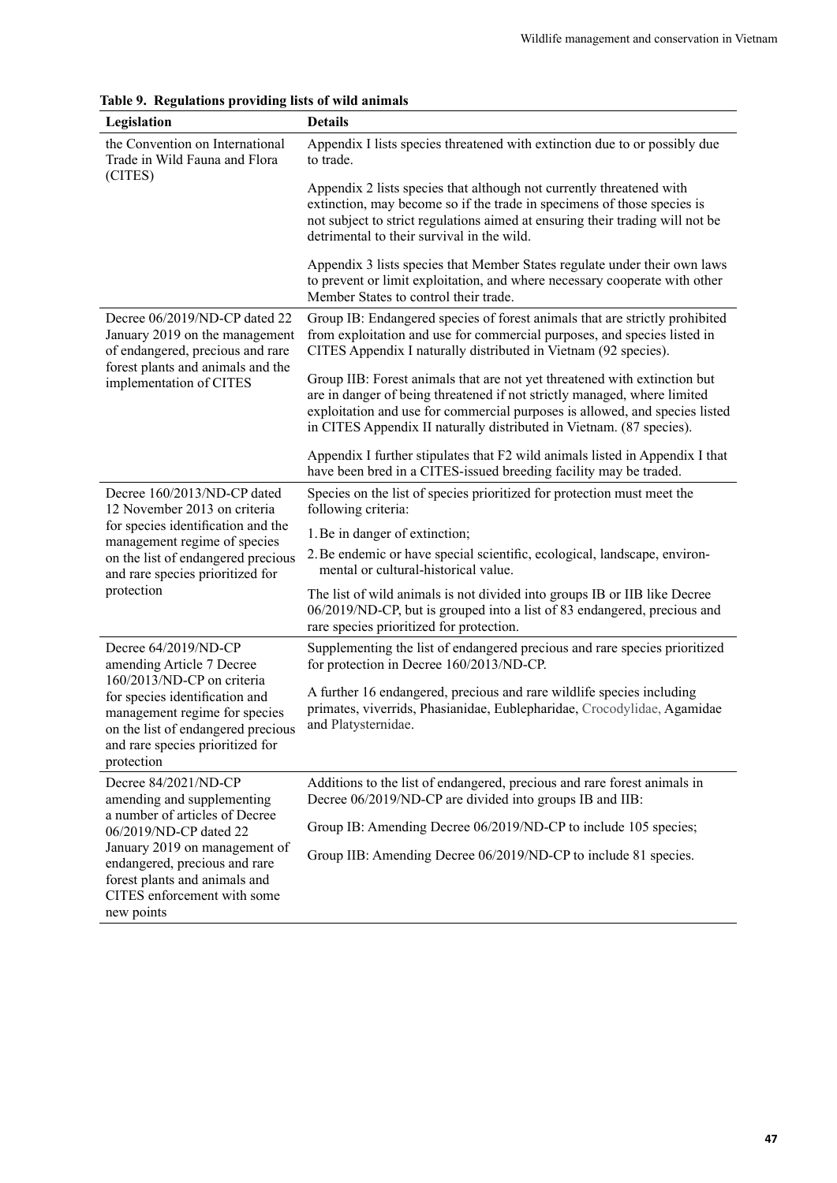**Table 9. Regulations providing lists of wild animals**

| Legislation | Details |
|---|---|
| the Convention on International Trade in Wild Fauna and Flora (CITES) | Appendix I lists species threatened with extinction due to or possibly due to trade.<br><br>Appendix 2 lists species that although not currently threatened with extinction, may become so if the trade in specimens of those species is not subject to strict regulations aimed at ensuring their trading will not be detrimental to their survival in the wild.<br><br>Appendix 3 lists species that Member States regulate under their own laws to prevent or limit exploitation, and where necessary cooperate with other Member States to control their trade. |
| Decree 06/2019/ND-CP dated 22 January 2019 on the management of endangered, precious and rare forest plants and animals and the implementation of CITES | Group IB: Endangered species of forest animals that are strictly prohibited from exploitation and use for commercial purposes, and species listed in CITES Appendix I naturally distributed in Vietnam (92 species).<br><br>Group IIB: Forest animals that are not yet threatened with extinction but are in danger of being threatened if not strictly managed, where limited exploitation and use for commercial purposes is allowed, and species listed in CITES Appendix II naturally distributed in Vietnam. (87 species).<br><br>Appendix I further stipulates that F2 wild animals listed in Appendix I that have been bred in a CITES-issued breeding facility may be traded. |
| Decree 160/2013/ND-CP dated 12 November 2013 on criteria for species identification and the management regime of species on the list of endangered precious and rare species prioritized for protection | Species on the list of species prioritized for protection must meet the following criteria:<br><br>1. Be in danger of extinction;<br>2. Be endemic or have special scientific, ecological, landscape, environmental or cultural-historical value.<br><br>The list of wild animals is not divided into groups IB or IIB like Decree 06/2019/ND-CP, but is grouped into a list of 83 endangered, precious and rare species prioritized for protection. |
| Decree 64/2019/ND-CP amending Article 7 Decree 160/2013/ND-CP on criteria for species identification and management regime for species on the list of endangered precious and rare species prioritized for protection | Supplementing the list of endangered precious and rare species prioritized for protection in Decree 160/2013/ND-CP.<br><br>A further 16 endangered, precious and rare wildlife species including primates, viverrids, Phasianidae, Eublepharidae, Crocodylidae, Agamidae and Platysternidae. |
| Decree 84/2021/ND-CP amending and supplementing a number of articles of Decree 06/2019/ND-CP dated 22 January 2019 on management of endangered, precious and rare forest plants and animals and CITES enforcement with some new points | Additions to the list of endangered, precious and rare forest animals in Decree 06/2019/ND-CP are divided into groups IB and IIB:<br><br>Group IB: Amending Decree 06/2019/ND-CP to include 105 species;<br><br>Group IIB: Amending Decree 06/2019/ND-CP to include 81 species. |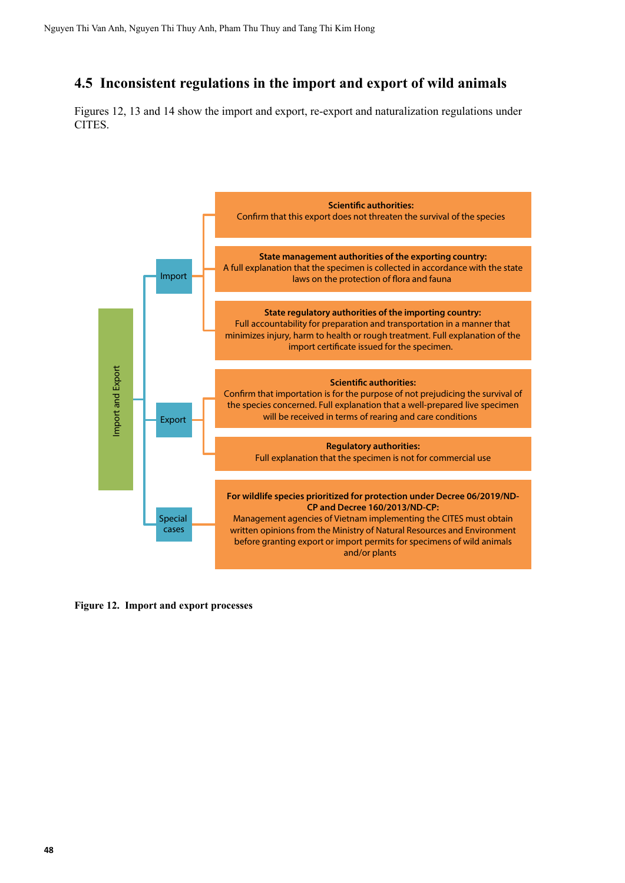## 4.5 Inconsistent regulations in the import and export of wild animals

Figures 12, 13 and 14 show the import and export, re-export and naturalization regulations under CITES.

- **Import and Export**
  - **Import**
    - **Scientific authorities:** Confirm that this export does not threaten the survival of the species
    - **State management authorities of the exporting country:** A full explanation that the specimen is collected in accordance with the state laws on the protection of flora and fauna
    - **State regulatory authorities of the importing country:** Full accountability for preparation and transportation in a manner that minimizes injury, harm to health or rough treatment. Full explanation of the import certificate issued for the specimen.
  - **Export**
    - **Scientific authorities:** Confirm that importation is for the purpose of not prejudicing the survival of the species concerned. Full explanation that a well-prepared live specimen will be received in terms of rearing and care conditions
    - **Regulatory authorities:** Full explanation that the specimen is not for commercial use
  - **Special cases**
    - **For wildlife species prioritized for protection under Decree 06/2019/ND-CP and Decree 160/2013/ND-CP:** Management agencies of Vietnam implementing the CITES must obtain written opinions from the Ministry of Natural Resources and Environment before granting export or import permits for specimens of wild animals and/or plants

**Figure 12. Import and export processes**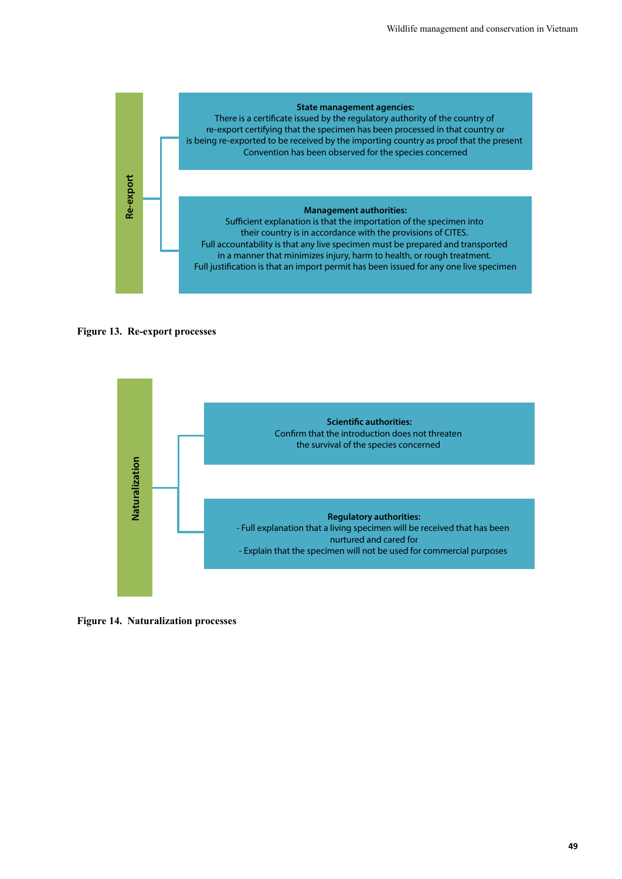**Re-export**

**State management agencies:**
There is a certificate issued by the regulatory authority of the country of re-export certifying that the specimen has been processed in that country or is being re-exported to be received by the importing country as proof that the present Convention has been observed for the species concerned

**Management authorities:**
Sufficient explanation is that the importation of the specimen into their country is in accordance with the provisions of CITES.
Full accountability is that any live specimen must be prepared and transported in a manner that minimizes injury, harm to health, or rough treatment.
Full justification is that an import permit has been issued for any one live specimen

**Figure 13. Re-export processes**

**Naturalization**

**Scientific authorities:**
Confirm that the introduction does not threaten the survival of the species concerned

**Regulatory authorities:**
- Full explanation that a living specimen will be received that has been nurtured and cared for
- Explain that the specimen will not be used for commercial purposes

**Figure 14. Naturalization processes**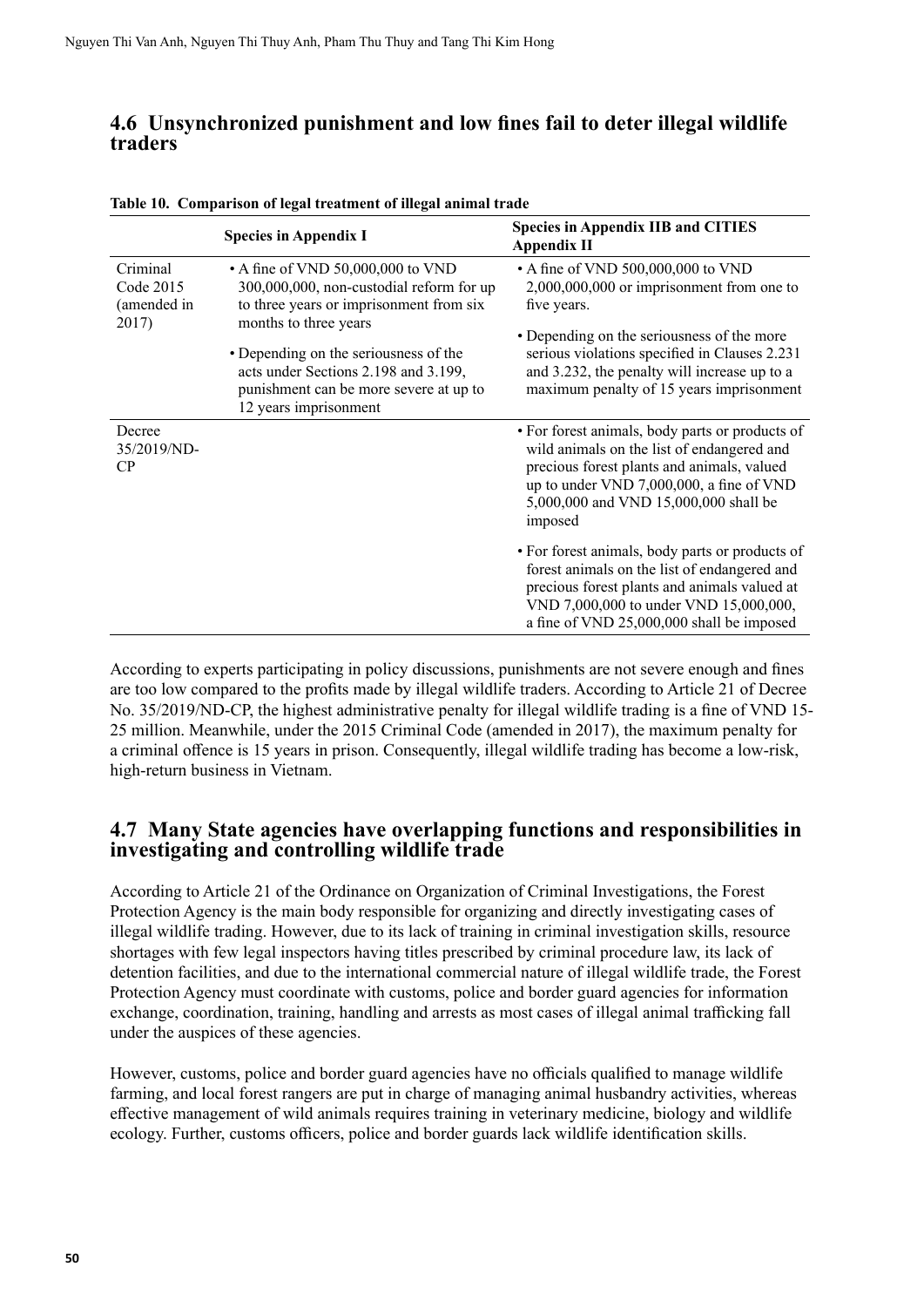## 4.6 Unsynchronized punishment and low fines fail to deter illegal wildlife traders

**Table 10. Comparison of legal treatment of illegal animal trade**

| | Species in Appendix I | Species in Appendix IIB and CITIES Appendix II |
|---|---|---|
| Criminal Code 2015 (amended in 2017) | • A fine of VND 50,000,000 to VND 300,000,000, non-custodial reform for up to three years or imprisonment from six months to three years<br><br>• Depending on the seriousness of the acts under Sections 2.198 and 3.199, punishment can be more severe at up to 12 years imprisonment | • A fine of VND 500,000,000 to VND 2,000,000,000 or imprisonment from one to five years.<br><br>• Depending on the seriousness of the more serious violations specified in Clauses 2.231 and 3.232, the penalty will increase up to a maximum penalty of 15 years imprisonment |
| Decree 35/2019/ND-CP | | • For forest animals, body parts or products of wild animals on the list of endangered and precious forest plants and animals, valued up to under VND 7,000,000, a fine of VND 5,000,000 and VND 15,000,000 shall be imposed<br><br>• For forest animals, body parts or products of forest animals on the list of endangered and precious forest plants and animals valued at VND 7,000,000 to under VND 15,000,000, a fine of VND 25,000,000 shall be imposed |

According to experts participating in policy discussions, punishments are not severe enough and fines are too low compared to the profits made by illegal wildlife traders. According to Article 21 of Decree No. 35/2019/ND-CP, the highest administrative penalty for illegal wildlife trading is a fine of VND 15-25 million. Meanwhile, under the 2015 Criminal Code (amended in 2017), the maximum penalty for a criminal offence is 15 years in prison. Consequently, illegal wildlife trading has become a low-risk, high-return business in Vietnam.

## 4.7 Many State agencies have overlapping functions and responsibilities in investigating and controlling wildlife trade

According to Article 21 of the Ordinance on Organization of Criminal Investigations, the Forest Protection Agency is the main body responsible for organizing and directly investigating cases of illegal wildlife trading. However, due to its lack of training in criminal investigation skills, resource shortages with few legal inspectors having titles prescribed by criminal procedure law, its lack of detention facilities, and due to the international commercial nature of illegal wildlife trade, the Forest Protection Agency must coordinate with customs, police and border guard agencies for information exchange, coordination, training, handling and arrests as most cases of illegal animal trafficking fall under the auspices of these agencies.

However, customs, police and border guard agencies have no officials qualified to manage wildlife farming, and local forest rangers are put in charge of managing animal husbandry activities, whereas effective management of wild animals requires training in veterinary medicine, biology and wildlife ecology. Further, customs officers, police and border guards lack wildlife identification skills.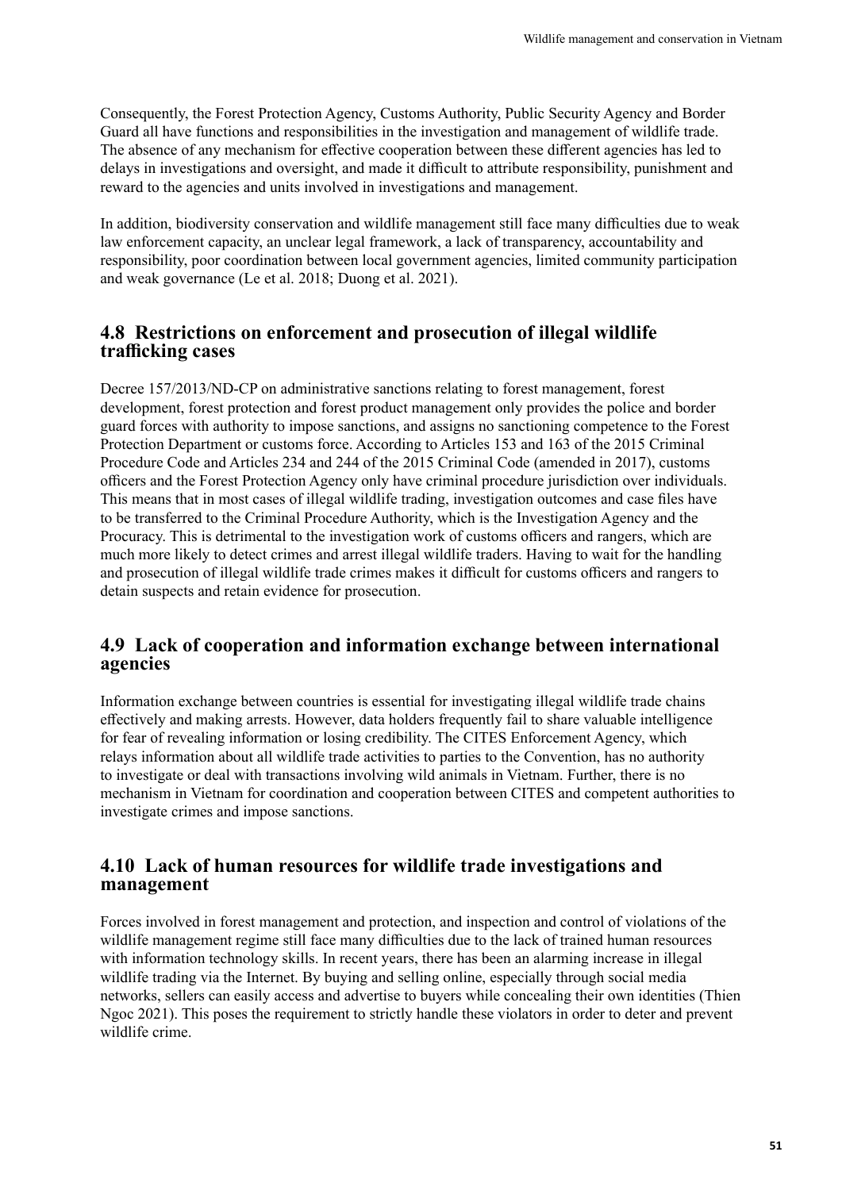Consequently, the Forest Protection Agency, Customs Authority, Public Security Agency and Border Guard all have functions and responsibilities in the investigation and management of wildlife trade. The absence of any mechanism for effective cooperation between these different agencies has led to delays in investigations and oversight, and made it difficult to attribute responsibility, punishment and reward to the agencies and units involved in investigations and management.

In addition, biodiversity conservation and wildlife management still face many difficulties due to weak law enforcement capacity, an unclear legal framework, a lack of transparency, accountability and responsibility, poor coordination between local government agencies, limited community participation and weak governance (Le et al. 2018; Duong et al. 2021).

## 4.8 Restrictions on enforcement and prosecution of illegal wildlife trafficking cases

Decree 157/2013/ND-CP on administrative sanctions relating to forest management, forest development, forest protection and forest product management only provides the police and border guard forces with authority to impose sanctions, and assigns no sanctioning competence to the Forest Protection Department or customs force. According to Articles 153 and 163 of the 2015 Criminal Procedure Code and Articles 234 and 244 of the 2015 Criminal Code (amended in 2017), customs officers and the Forest Protection Agency only have criminal procedure jurisdiction over individuals. This means that in most cases of illegal wildlife trading, investigation outcomes and case files have to be transferred to the Criminal Procedure Authority, which is the Investigation Agency and the Procuracy. This is detrimental to the investigation work of customs officers and rangers, which are much more likely to detect crimes and arrest illegal wildlife traders. Having to wait for the handling and prosecution of illegal wildlife trade crimes makes it difficult for customs officers and rangers to detain suspects and retain evidence for prosecution.

## 4.9 Lack of cooperation and information exchange between international agencies

Information exchange between countries is essential for investigating illegal wildlife trade chains effectively and making arrests. However, data holders frequently fail to share valuable intelligence for fear of revealing information or losing credibility. The CITES Enforcement Agency, which relays information about all wildlife trade activities to parties to the Convention, has no authority to investigate or deal with transactions involving wild animals in Vietnam. Further, there is no mechanism in Vietnam for coordination and cooperation between CITES and competent authorities to investigate crimes and impose sanctions.

## 4.10 Lack of human resources for wildlife trade investigations and management

Forces involved in forest management and protection, and inspection and control of violations of the wildlife management regime still face many difficulties due to the lack of trained human resources with information technology skills. In recent years, there has been an alarming increase in illegal wildlife trading via the Internet. By buying and selling online, especially through social media networks, sellers can easily access and advertise to buyers while concealing their own identities (Thien Ngoc 2021). This poses the requirement to strictly handle these violators in order to deter and prevent wildlife crime.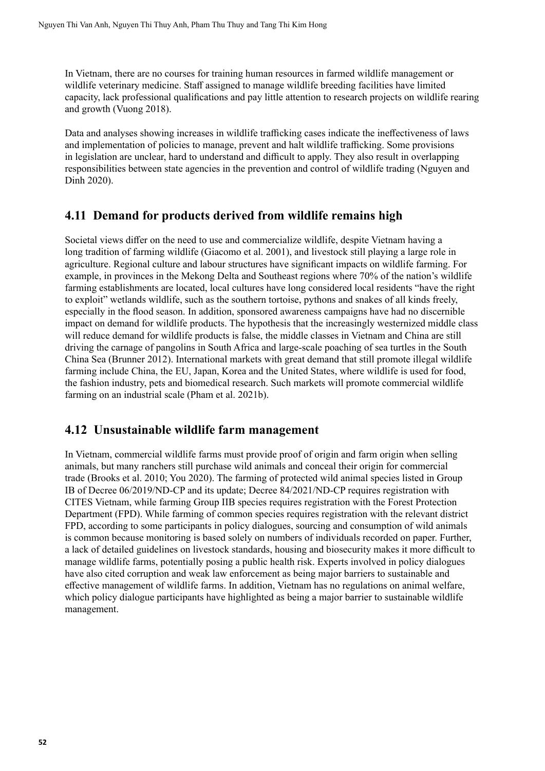In Vietnam, there are no courses for training human resources in farmed wildlife management or wildlife veterinary medicine. Staff assigned to manage wildlife breeding facilities have limited capacity, lack professional qualifications and pay little attention to research projects on wildlife rearing and growth (Vuong 2018).

Data and analyses showing increases in wildlife trafficking cases indicate the ineffectiveness of laws and implementation of policies to manage, prevent and halt wildlife trafficking. Some provisions in legislation are unclear, hard to understand and difficult to apply. They also result in overlapping responsibilities between state agencies in the prevention and control of wildlife trading (Nguyen and Dinh 2020).

## 4.11 Demand for products derived from wildlife remains high

Societal views differ on the need to use and commercialize wildlife, despite Vietnam having a long tradition of farming wildlife (Giacomo et al. 2001), and livestock still playing a large role in agriculture. Regional culture and labour structures have significant impacts on wildlife farming. For example, in provinces in the Mekong Delta and Southeast regions where 70% of the nation's wildlife farming establishments are located, local cultures have long considered local residents "have the right to exploit" wetlands wildlife, such as the southern tortoise, pythons and snakes of all kinds freely, especially in the flood season. In addition, sponsored awareness campaigns have had no discernible impact on demand for wildlife products. The hypothesis that the increasingly westernized middle class will reduce demand for wildlife products is false, the middle classes in Vietnam and China are still driving the carnage of pangolins in South Africa and large-scale poaching of sea turtles in the South China Sea (Brunner 2012). International markets with great demand that still promote illegal wildlife farming include China, the EU, Japan, Korea and the United States, where wildlife is used for food, the fashion industry, pets and biomedical research. Such markets will promote commercial wildlife farming on an industrial scale (Pham et al. 2021b).

## 4.12 Unsustainable wildlife farm management

In Vietnam, commercial wildlife farms must provide proof of origin and farm origin when selling animals, but many ranchers still purchase wild animals and conceal their origin for commercial trade (Brooks et al. 2010; You 2020). The farming of protected wild animal species listed in Group IB of Decree 06/2019/ND-CP and its update; Decree 84/2021/ND-CP requires registration with CITES Vietnam, while farming Group IIB species requires registration with the Forest Protection Department (FPD). While farming of common species requires registration with the relevant district FPD, according to some participants in policy dialogues, sourcing and consumption of wild animals is common because monitoring is based solely on numbers of individuals recorded on paper. Further, a lack of detailed guidelines on livestock standards, housing and biosecurity makes it more difficult to manage wildlife farms, potentially posing a public health risk. Experts involved in policy dialogues have also cited corruption and weak law enforcement as being major barriers to sustainable and effective management of wildlife farms. In addition, Vietnam has no regulations on animal welfare, which policy dialogue participants have highlighted as being a major barrier to sustainable wildlife management.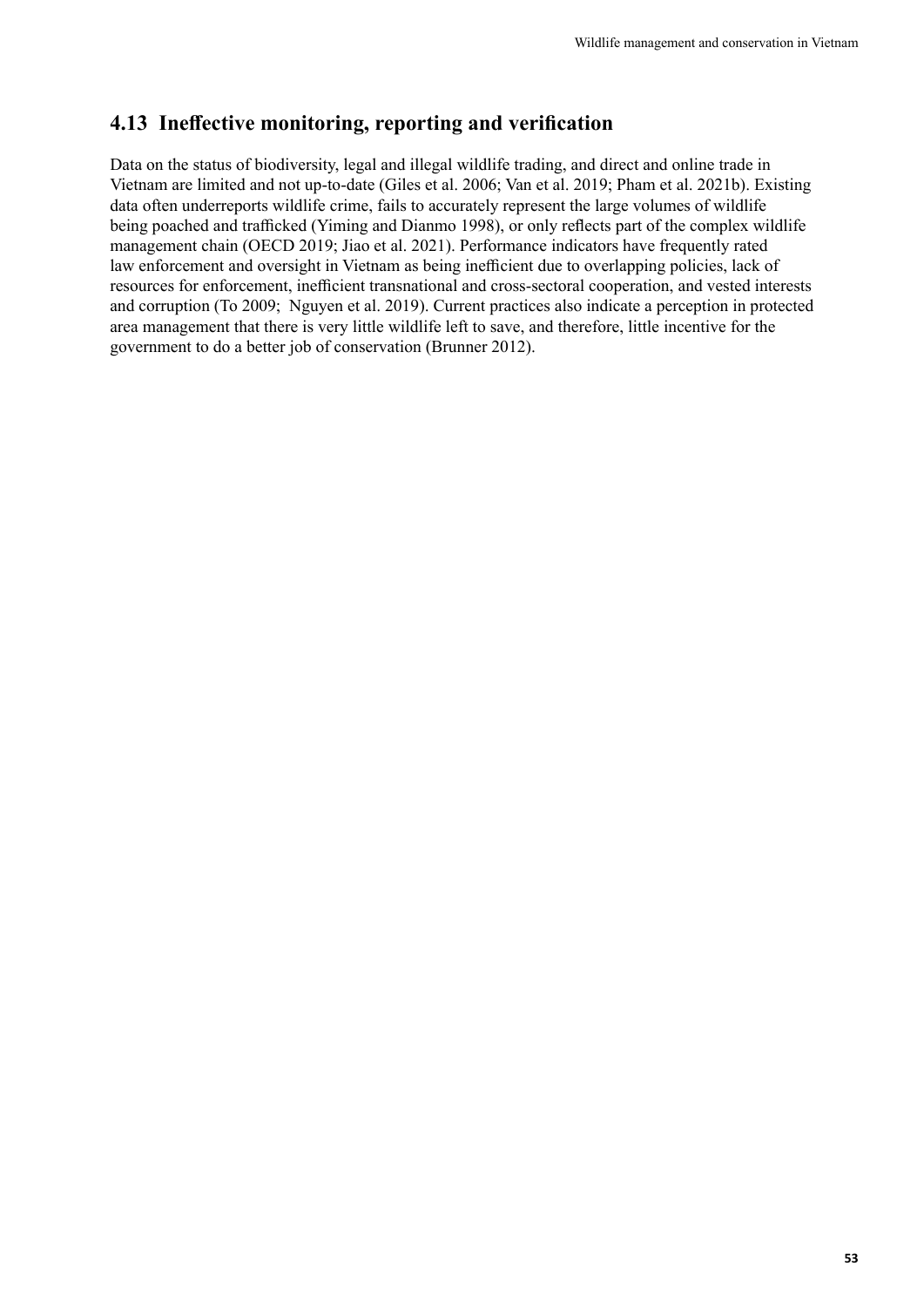## 4.13 Ineffective monitoring, reporting and verification

Data on the status of biodiversity, legal and illegal wildlife trading, and direct and online trade in Vietnam are limited and not up-to-date (Giles et al. 2006; Van et al. 2019; Pham et al. 2021b). Existing data often underreports wildlife crime, fails to accurately represent the large volumes of wildlife being poached and trafficked (Yiming and Dianmo 1998), or only reflects part of the complex wildlife management chain (OECD 2019; Jiao et al. 2021). Performance indicators have frequently rated law enforcement and oversight in Vietnam as being inefficient due to overlapping policies, lack of resources for enforcement, inefficient transnational and cross-sectoral cooperation, and vested interests and corruption (To 2009; Nguyen et al. 2019). Current practices also indicate a perception in protected area management that there is very little wildlife left to save, and therefore, little incentive for the government to do a better job of conservation (Brunner 2012).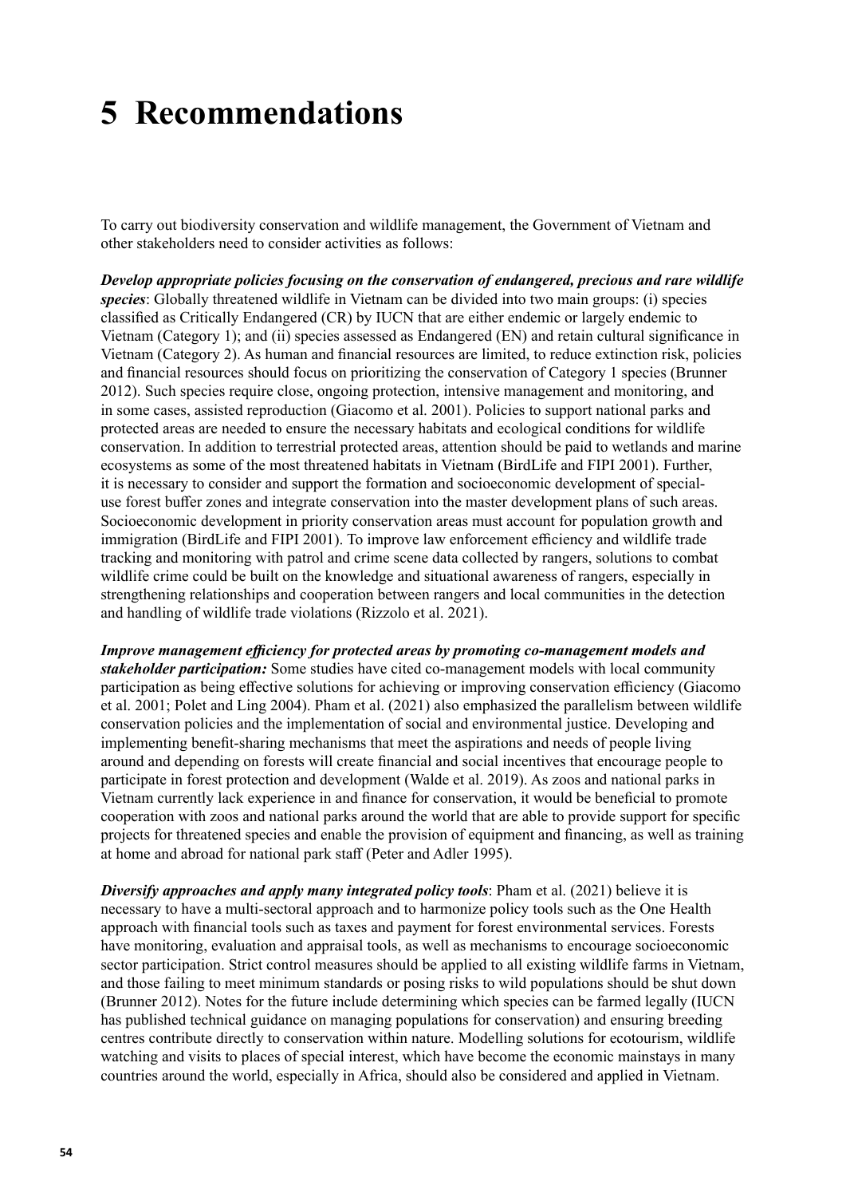# 5 Recommendations

To carry out biodiversity conservation and wildlife management, the Government of Vietnam and other stakeholders need to consider activities as follows:

***Develop appropriate policies focusing on the conservation of endangered, precious and rare wildlife species***: Globally threatened wildlife in Vietnam can be divided into two main groups: (i) species classified as Critically Endangered (CR) by IUCN that are either endemic or largely endemic to Vietnam (Category 1); and (ii) species assessed as Endangered (EN) and retain cultural significance in Vietnam (Category 2). As human and financial resources are limited, to reduce extinction risk, policies and financial resources should focus on prioritizing the conservation of Category 1 species (Brunner 2012). Such species require close, ongoing protection, intensive management and monitoring, and in some cases, assisted reproduction (Giacomo et al. 2001). Policies to support national parks and protected areas are needed to ensure the necessary habitats and ecological conditions for wildlife conservation. In addition to terrestrial protected areas, attention should be paid to wetlands and marine ecosystems as some of the most threatened habitats in Vietnam (BirdLife and FIPI 2001). Further, it is necessary to consider and support the formation and socioeconomic development of special-use forest buffer zones and integrate conservation into the master development plans of such areas. Socioeconomic development in priority conservation areas must account for population growth and immigration (BirdLife and FIPI 2001). To improve law enforcement efficiency and wildlife trade tracking and monitoring with patrol and crime scene data collected by rangers, solutions to combat wildlife crime could be built on the knowledge and situational awareness of rangers, especially in strengthening relationships and cooperation between rangers and local communities in the detection and handling of wildlife trade violations (Rizzolo et al. 2021).

***Improve management efficiency for protected areas by promoting co-management models and stakeholder participation:*** Some studies have cited co-management models with local community participation as being effective solutions for achieving or improving conservation efficiency (Giacomo et al. 2001; Polet and Ling 2004). Pham et al. (2021) also emphasized the parallelism between wildlife conservation policies and the implementation of social and environmental justice. Developing and implementing benefit-sharing mechanisms that meet the aspirations and needs of people living around and depending on forests will create financial and social incentives that encourage people to participate in forest protection and development (Walde et al. 2019). As zoos and national parks in Vietnam currently lack experience in and finance for conservation, it would be beneficial to promote cooperation with zoos and national parks around the world that are able to provide support for specific projects for threatened species and enable the provision of equipment and financing, as well as training at home and abroad for national park staff (Peter and Adler 1995).

***Diversify approaches and apply many integrated policy tools***: Pham et al. (2021) believe it is necessary to have a multi-sectoral approach and to harmonize policy tools such as the One Health approach with financial tools such as taxes and payment for forest environmental services. Forests have monitoring, evaluation and appraisal tools, as well as mechanisms to encourage socioeconomic sector participation. Strict control measures should be applied to all existing wildlife farms in Vietnam, and those failing to meet minimum standards or posing risks to wild populations should be shut down (Brunner 2012). Notes for the future include determining which species can be farmed legally (IUCN has published technical guidance on managing populations for conservation) and ensuring breeding centres contribute directly to conservation within nature. Modelling solutions for ecotourism, wildlife watching and visits to places of special interest, which have become the economic mainstays in many countries around the world, especially in Africa, should also be considered and applied in Vietnam.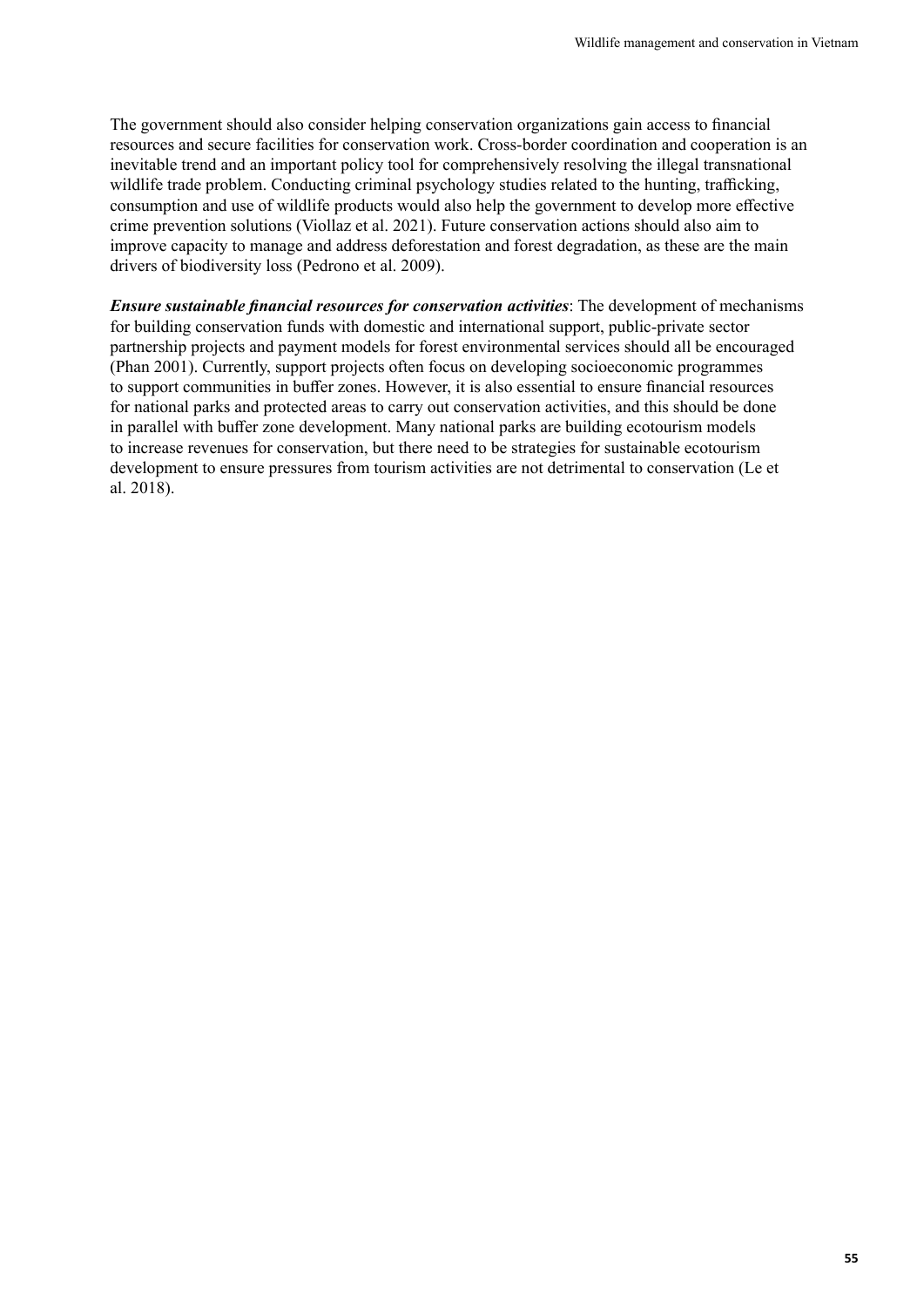The government should also consider helping conservation organizations gain access to financial resources and secure facilities for conservation work. Cross-border coordination and cooperation is an inevitable trend and an important policy tool for comprehensively resolving the illegal transnational wildlife trade problem. Conducting criminal psychology studies related to the hunting, trafficking, consumption and use of wildlife products would also help the government to develop more effective crime prevention solutions (Viollaz et al. 2021). Future conservation actions should also aim to improve capacity to manage and address deforestation and forest degradation, as these are the main drivers of biodiversity loss (Pedrono et al. 2009).

***Ensure sustainable financial resources for conservation activities***: The development of mechanisms for building conservation funds with domestic and international support, public-private sector partnership projects and payment models for forest environmental services should all be encouraged (Phan 2001). Currently, support projects often focus on developing socioeconomic programmes to support communities in buffer zones. However, it is also essential to ensure financial resources for national parks and protected areas to carry out conservation activities, and this should be done in parallel with buffer zone development. Many national parks are building ecotourism models to increase revenues for conservation, but there need to be strategies for sustainable ecotourism development to ensure pressures from tourism activities are not detrimental to conservation (Le et al. 2018).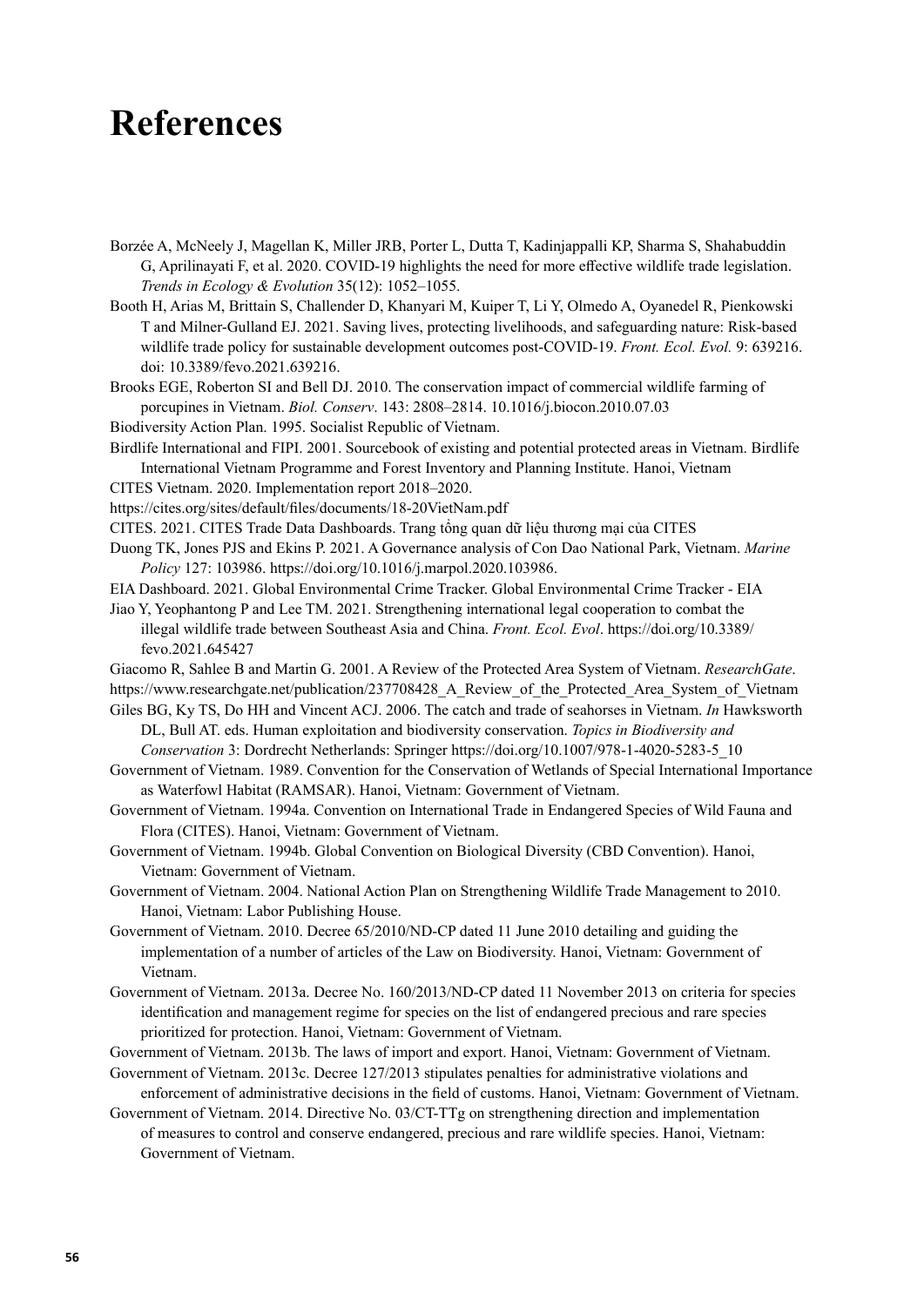# References

Borzée A, McNeely J, Magellan K, Miller JRB, Porter L, Dutta T, Kadinjappalli KP, Sharma S, Shahabuddin G, Aprilinayati F, et al. 2020. COVID-19 highlights the need for more effective wildlife trade legislation. *Trends in Ecology & Evolution* 35(12): 1052–1055.

Booth H, Arias M, Brittain S, Challender D, Khanyari M, Kuiper T, Li Y, Olmedo A, Oyanedel R, Pienkowski T and Milner-Gulland EJ. 2021. Saving lives, protecting livelihoods, and safeguarding nature: Risk-based wildlife trade policy for sustainable development outcomes post-COVID-19. *Front. Ecol. Evol.* 9: 639216. doi: 10.3389/fevo.2021.639216.

Brooks EGE, Roberton SI and Bell DJ. 2010. The conservation impact of commercial wildlife farming of porcupines in Vietnam. *Biol. Conserv*. 143: 2808–2814. 10.1016/j.biocon.2010.07.03

Biodiversity Action Plan. 1995. Socialist Republic of Vietnam.

Birdlife International and FIPI. 2001. Sourcebook of existing and potential protected areas in Vietnam. Birdlife International Vietnam Programme and Forest Inventory and Planning Institute. Hanoi, Vietnam

CITES Vietnam. 2020. Implementation report 2018–2020.
https://cites.org/sites/default/files/documents/18-20VietNam.pdf

CITES. 2021. CITES Trade Data Dashboards. Trang tổng quan dữ liệu thương mại của CITES

Duong TK, Jones PJS and Ekins P. 2021. A Governance analysis of Con Dao National Park, Vietnam. *Marine Policy* 127: 103986. https://doi.org/10.1016/j.marpol.2020.103986.

EIA Dashboard. 2021. Global Environmental Crime Tracker. Global Environmental Crime Tracker - EIA

Jiao Y, Yeophantong P and Lee TM. 2021. Strengthening international legal cooperation to combat the illegal wildlife trade between Southeast Asia and China. *Front. Ecol. Evol*. https://doi.org/10.3389/fevo.2021.645427

Giacomo R, Sahlee B and Martin G. 2001. A Review of the Protected Area System of Vietnam. *ResearchGate*.
https://www.researchgate.net/publication/237708428_A_Review_of_the_Protected_Area_System_of_Vietnam

Giles BG, Ky TS, Do HH and Vincent ACJ. 2006. The catch and trade of seahorses in Vietnam. *In* Hawksworth DL, Bull AT. eds. Human exploitation and biodiversity conservation. *Topics in Biodiversity and Conservation* 3: Dordrecht Netherlands: Springer https://doi.org/10.1007/978-1-4020-5283-5_10

Government of Vietnam. 1989. Convention for the Conservation of Wetlands of Special International Importance as Waterfowl Habitat (RAMSAR). Hanoi, Vietnam: Government of Vietnam.

Government of Vietnam. 1994a. Convention on International Trade in Endangered Species of Wild Fauna and Flora (CITES). Hanoi, Vietnam: Government of Vietnam.

Government of Vietnam. 1994b. Global Convention on Biological Diversity (CBD Convention). Hanoi, Vietnam: Government of Vietnam.

Government of Vietnam. 2004. National Action Plan on Strengthening Wildlife Trade Management to 2010. Hanoi, Vietnam: Labor Publishing House.

Government of Vietnam. 2010. Decree 65/2010/ND-CP dated 11 June 2010 detailing and guiding the implementation of a number of articles of the Law on Biodiversity. Hanoi, Vietnam: Government of Vietnam.

Government of Vietnam. 2013a. Decree No. 160/2013/ND-CP dated 11 November 2013 on criteria for species identification and management regime for species on the list of endangered precious and rare species prioritized for protection. Hanoi, Vietnam: Government of Vietnam.

Government of Vietnam. 2013b. The laws of import and export. Hanoi, Vietnam: Government of Vietnam.

Government of Vietnam. 2013c. Decree 127/2013 stipulates penalties for administrative violations and enforcement of administrative decisions in the field of customs. Hanoi, Vietnam: Government of Vietnam.

Government of Vietnam. 2014. Directive No. 03/CT-TTg on strengthening direction and implementation of measures to control and conserve endangered, precious and rare wildlife species. Hanoi, Vietnam: Government of Vietnam.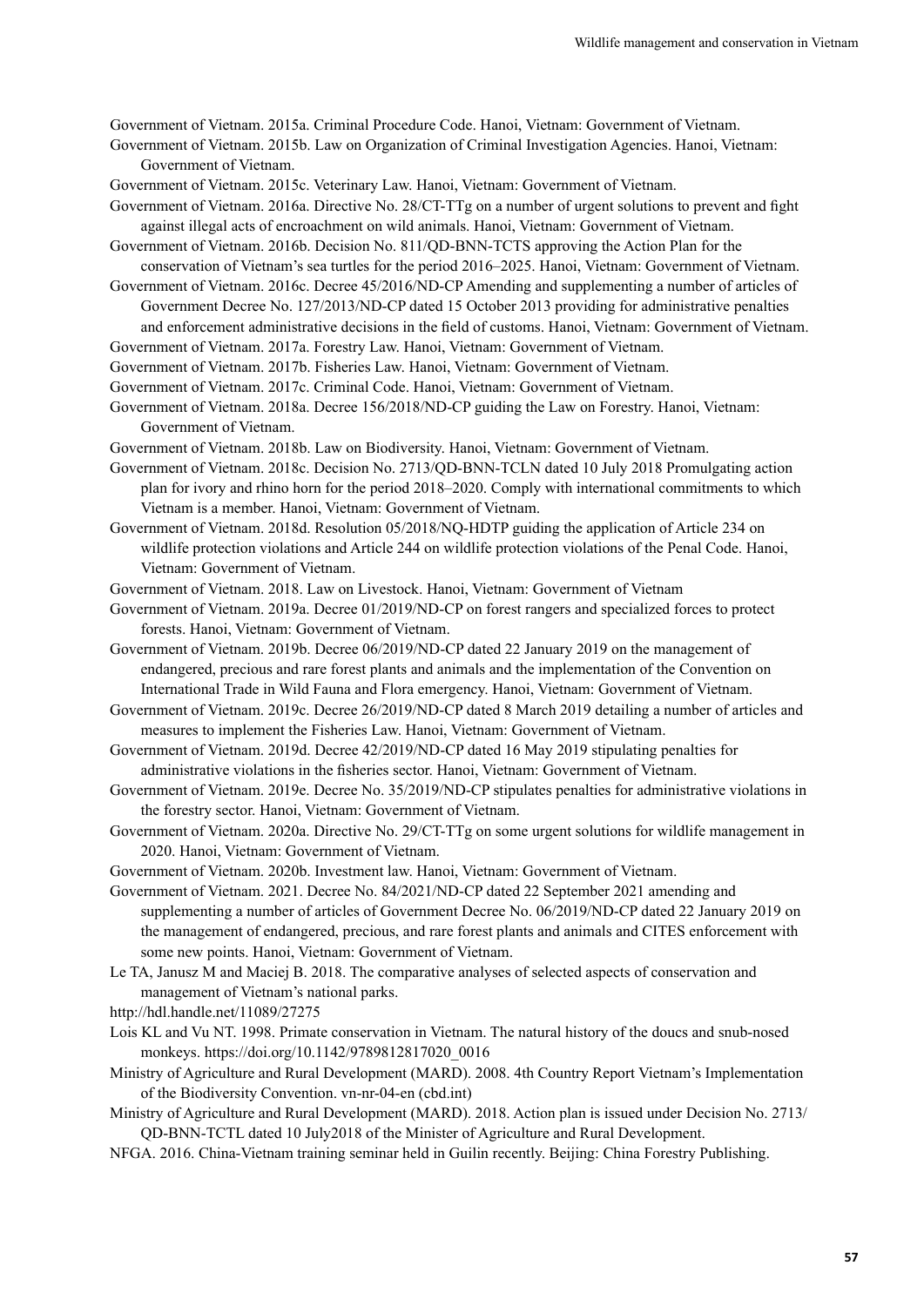Government of Vietnam. 2015a. Criminal Procedure Code. Hanoi, Vietnam: Government of Vietnam.

Government of Vietnam. 2015b. Law on Organization of Criminal Investigation Agencies. Hanoi, Vietnam: Government of Vietnam.

Government of Vietnam. 2015c. Veterinary Law. Hanoi, Vietnam: Government of Vietnam.

Government of Vietnam. 2016a. Directive No. 28/CT-TTg on a number of urgent solutions to prevent and fight against illegal acts of encroachment on wild animals. Hanoi, Vietnam: Government of Vietnam.

Government of Vietnam. 2016b. Decision No. 811/QD-BNN-TCTS approving the Action Plan for the conservation of Vietnam's sea turtles for the period 2016–2025. Hanoi, Vietnam: Government of Vietnam.

Government of Vietnam. 2016c. Decree 45/2016/ND-CP Amending and supplementing a number of articles of Government Decree No. 127/2013/ND-CP dated 15 October 2013 providing for administrative penalties and enforcement administrative decisions in the field of customs. Hanoi, Vietnam: Government of Vietnam.

Government of Vietnam. 2017a. Forestry Law. Hanoi, Vietnam: Government of Vietnam.

Government of Vietnam. 2017b. Fisheries Law. Hanoi, Vietnam: Government of Vietnam.

Government of Vietnam. 2017c. Criminal Code. Hanoi, Vietnam: Government of Vietnam.

Government of Vietnam. 2018a. Decree 156/2018/ND-CP guiding the Law on Forestry. Hanoi, Vietnam: Government of Vietnam.

Government of Vietnam. 2018b. Law on Biodiversity. Hanoi, Vietnam: Government of Vietnam.

Government of Vietnam. 2018c. Decision No. 2713/QD-BNN-TCLN dated 10 July 2018 Promulgating action plan for ivory and rhino horn for the period 2018–2020. Comply with international commitments to which Vietnam is a member. Hanoi, Vietnam: Government of Vietnam.

Government of Vietnam. 2018d. Resolution 05/2018/NQ-HDTP guiding the application of Article 234 on wildlife protection violations and Article 244 on wildlife protection violations of the Penal Code. Hanoi, Vietnam: Government of Vietnam.

Government of Vietnam. 2018. Law on Livestock. Hanoi, Vietnam: Government of Vietnam

Government of Vietnam. 2019a. Decree 01/2019/ND-CP on forest rangers and specialized forces to protect forests. Hanoi, Vietnam: Government of Vietnam.

Government of Vietnam. 2019b. Decree 06/2019/ND-CP dated 22 January 2019 on the management of endangered, precious and rare forest plants and animals and the implementation of the Convention on International Trade in Wild Fauna and Flora emergency. Hanoi, Vietnam: Government of Vietnam.

Government of Vietnam. 2019c. Decree 26/2019/ND-CP dated 8 March 2019 detailing a number of articles and measures to implement the Fisheries Law. Hanoi, Vietnam: Government of Vietnam.

Government of Vietnam. 2019d. Decree 42/2019/ND-CP dated 16 May 2019 stipulating penalties for administrative violations in the fisheries sector. Hanoi, Vietnam: Government of Vietnam.

Government of Vietnam. 2019e. Decree No. 35/2019/ND-CP stipulates penalties for administrative violations in the forestry sector. Hanoi, Vietnam: Government of Vietnam.

Government of Vietnam. 2020a. Directive No. 29/CT-TTg on some urgent solutions for wildlife management in 2020. Hanoi, Vietnam: Government of Vietnam.

Government of Vietnam. 2020b. Investment law. Hanoi, Vietnam: Government of Vietnam.

Government of Vietnam. 2021. Decree No. 84/2021/ND-CP dated 22 September 2021 amending and supplementing a number of articles of Government Decree No. 06/2019/ND-CP dated 22 January 2019 on the management of endangered, precious, and rare forest plants and animals and CITES enforcement with some new points. Hanoi, Vietnam: Government of Vietnam.

Le TA, Janusz M and Maciej B. 2018. The comparative analyses of selected aspects of conservation and management of Vietnam's national parks.
http://hdl.handle.net/11089/27275

Lois KL and Vu NT. 1998. Primate conservation in Vietnam. The natural history of the doucs and snub-nosed monkeys. https://doi.org/10.1142/9789812817020_0016

Ministry of Agriculture and Rural Development (MARD). 2008. 4th Country Report Vietnam's Implementation of the Biodiversity Convention. vn-nr-04-en (cbd.int)

Ministry of Agriculture and Rural Development (MARD). 2018. Action plan is issued under Decision No. 2713/QD-BNN-TCTL dated 10 July2018 of the Minister of Agriculture and Rural Development.

NFGA. 2016. China-Vietnam training seminar held in Guilin recently. Beijing: China Forestry Publishing.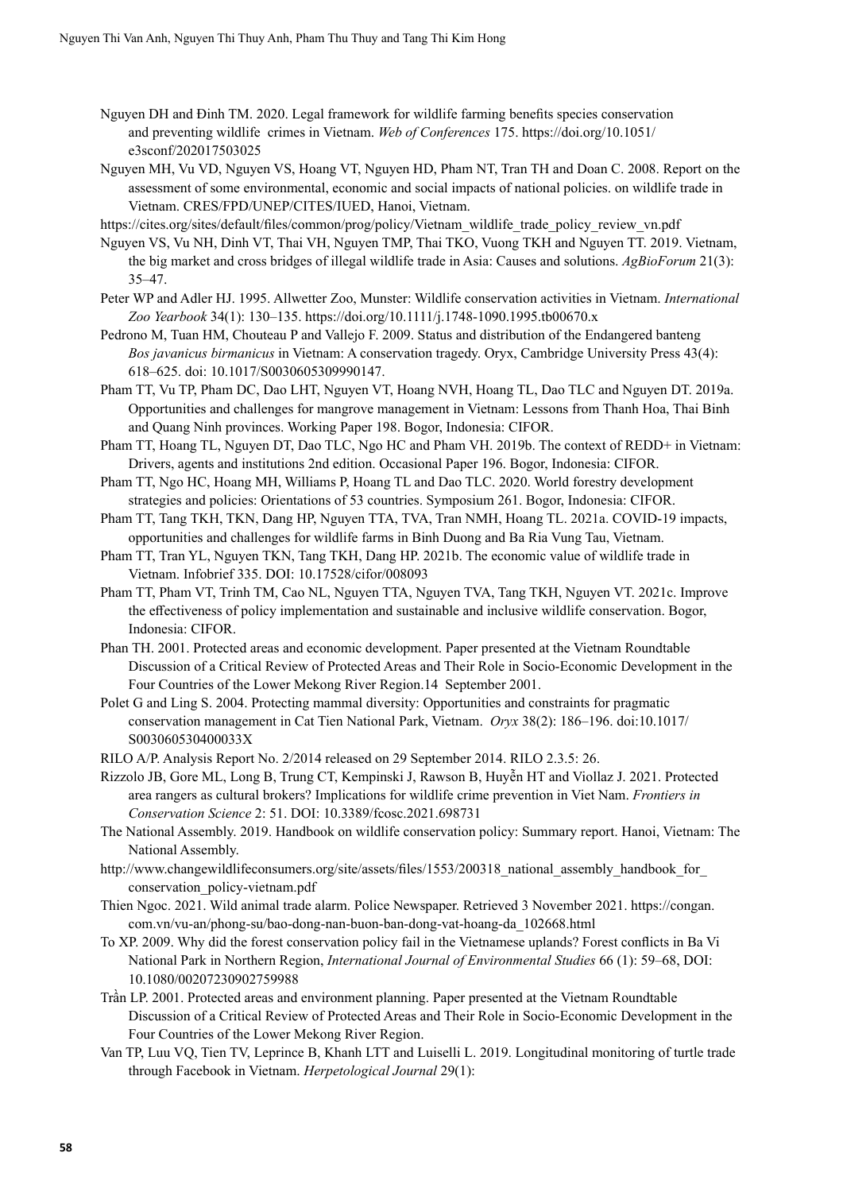Nguyen DH and Đinh TM. 2020. Legal framework for wildlife farming benefits species conservation and preventing wildlife crimes in Vietnam. *Web of Conferences* 175. https://doi.org/10.1051/e3sconf/202017503025

Nguyen MH, Vu VD, Nguyen VS, Hoang VT, Nguyen HD, Pham NT, Tran TH and Doan C. 2008. Report on the assessment of some environmental, economic and social impacts of national policies. on wildlife trade in Vietnam. CRES/FPD/UNEP/CITES/IUED, Hanoi, Vietnam.

https://cites.org/sites/default/files/common/prog/policy/Vietnam_wildlife_trade_policy_review_vn.pdf

Nguyen VS, Vu NH, Dinh VT, Thai VH, Nguyen TMP, Thai TKO, Vuong TKH and Nguyen TT. 2019. Vietnam, the big market and cross bridges of illegal wildlife trade in Asia: Causes and solutions. *AgBioForum* 21(3): 35–47.

Peter WP and Adler HJ. 1995. Allwetter Zoo, Munster: Wildlife conservation activities in Vietnam. *International Zoo Yearbook* 34(1): 130–135. https://doi.org/10.1111/j.1748-1090.1995.tb00670.x

Pedrono M, Tuan HM, Chouteau P and Vallejo F. 2009. Status and distribution of the Endangered banteng *Bos javanicus birmanicus* in Vietnam: A conservation tragedy. Oryx, Cambridge University Press 43(4): 618–625. doi: 10.1017/S0030605309990147.

Pham TT, Vu TP, Pham DC, Dao LHT, Nguyen VT, Hoang NVH, Hoang TL, Dao TLC and Nguyen DT. 2019a. Opportunities and challenges for mangrove management in Vietnam: Lessons from Thanh Hoa, Thai Binh and Quang Ninh provinces. Working Paper 198. Bogor, Indonesia: CIFOR.

Pham TT, Hoang TL, Nguyen DT, Dao TLC, Ngo HC and Pham VH. 2019b. The context of REDD+ in Vietnam: Drivers, agents and institutions 2nd edition. Occasional Paper 196. Bogor, Indonesia: CIFOR.

Pham TT, Ngo HC, Hoang MH, Williams P, Hoang TL and Dao TLC. 2020. World forestry development strategies and policies: Orientations of 53 countries. Symposium 261. Bogor, Indonesia: CIFOR.

Pham TT, Tang TKH, TKN, Dang HP, Nguyen TTA, TVA, Tran NMH, Hoang TL. 2021a. COVID-19 impacts, opportunities and challenges for wildlife farms in Binh Duong and Ba Ria Vung Tau, Vietnam.

Pham TT, Tran YL, Nguyen TKN, Tang TKH, Dang HP. 2021b. The economic value of wildlife trade in Vietnam. Infobrief 335. DOI: 10.17528/cifor/008093

Pham TT, Pham VT, Trinh TM, Cao NL, Nguyen TTA, Nguyen TVA, Tang TKH, Nguyen VT. 2021c. Improve the effectiveness of policy implementation and sustainable and inclusive wildlife conservation. Bogor, Indonesia: CIFOR.

Phan TH. 2001. Protected areas and economic development. Paper presented at the Vietnam Roundtable Discussion of a Critical Review of Protected Areas and Their Role in Socio-Economic Development in the Four Countries of the Lower Mekong River Region.14 September 2001.

Polet G and Ling S. 2004. Protecting mammal diversity: Opportunities and constraints for pragmatic conservation management in Cat Tien National Park, Vietnam. *Oryx* 38(2): 186–196. doi:10.1017/S003060530400033X

RILO A/P. Analysis Report No. 2/2014 released on 29 September 2014. RILO 2.3.5: 26.

Rizzolo JB, Gore ML, Long B, Trung CT, Kempinski J, Rawson B, Huyền HT and Viollaz J. 2021. Protected area rangers as cultural brokers? Implications for wildlife crime prevention in Viet Nam. *Frontiers in Conservation Science* 2: 51. DOI: 10.3389/fcosc.2021.698731

The National Assembly. 2019. Handbook on wildlife conservation policy: Summary report. Hanoi, Vietnam: The National Assembly.

http://www.changewildlifeconsumers.org/site/assets/files/1553/200318_national_assembly_handbook_for_conservation_policy-vietnam.pdf

Thien Ngoc. 2021. Wild animal trade alarm. Police Newspaper. Retrieved 3 November 2021. https://congan.com.vn/vu-an/phong-su/bao-dong-nan-buon-ban-dong-vat-hoang-da_102668.html

To XP. 2009. Why did the forest conservation policy fail in the Vietnamese uplands? Forest conflicts in Ba Vi National Park in Northern Region, *International Journal of Environmental Studies* 66 (1): 59–68, DOI: 10.1080/00207230902759988

Trần LP. 2001. Protected areas and environment planning. Paper presented at the Vietnam Roundtable Discussion of a Critical Review of Protected Areas and Their Role in Socio-Economic Development in the Four Countries of the Lower Mekong River Region.

Van TP, Luu VQ, Tien TV, Leprince B, Khanh LTT and Luiselli L. 2019. Longitudinal monitoring of turtle trade through Facebook in Vietnam. *Herpetological Journal* 29(1):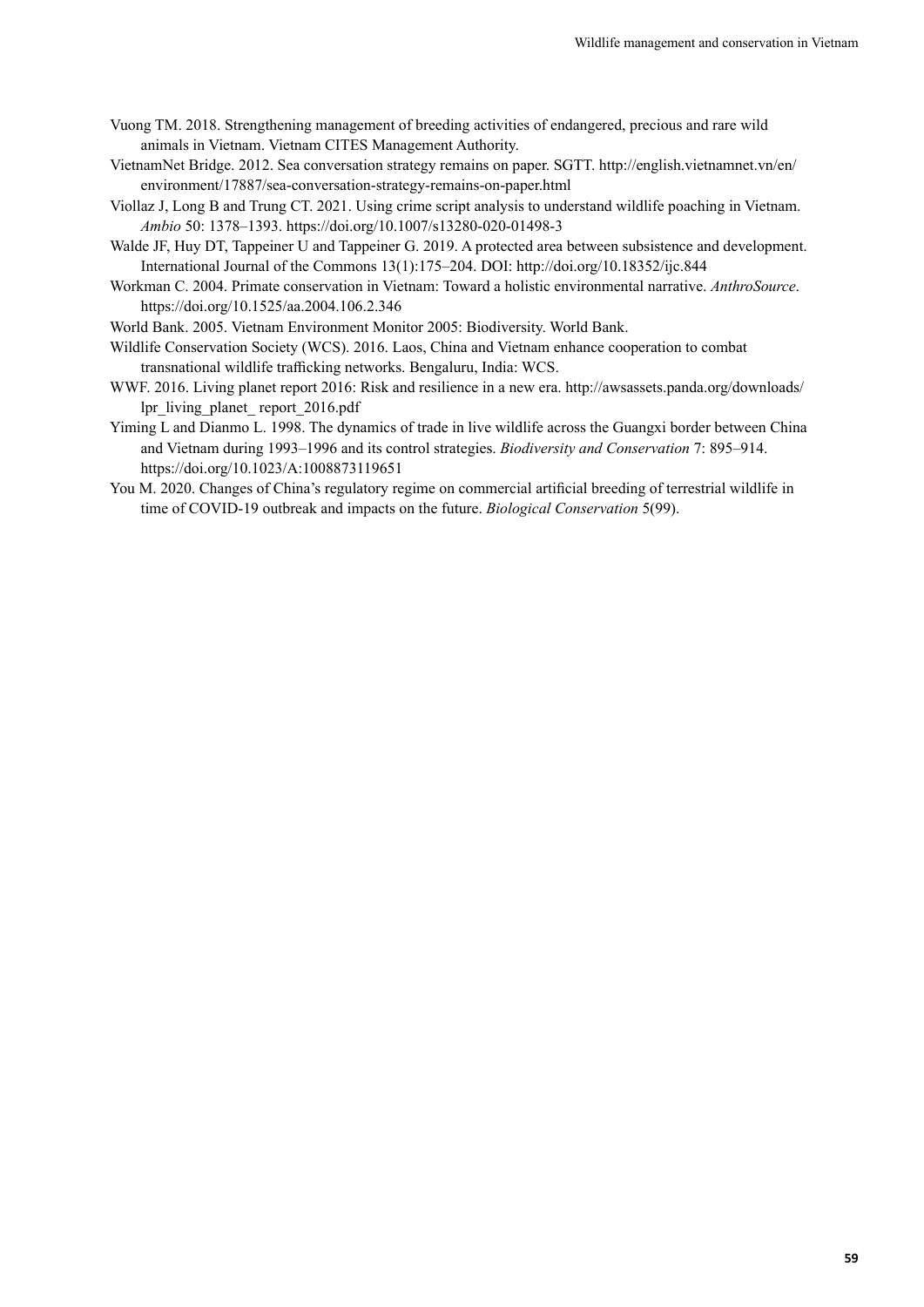Vuong TM. 2018. Strengthening management of breeding activities of endangered, precious and rare wild animals in Vietnam. Vietnam CITES Management Authority.

VietnamNet Bridge. 2012. Sea conversation strategy remains on paper. SGTT. http://english.vietnamnet.vn/en/environment/17887/sea-conversation-strategy-remains-on-paper.html

Viollaz J, Long B and Trung CT. 2021. Using crime script analysis to understand wildlife poaching in Vietnam. *Ambio* 50: 1378–1393. https://doi.org/10.1007/s13280-020-01498-3

Walde JF, Huy DT, Tappeiner U and Tappeiner G. 2019. A protected area between subsistence and development. International Journal of the Commons 13(1):175–204. DOI: http://doi.org/10.18352/ijc.844

Workman C. 2004. Primate conservation in Vietnam: Toward a holistic environmental narrative. *AnthroSource*. https://doi.org/10.1525/aa.2004.106.2.346

World Bank. 2005. Vietnam Environment Monitor 2005: Biodiversity. World Bank.

Wildlife Conservation Society (WCS). 2016. Laos, China and Vietnam enhance cooperation to combat transnational wildlife trafficking networks. Bengaluru, India: WCS.

WWF. 2016. Living planet report 2016: Risk and resilience in a new era. http://awsassets.panda.org/downloads/lpr_living_planet_ report_2016.pdf

Yiming L and Dianmo L. 1998. The dynamics of trade in live wildlife across the Guangxi border between China and Vietnam during 1993–1996 and its control strategies. *Biodiversity and Conservation* 7: 895–914. https://doi.org/10.1023/A:1008873119651

You M. 2020. Changes of China's regulatory regime on commercial artificial breeding of terrestrial wildlife in time of COVID-19 outbreak and impacts on the future. *Biological Conservation* 5(99).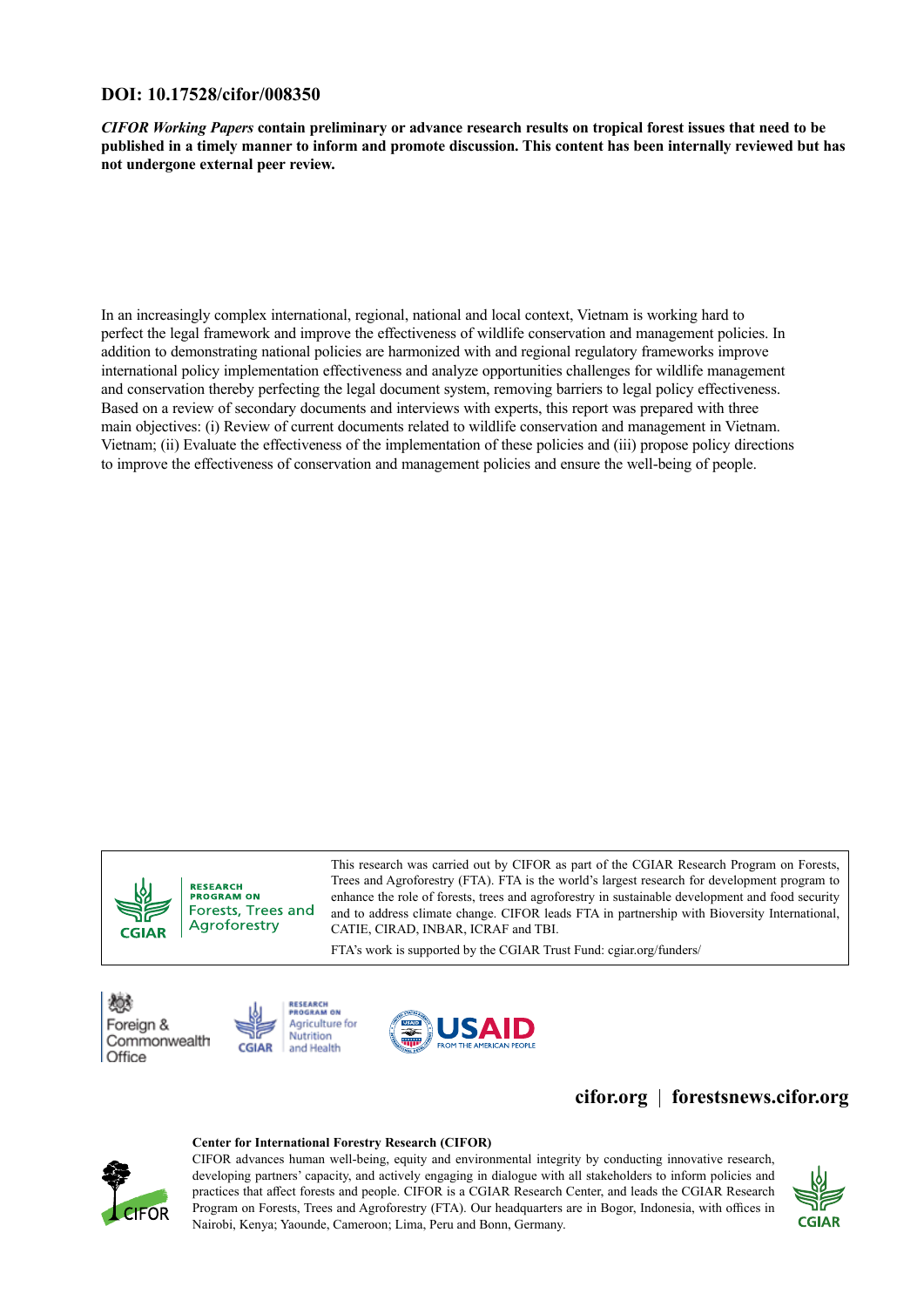**DOI: 10.17528/cifor/008350**

***CIFOR Working Papers* contain preliminary or advance research results on tropical forest issues that need to be published in a timely manner to inform and promote discussion. This content has been internally reviewed but has not undergone external peer review.**

In an increasingly complex international, regional, national and local context, Vietnam is working hard to perfect the legal framework and improve the effectiveness of wildlife conservation and management policies. In addition to demonstrating national policies are harmonized with and regional regulatory frameworks improve international policy implementation effectiveness and analyze opportunities challenges for wildlife management and conservation thereby perfecting the legal document system, removing barriers to legal policy effectiveness. Based on a review of secondary documents and interviews with experts, this report was prepared with three main objectives: (i) Review of current documents related to wildlife conservation and management in Vietnam. Vietnam; (ii) Evaluate the effectiveness of the implementation of these policies and (iii) propose policy directions to improve the effectiveness of conservation and management policies and ensure the well-being of people.

RESEARCH PROGRAM ON Forests, Trees and Agroforestry

This research was carried out by CIFOR as part of the CGIAR Research Program on Forests, Trees and Agroforestry (FTA). FTA is the world's largest research for development program to enhance the role of forests, trees and agroforestry in sustainable development and food security and to address climate change. CIFOR leads FTA in partnership with Bioversity International, CATIE, CIRAD, INBAR, ICRAF and TBI.

FTA's work is supported by the CGIAR Trust Fund: cgiar.org/funders/

Foreign & Commonwealth Office

RESEARCH PROGRAM ON Agriculture for Nutrition and Health

USAID FROM THE AMERICAN PEOPLE

**cifor.org | forestsnews.cifor.org**

**Center for International Forestry Research (CIFOR)**

CIFOR advances human well-being, equity and environmental integrity by conducting innovative research, developing partners' capacity, and actively engaging in dialogue with all stakeholders to inform policies and practices that affect forests and people. CIFOR is a CGIAR Research Center, and leads the CGIAR Research Program on Forests, Trees and Agroforestry (FTA). Our headquarters are in Bogor, Indonesia, with offices in Nairobi, Kenya; Yaounde, Cameroon; Lima, Peru and Bonn, Germany.